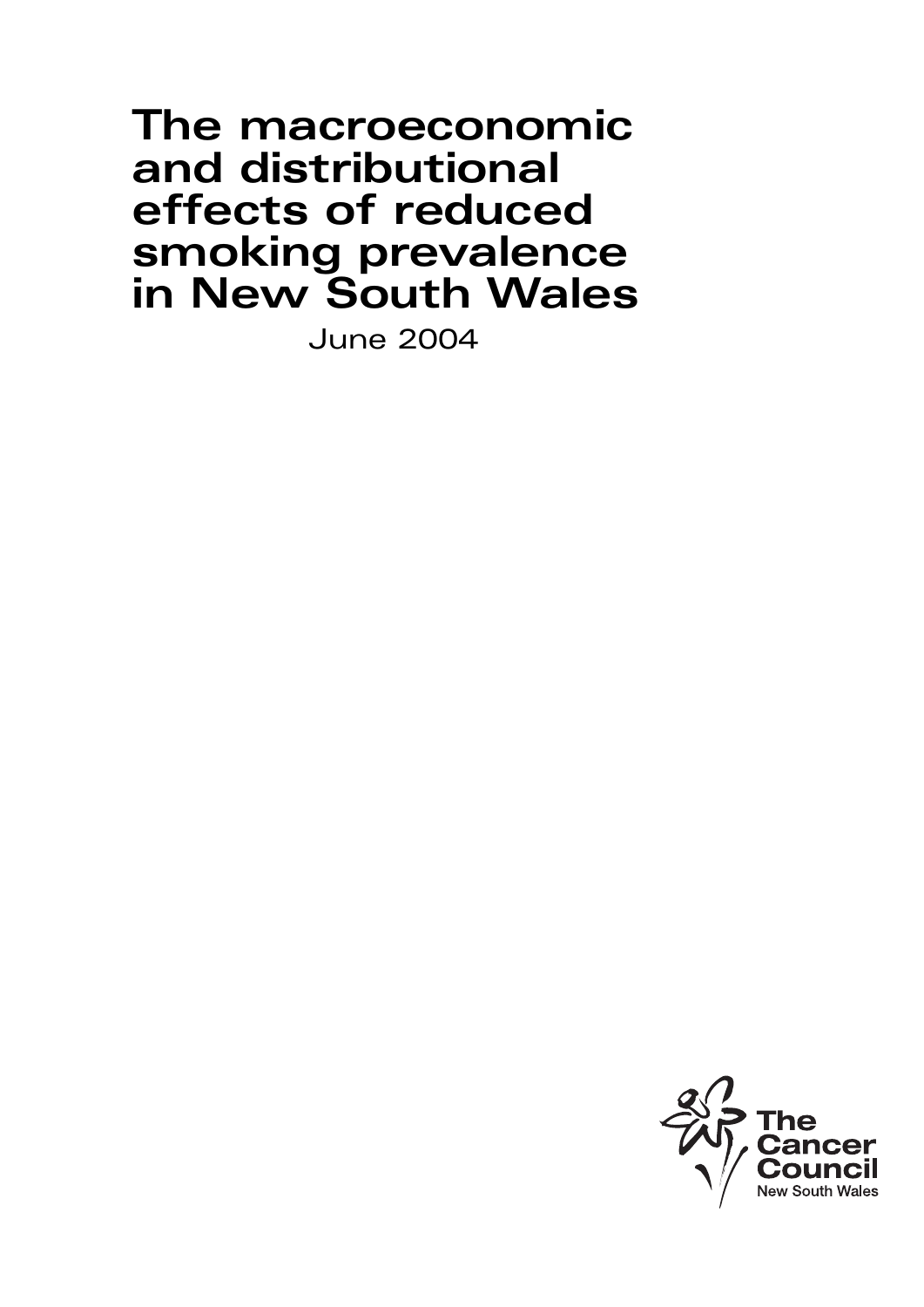# The macroeconomic and distributional effects of reduced smoking prevalence in New South Wales

June 2004

The Cancer Council New South Wales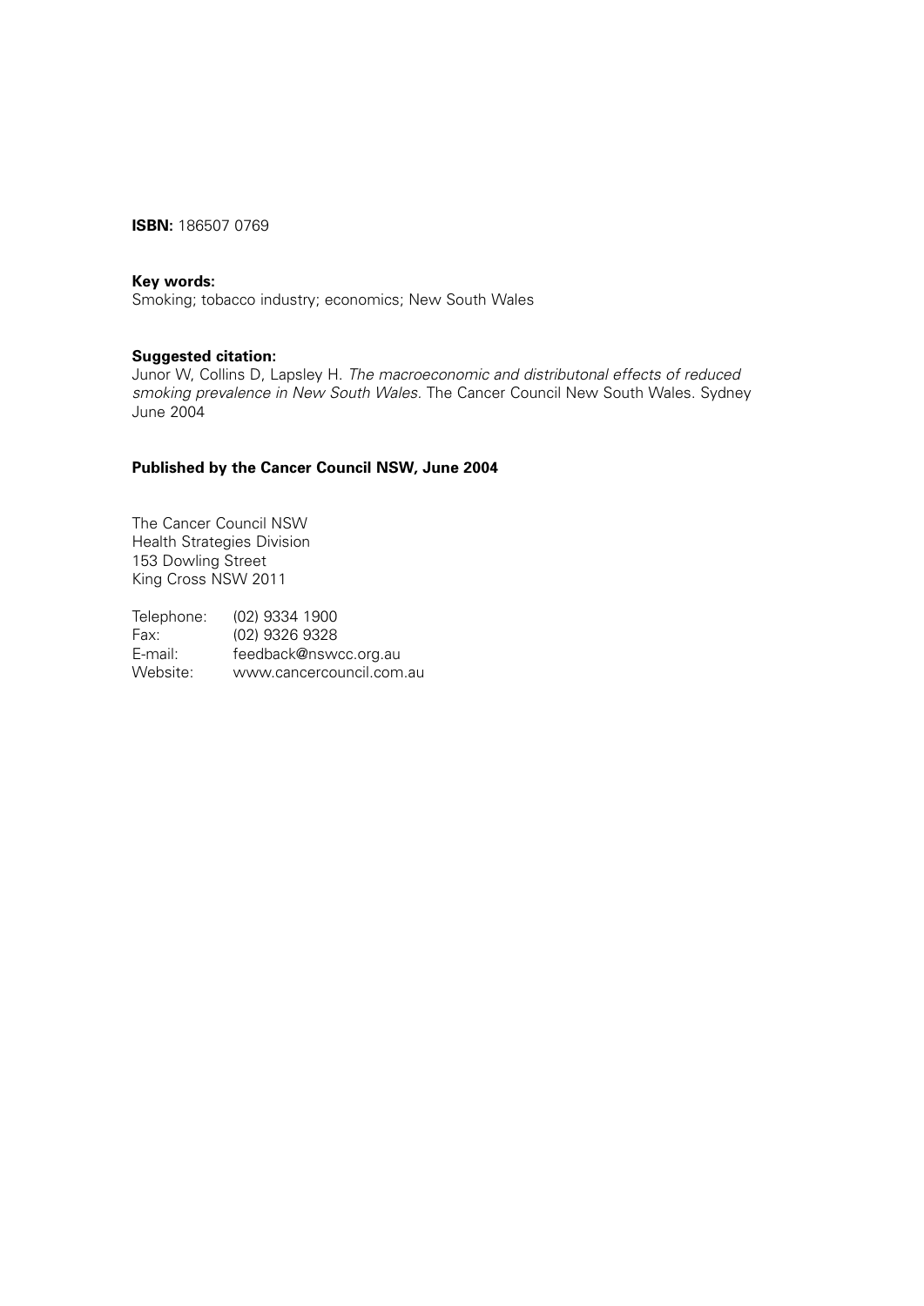**ISBN:** 186507 0769

**Key words:**
Smoking; tobacco industry; economics; New South Wales

**Suggested citation:**
Junor W, Collins D, Lapsley H. *The macroeconomic and distributonal effects of reduced smoking prevalence in New South Wales.* The Cancer Council New South Wales. Sydney June 2004

**Published by the Cancer Council NSW, June 2004**

The Cancer Council NSW
Health Strategies Division
153 Dowling Street
King Cross NSW 2011

Telephone: (02) 9334 1900
Fax: (02) 9326 9328
E-mail: feedback@nswcc.org.au
Website: www.cancercouncil.com.au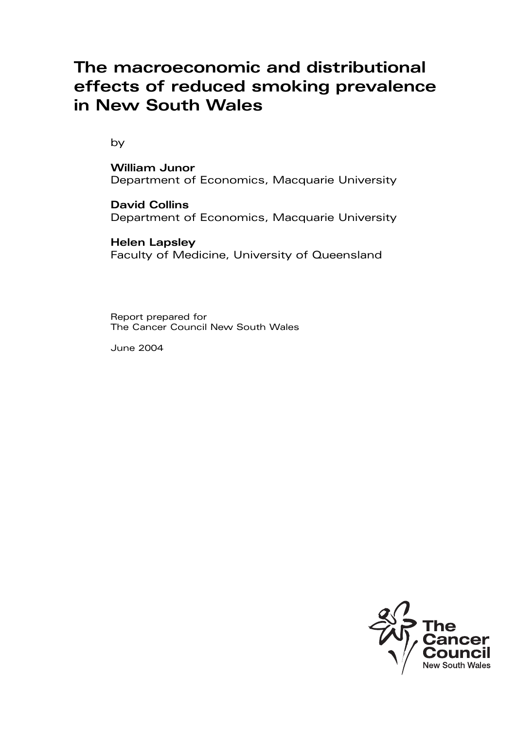# The macroeconomic and distributional effects of reduced smoking prevalence in New South Wales

by

**William Junor**
Department of Economics, Macquarie University

**David Collins**
Department of Economics, Macquarie University

**Helen Lapsley**
Faculty of Medicine, University of Queensland

Report prepared for
The Cancer Council New South Wales

June 2004

The Cancer Council New South Wales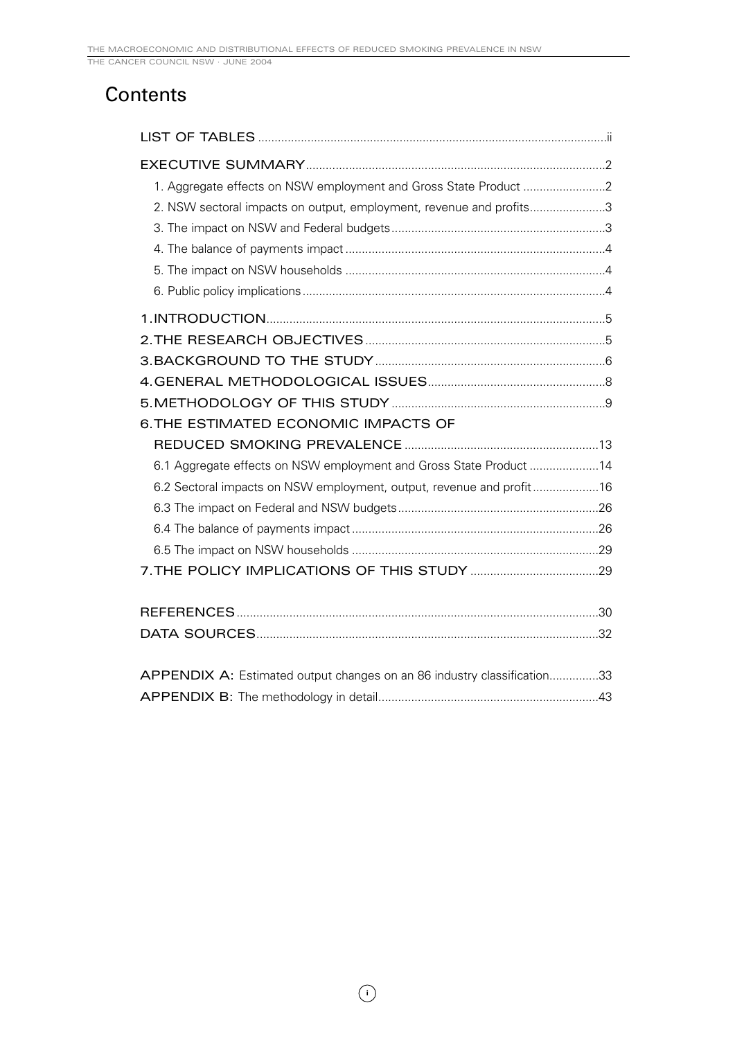# Contents

LIST OF TABLES ....... ii

EXECUTIVE SUMMARY ....... 2

- 1. Aggregate effects on NSW employment and Gross State Product ....... 2
- 2. NSW sectoral impacts on output, employment, revenue and profits ....... 3
- 3. The impact on NSW and Federal budgets ....... 3
- 4. The balance of payments impact ....... 4
- 5. The impact on NSW households ....... 4
- 6. Public policy implications ....... 4

1. INTRODUCTION ....... 5

2. THE RESEARCH OBJECTIVES ....... 5

3. BACKGROUND TO THE STUDY ....... 6

4. GENERAL METHODOLOGICAL ISSUES ....... 8

5. METHODOLOGY OF THIS STUDY ....... 9

6. THE ESTIMATED ECONOMIC IMPACTS OF REDUCED SMOKING PREVALENCE ....... 13

- 6.1 Aggregate effects on NSW employment and Gross State Product ....... 14
- 6.2 Sectoral impacts on NSW employment, output, revenue and profit ....... 16
- 6.3 The impact on Federal and NSW budgets ....... 26
- 6.4 The balance of payments impact ....... 26
- 6.5 The impact on NSW households ....... 29

7. THE POLICY IMPLICATIONS OF THIS STUDY ....... 29

REFERENCES ....... 30

DATA SOURCES ....... 32

APPENDIX A: Estimated output changes on an 86 industry classification ....... 33

APPENDIX B: The methodology in detail ....... 43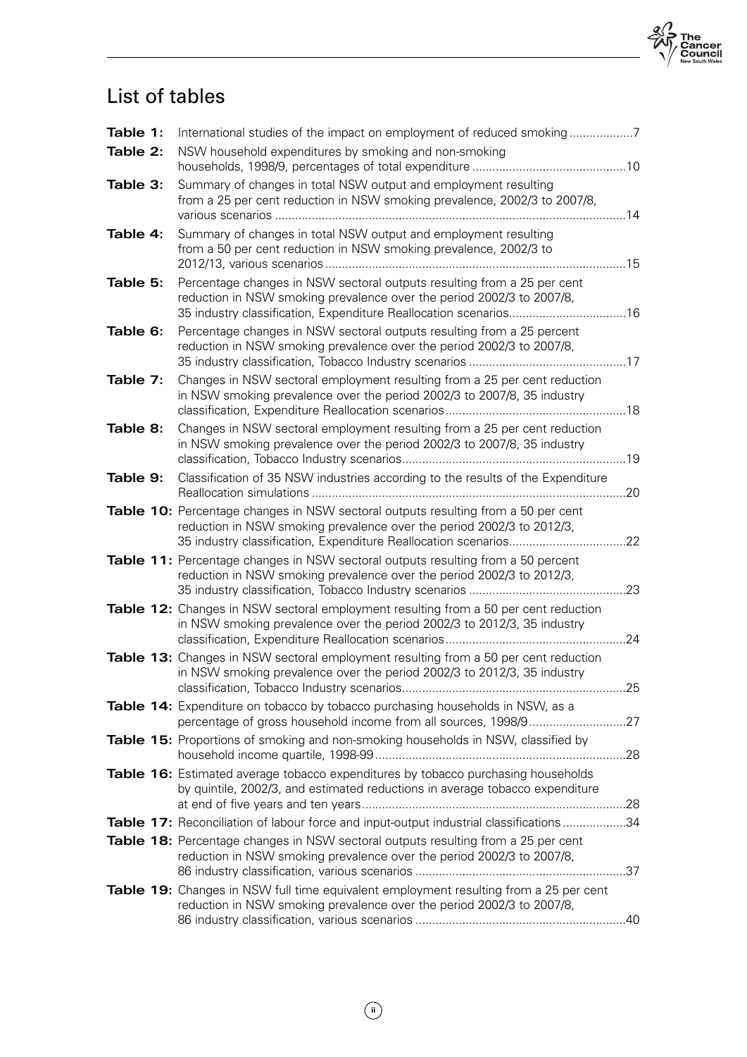## List of tables

**Table 1:** International studies of the impact on employment of reduced smoking ...................7

**Table 2:** NSW household expenditures by smoking and non-smoking households, 1998/9, percentages of total expenditure .............................................10

**Table 3:** Summary of changes in total NSW output and employment resulting from a 25 per cent reduction in NSW smoking prevalence, 2002/3 to 2007/8, various scenarios ........................................................................................................14

**Table 4:** Summary of changes in total NSW output and employment resulting from a 50 per cent reduction in NSW smoking prevalence, 2002/3 to 2012/13, various scenarios .........................................................................................15

**Table 5:** Percentage changes in NSW sectoral outputs resulting from a 25 per cent reduction in NSW smoking prevalence over the period 2002/3 to 2007/8, 35 industry classification, Expenditure Reallocation scenarios...................................16

**Table 6:** Percentage changes in NSW sectoral outputs resulting from a 25 percent reduction in NSW smoking prevalence over the period 2002/3 to 2007/8, 35 industry classification, Tobacco Industry scenarios ...............................................17

**Table 7:** Changes in NSW sectoral employment resulting from a 25 per cent reduction in NSW smoking prevalence over the period 2002/3 to 2007/8, 35 industry classification, Expenditure Reallocation scenarios......................................................18

**Table 8:** Changes in NSW sectoral employment resulting from a 25 per cent reduction in NSW smoking prevalence over the period 2002/3 to 2007/8, 35 industry classification, Tobacco Industry scenarios...................................................................19

**Table 9:** Classification of 35 NSW industries according to the results of the Expenditure Reallocation simulations .............................................................................................20

**Table 10:** Percentage changes in NSW sectoral outputs resulting from a 50 per cent reduction in NSW smoking prevalence over the period 2002/3 to 2012/3, 35 industry classification, Expenditure Reallocation scenarios...................................22

**Table 11:** Percentage changes in NSW sectoral outputs resulting from a 50 percent reduction in NSW smoking prevalence over the period 2002/3 to 2012/3, 35 industry classification, Tobacco Industry scenarios ...............................................23

**Table 12:** Changes in NSW sectoral employment resulting from a 50 per cent reduction in NSW smoking prevalence over the period 2002/3 to 2012/3, 35 industry classification, Expenditure Reallocation scenarios......................................................24

**Table 13:** Changes in NSW sectoral employment resulting from a 50 per cent reduction in NSW smoking prevalence over the period 2002/3 to 2012/3, 35 industry classification, Tobacco Industry scenarios...................................................................25

**Table 14:** Expenditure on tobacco by tobacco purchasing households in NSW, as a percentage of gross household income from all sources, 1998/9.............................27

**Table 15:** Proportions of smoking and non-smoking households in NSW, classified by household income quartile, 1998-99...........................................................................28

**Table 16:** Estimated average tobacco expenditures by tobacco purchasing households by quintile, 2002/3, and estimated reductions in average tobacco expenditure at end of five years and ten years...............................................................................28

**Table 17:** Reconciliation of labour force and input-output industrial classifications ...................34

**Table 18:** Percentage changes in NSW sectoral outputs resulting from a 25 per cent reduction in NSW smoking prevalence over the period 2002/3 to 2007/8, 86 industry classification, various scenarios ...............................................................37

**Table 19:** Changes in NSW full time equivalent employment resulting from a 25 per cent reduction in NSW smoking prevalence over the period 2002/3 to 2007/8, 86 industry classification, various scenarios ...............................................................40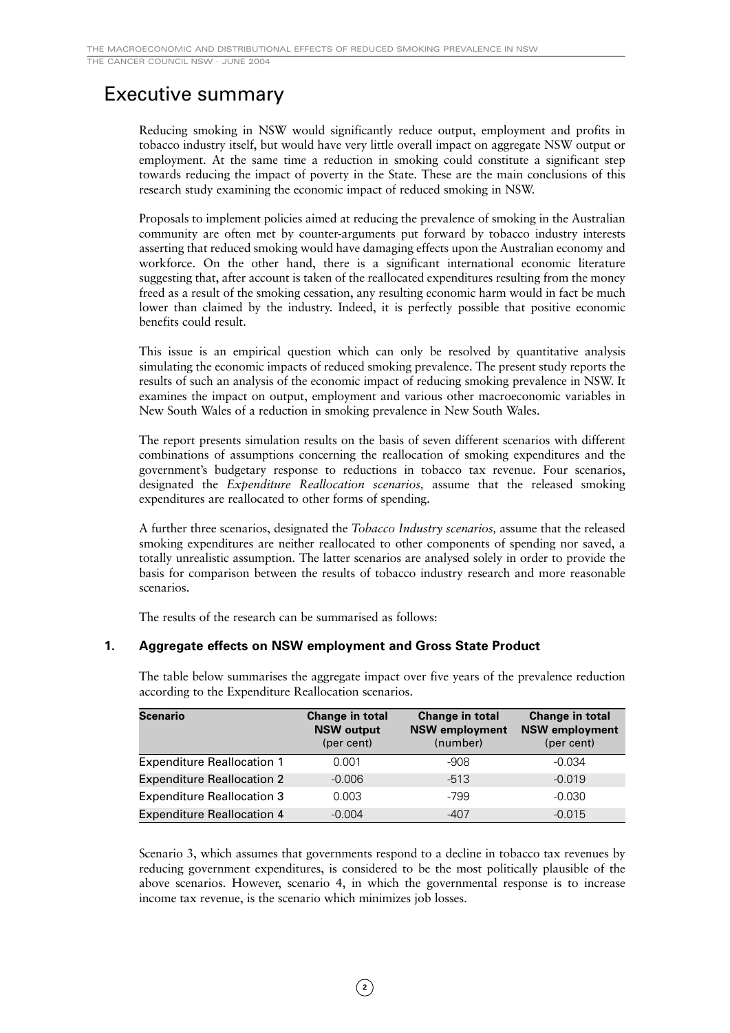# Executive summary

Reducing smoking in NSW would significantly reduce output, employment and profits in tobacco industry itself, but would have very little overall impact on aggregate NSW output or employment. At the same time a reduction in smoking could constitute a significant step towards reducing the impact of poverty in the State. These are the main conclusions of this research study examining the economic impact of reduced smoking in NSW.

Proposals to implement policies aimed at reducing the prevalence of smoking in the Australian community are often met by counter-arguments put forward by tobacco industry interests asserting that reduced smoking would have damaging effects upon the Australian economy and workforce. On the other hand, there is a significant international economic literature suggesting that, after account is taken of the reallocated expenditures resulting from the money freed as a result of the smoking cessation, any resulting economic harm would in fact be much lower than claimed by the industry. Indeed, it is perfectly possible that positive economic benefits could result.

This issue is an empirical question which can only be resolved by quantitative analysis simulating the economic impacts of reduced smoking prevalence. The present study reports the results of such an analysis of the economic impact of reducing smoking prevalence in NSW. It examines the impact on output, employment and various other macroeconomic variables in New South Wales of a reduction in smoking prevalence in New South Wales.

The report presents simulation results on the basis of seven different scenarios with different combinations of assumptions concerning the reallocation of smoking expenditures and the government's budgetary response to reductions in tobacco tax revenue. Four scenarios, designated the *Expenditure Reallocation scenarios,* assume that the released smoking expenditures are reallocated to other forms of spending.

A further three scenarios, designated the *Tobacco Industry scenarios,* assume that the released smoking expenditures are neither reallocated to other components of spending nor saved, a totally unrealistic assumption. The latter scenarios are analysed solely in order to provide the basis for comparison between the results of tobacco industry research and more reasonable scenarios.

The results of the research can be summarised as follows:

## 1. Aggregate effects on NSW employment and Gross State Product

The table below summarises the aggregate impact over five years of the prevalence reduction according to the Expenditure Reallocation scenarios.

| Scenario | Change in total NSW output (per cent) | Change in total NSW employment (number) | Change in total NSW employment (per cent) |
|---|---|---|---|
| Expenditure Reallocation 1 | 0.001 | -908 | -0.034 |
| Expenditure Reallocation 2 | -0.006 | -513 | -0.019 |
| Expenditure Reallocation 3 | 0.003 | -799 | -0.030 |
| Expenditure Reallocation 4 | -0.004 | -407 | -0.015 |

Scenario 3, which assumes that governments respond to a decline in tobacco tax revenues by reducing government expenditures, is considered to be the most politically plausible of the above scenarios. However, scenario 4, in which the governmental response is to increase income tax revenue, is the scenario which minimizes job losses.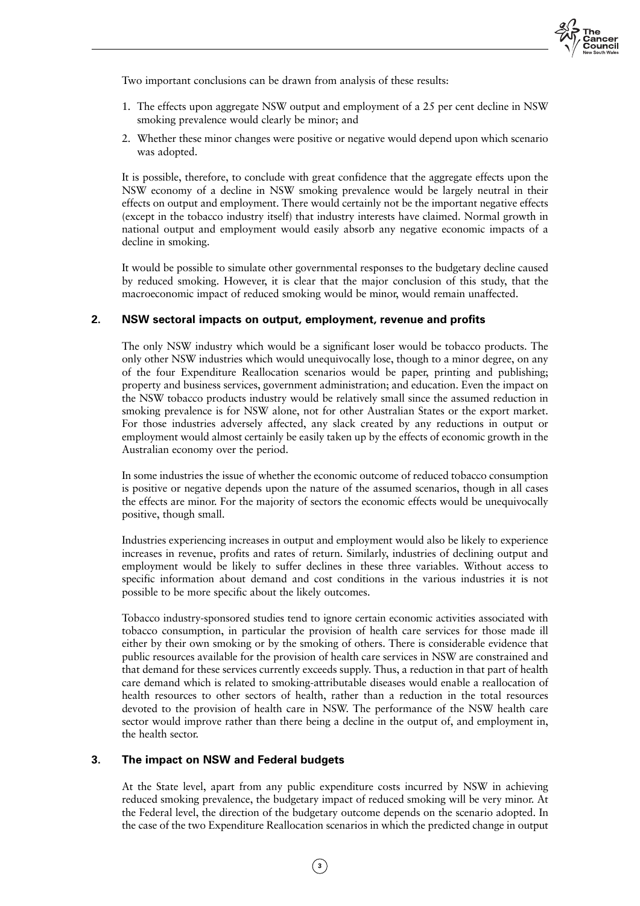Two important conclusions can be drawn from analysis of these results:

1. The effects upon aggregate NSW output and employment of a 25 per cent decline in NSW smoking prevalence would clearly be minor; and
2. Whether these minor changes were positive or negative would depend upon which scenario was adopted.

It is possible, therefore, to conclude with great confidence that the aggregate effects upon the NSW economy of a decline in NSW smoking prevalence would be largely neutral in their effects on output and employment. There would certainly not be the important negative effects (except in the tobacco industry itself) that industry interests have claimed. Normal growth in national output and employment would easily absorb any negative economic impacts of a decline in smoking.

It would be possible to simulate other governmental responses to the budgetary decline caused by reduced smoking. However, it is clear that the major conclusion of this study, that the macroeconomic impact of reduced smoking would be minor, would remain unaffected.

### 2. NSW sectoral impacts on output, employment, revenue and profits

The only NSW industry which would be a significant loser would be tobacco products. The only other NSW industries which would unequivocally lose, though to a minor degree, on any of the four Expenditure Reallocation scenarios would be paper, printing and publishing; property and business services, government administration; and education. Even the impact on the NSW tobacco products industry would be relatively small since the assumed reduction in smoking prevalence is for NSW alone, not for other Australian States or the export market. For those industries adversely affected, any slack created by any reductions in output or employment would almost certainly be easily taken up by the effects of economic growth in the Australian economy over the period.

In some industries the issue of whether the economic outcome of reduced tobacco consumption is positive or negative depends upon the nature of the assumed scenarios, though in all cases the effects are minor. For the majority of sectors the economic effects would be unequivocally positive, though small.

Industries experiencing increases in output and employment would also be likely to experience increases in revenue, profits and rates of return. Similarly, industries of declining output and employment would be likely to suffer declines in these three variables. Without access to specific information about demand and cost conditions in the various industries it is not possible to be more specific about the likely outcomes.

Tobacco industry-sponsored studies tend to ignore certain economic activities associated with tobacco consumption, in particular the provision of health care services for those made ill either by their own smoking or by the smoking of others. There is considerable evidence that public resources available for the provision of health care services in NSW are constrained and that demand for these services currently exceeds supply. Thus, a reduction in that part of health care demand which is related to smoking-attributable diseases would enable a reallocation of health resources to other sectors of health, rather than a reduction in the total resources devoted to the provision of health care in NSW. The performance of the NSW health care sector would improve rather than there being a decline in the output of, and employment in, the health sector.

### 3. The impact on NSW and Federal budgets

At the State level, apart from any public expenditure costs incurred by NSW in achieving reduced smoking prevalence, the budgetary impact of reduced smoking will be very minor. At the Federal level, the direction of the budgetary outcome depends on the scenario adopted. In the case of the two Expenditure Reallocation scenarios in which the predicted change in output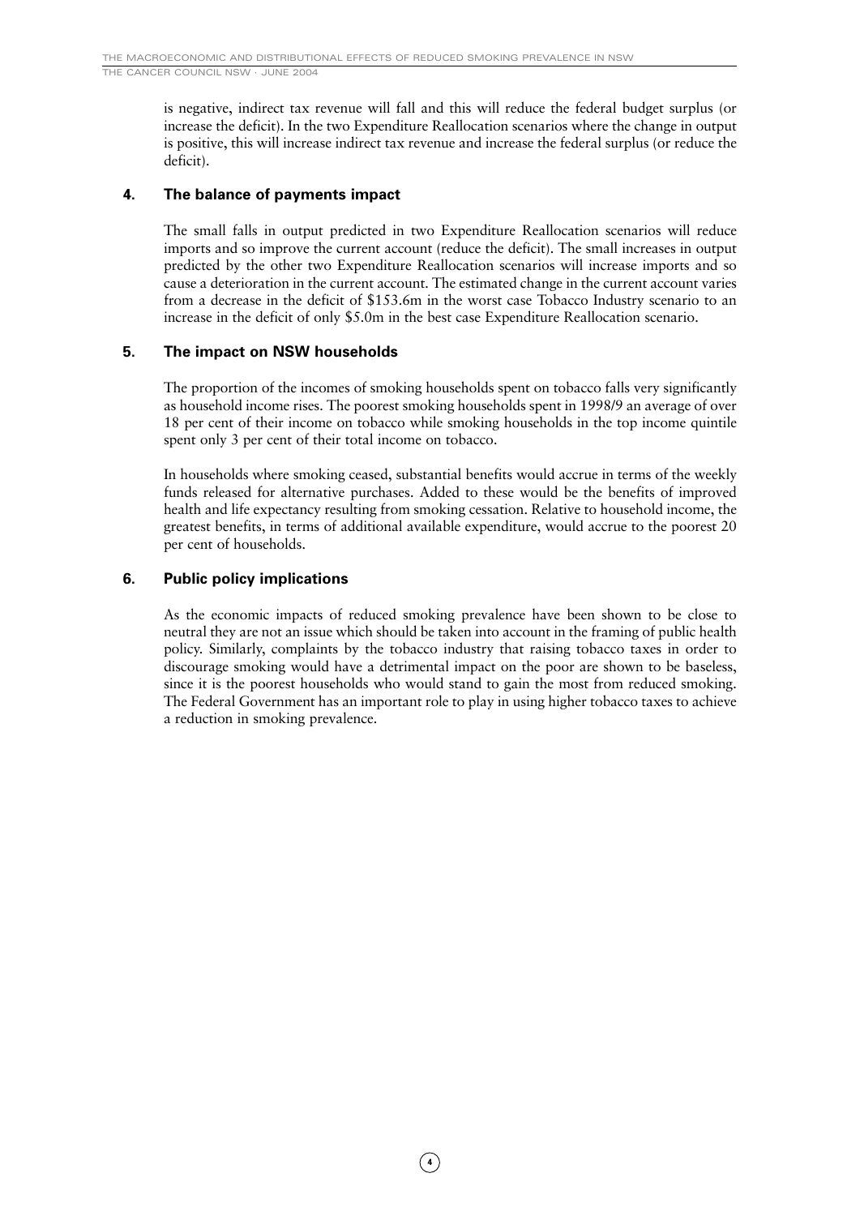is negative, indirect tax revenue will fall and this will reduce the federal budget surplus (or increase the deficit). In the two Expenditure Reallocation scenarios where the change in output is positive, this will increase indirect tax revenue and increase the federal surplus (or reduce the deficit).

## 4. The balance of payments impact

The small falls in output predicted in two Expenditure Reallocation scenarios will reduce imports and so improve the current account (reduce the deficit). The small increases in output predicted by the other two Expenditure Reallocation scenarios will increase imports and so cause a deterioration in the current account. The estimated change in the current account varies from a decrease in the deficit of $153.6m in the worst case Tobacco Industry scenario to an increase in the deficit of only $5.0m in the best case Expenditure Reallocation scenario.

## 5. The impact on NSW households

The proportion of the incomes of smoking households spent on tobacco falls very significantly as household income rises. The poorest smoking households spent in 1998/9 an average of over 18 per cent of their income on tobacco while smoking households in the top income quintile spent only 3 per cent of their total income on tobacco.

In households where smoking ceased, substantial benefits would accrue in terms of the weekly funds released for alternative purchases. Added to these would be the benefits of improved health and life expectancy resulting from smoking cessation. Relative to household income, the greatest benefits, in terms of additional available expenditure, would accrue to the poorest 20 per cent of households.

## 6. Public policy implications

As the economic impacts of reduced smoking prevalence have been shown to be close to neutral they are not an issue which should be taken into account in the framing of public health policy. Similarly, complaints by the tobacco industry that raising tobacco taxes in order to discourage smoking would have a detrimental impact on the poor are shown to be baseless, since it is the poorest households who would stand to gain the most from reduced smoking. The Federal Government has an important role to play in using higher tobacco taxes to achieve a reduction in smoking prevalence.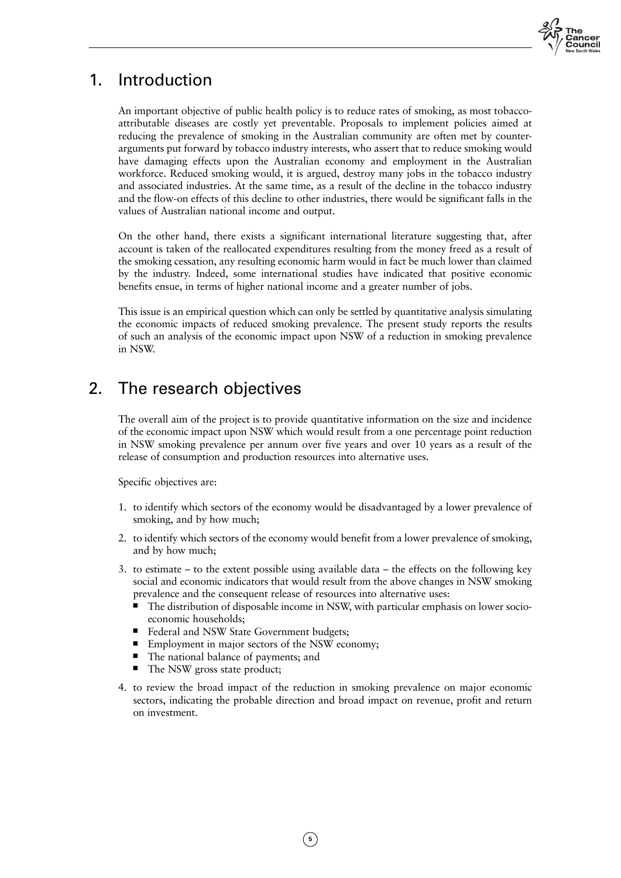# 1. Introduction

An important objective of public health policy is to reduce rates of smoking, as most tobacco-attributable diseases are costly yet preventable. Proposals to implement policies aimed at reducing the prevalence of smoking in the Australian community are often met by counter-arguments put forward by tobacco industry interests, who assert that to reduce smoking would have damaging effects upon the Australian economy and employment in the Australian workforce. Reduced smoking would, it is argued, destroy many jobs in the tobacco industry and associated industries. At the same time, as a result of the decline in the tobacco industry and the flow-on effects of this decline to other industries, there would be significant falls in the values of Australian national income and output.

On the other hand, there exists a significant international literature suggesting that, after account is taken of the reallocated expenditures resulting from the money freed as a result of the smoking cessation, any resulting economic harm would in fact be much lower than claimed by the industry. Indeed, some international studies have indicated that positive economic benefits ensue, in terms of higher national income and a greater number of jobs.

This issue is an empirical question which can only be settled by quantitative analysis simulating the economic impacts of reduced smoking prevalence. The present study reports the results of such an analysis of the economic impact upon NSW of a reduction in smoking prevalence in NSW.

# 2. The research objectives

The overall aim of the project is to provide quantitative information on the size and incidence of the economic impact upon NSW which would result from a one percentage point reduction in NSW smoking prevalence per annum over five years and over 10 years as a result of the release of consumption and production resources into alternative uses.

Specific objectives are:

1. to identify which sectors of the economy would be disadvantaged by a lower prevalence of smoking, and by how much;
2. to identify which sectors of the economy would benefit from a lower prevalence of smoking, and by how much;
3. to estimate – to the extent possible using available data – the effects on the following key social and economic indicators that would result from the above changes in NSW smoking prevalence and the consequent release of resources into alternative uses:
   - The distribution of disposable income in NSW, with particular emphasis on lower socio-economic households;
   - Federal and NSW State Government budgets;
   - Employment in major sectors of the NSW economy;
   - The national balance of payments; and
   - The NSW gross state product;
4. to review the broad impact of the reduction in smoking prevalence on major economic sectors, indicating the probable direction and broad impact on revenue, profit and return on investment.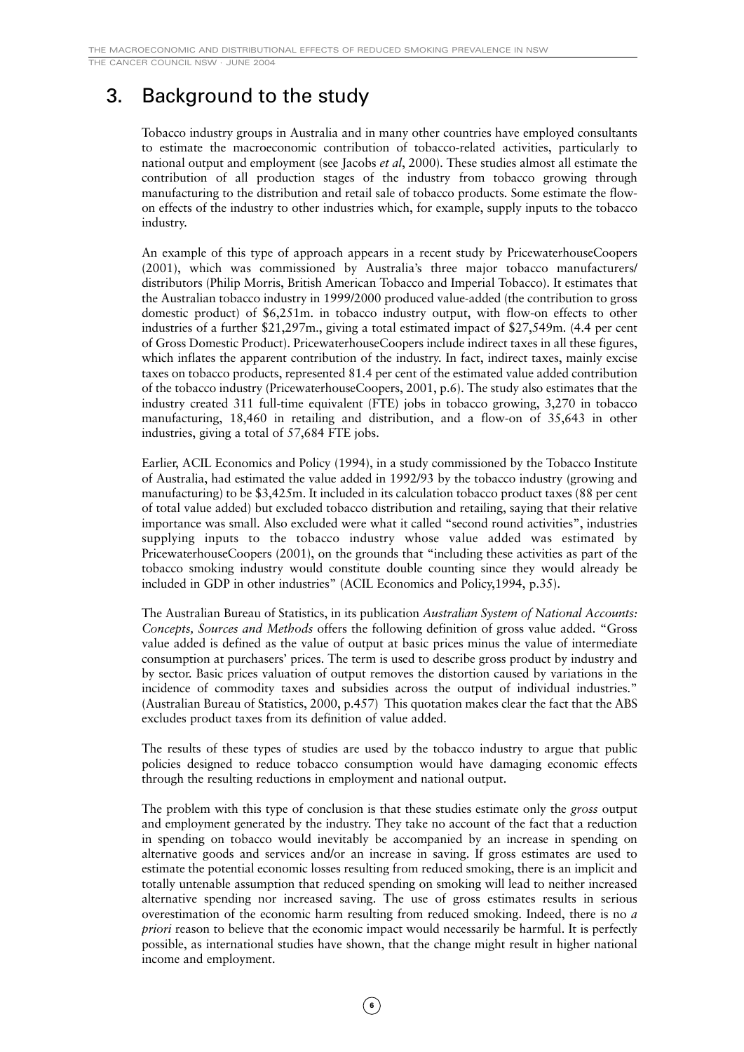# 3. Background to the study

Tobacco industry groups in Australia and in many other countries have employed consultants to estimate the macroeconomic contribution of tobacco-related activities, particularly to national output and employment (see Jacobs *et al*, 2000). These studies almost all estimate the contribution of all production stages of the industry from tobacco growing through manufacturing to the distribution and retail sale of tobacco products. Some estimate the flow-on effects of the industry to other industries which, for example, supply inputs to the tobacco industry.

An example of this type of approach appears in a recent study by PricewaterhouseCoopers (2001), which was commissioned by Australia's three major tobacco manufacturers/ distributors (Philip Morris, British American Tobacco and Imperial Tobacco). It estimates that the Australian tobacco industry in 1999/2000 produced value-added (the contribution to gross domestic product) of $6,251m. in tobacco industry output, with flow-on effects to other industries of a further $21,297m., giving a total estimated impact of $27,549m. (4.4 per cent of Gross Domestic Product). PricewaterhouseCoopers include indirect taxes in all these figures, which inflates the apparent contribution of the industry. In fact, indirect taxes, mainly excise taxes on tobacco products, represented 81.4 per cent of the estimated value added contribution of the tobacco industry (PricewaterhouseCoopers, 2001, p.6). The study also estimates that the industry created 311 full-time equivalent (FTE) jobs in tobacco growing, 3,270 in tobacco manufacturing, 18,460 in retailing and distribution, and a flow-on of 35,643 in other industries, giving a total of 57,684 FTE jobs.

Earlier, ACIL Economics and Policy (1994), in a study commissioned by the Tobacco Institute of Australia, had estimated the value added in 1992/93 by the tobacco industry (growing and manufacturing) to be $3,425m. It included in its calculation tobacco product taxes (88 per cent of total value added) but excluded tobacco distribution and retailing, saying that their relative importance was small. Also excluded were what it called "second round activities", industries supplying inputs to the tobacco industry whose value added was estimated by PricewaterhouseCoopers (2001), on the grounds that "including these activities as part of the tobacco smoking industry would constitute double counting since they would already be included in GDP in other industries" (ACIL Economics and Policy,1994, p.35).

The Australian Bureau of Statistics, in its publication *Australian System of National Accounts: Concepts, Sources and Methods* offers the following definition of gross value added. "Gross value added is defined as the value of output at basic prices minus the value of intermediate consumption at purchasers' prices. The term is used to describe gross product by industry and by sector. Basic prices valuation of output removes the distortion caused by variations in the incidence of commodity taxes and subsidies across the output of individual industries." (Australian Bureau of Statistics, 2000, p.457) This quotation makes clear the fact that the ABS excludes product taxes from its definition of value added.

The results of these types of studies are used by the tobacco industry to argue that public policies designed to reduce tobacco consumption would have damaging economic effects through the resulting reductions in employment and national output.

The problem with this type of conclusion is that these studies estimate only the *gross* output and employment generated by the industry. They take no account of the fact that a reduction in spending on tobacco would inevitably be accompanied by an increase in spending on alternative goods and services and/or an increase in saving. If gross estimates are used to estimate the potential economic losses resulting from reduced smoking, there is an implicit and totally untenable assumption that reduced spending on smoking will lead to neither increased alternative spending nor increased saving. The use of gross estimates results in serious overestimation of the economic harm resulting from reduced smoking. Indeed, there is no *a priori* reason to believe that the economic impact would necessarily be harmful. It is perfectly possible, as international studies have shown, that the change might result in higher national income and employment.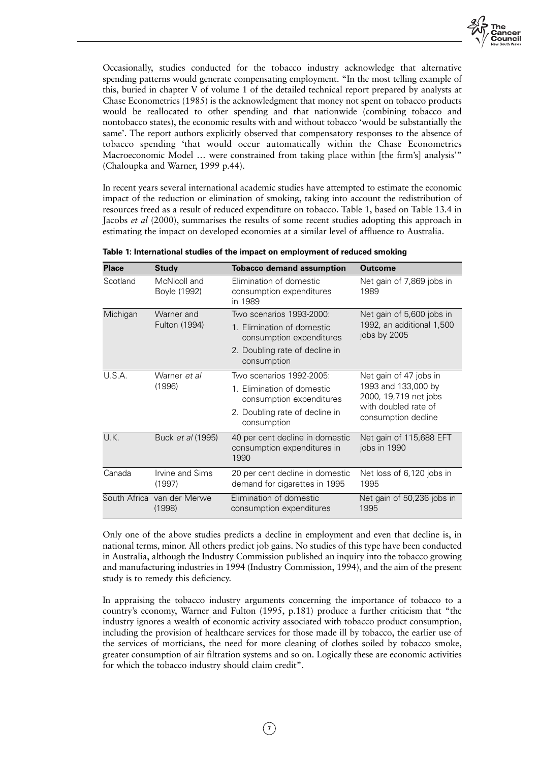Occasionally, studies conducted for the tobacco industry acknowledge that alternative spending patterns would generate compensating employment. "In the most telling example of this, buried in chapter V of volume 1 of the detailed technical report prepared by analysts at Chase Econometrics (1985) is the acknowledgment that money not spent on tobacco products would be reallocated to other spending and that nationwide (combining tobacco and nontobacco states), the economic results with and without tobacco 'would be substantially the same'. The report authors explicitly observed that compensatory responses to the absence of tobacco spending 'that would occur automatically within the Chase Econometrics Macroeconomic Model … were constrained from taking place within [the firm's] analysis'" (Chaloupka and Warner, 1999 p.44).

In recent years several international academic studies have attempted to estimate the economic impact of the reduction or elimination of smoking, taking into account the redistribution of resources freed as a result of reduced expenditure on tobacco. Table 1, based on Table 13.4 in Jacobs *et al* (2000), summarises the results of some recent studies adopting this approach in estimating the impact on developed economies at a similar level of affluence to Australia.

**Table 1: International studies of the impact on employment of reduced smoking**

| Place | Study | Tobacco demand assumption | Outcome |
|---|---|---|---|
| Scotland | McNicoll and Boyle (1992) | Elimination of domestic consumption expenditures in 1989 | Net gain of 7,869 jobs in 1989 |
| Michigan | Warner and Fulton (1994) | Two scenarios 1993-2000: 1. Elimination of domestic consumption expenditures 2. Doubling rate of decline in consumption | Net gain of 5,600 jobs in 1992, an additional 1,500 jobs by 2005 |
| U.S.A. | Warner *et al* (1996) | Two scenarios 1992-2005: 1. Elimination of domestic consumption expenditures 2. Doubling rate of decline in consumption | Net gain of 47 jobs in 1993 and 133,000 by 2000, 19,719 net jobs with doubled rate of consumption decline |
| U.K. | Buck *et al* (1995) | 40 per cent decline in domestic consumption expenditures in 1990 | Net gain of 115,688 EFT jobs in 1990 |
| Canada | Irvine and Sims (1997) | 20 per cent decline in domestic demand for cigarettes in 1995 | Net loss of 6,120 jobs in 1995 |
| South Africa | van der Merwe (1998) | Elimination of domestic consumption expenditures | Net gain of 50,236 jobs in 1995 |

Only one of the above studies predicts a decline in employment and even that decline is, in national terms, minor. All others predict job gains. No studies of this type have been conducted in Australia, although the Industry Commission published an inquiry into the tobacco growing and manufacturing industries in 1994 (Industry Commission, 1994), and the aim of the present study is to remedy this deficiency.

In appraising the tobacco industry arguments concerning the importance of tobacco to a country's economy, Warner and Fulton (1995, p.181) produce a further criticism that "the industry ignores a wealth of economic activity associated with tobacco product consumption, including the provision of healthcare services for those made ill by tobacco, the earlier use of the services of morticians, the need for more cleaning of clothes soiled by tobacco smoke, greater consumption of air filtration systems and so on. Logically these are economic activities for which the tobacco industry should claim credit".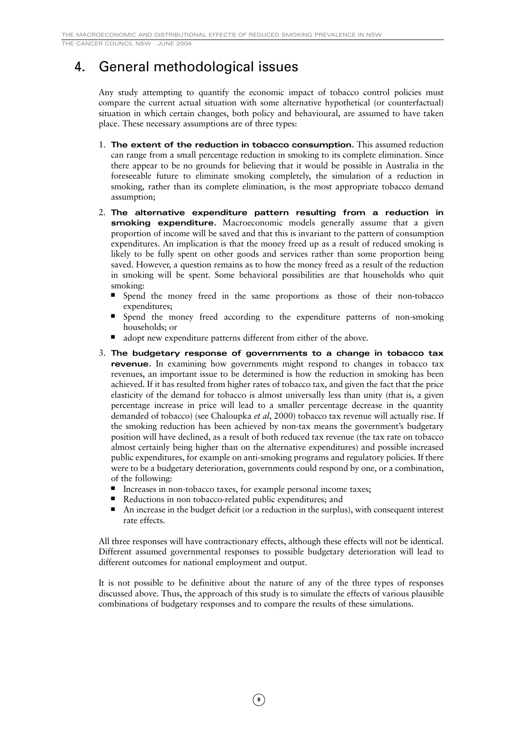# 4. General methodological issues

Any study attempting to quantify the economic impact of tobacco control policies must compare the current actual situation with some alternative hypothetical (or counterfactual) situation in which certain changes, both policy and behavioural, are assumed to have taken place. These necessary assumptions are of three types:

1. **The extent of the reduction in tobacco consumption**. This assumed reduction can range from a small percentage reduction in smoking to its complete elimination. Since there appear to be no grounds for believing that it would be possible in Australia in the foreseeable future to eliminate smoking completely, the simulation of a reduction in smoking, rather than its complete elimination, is the most appropriate tobacco demand assumption;
2. **The alternative expenditure pattern resulting from a reduction in smoking expenditure**. Macroeconomic models generally assume that a given proportion of income will be saved and that this is invariant to the pattern of consumption expenditures. An implication is that the money freed up as a result of reduced smoking is likely to be fully spent on other goods and services rather than some proportion being saved. However, a question remains as to how the money freed as a result of the reduction in smoking will be spent. Some behavioral possibilities are that households who quit smoking:
   - Spend the money freed in the same proportions as those of their non-tobacco expenditures;
   - Spend the money freed according to the expenditure patterns of non-smoking households; or
   - adopt new expenditure patterns different from either of the above.
3. **The budgetary response of governments to a change in tobacco tax revenue**. In examining how governments might respond to changes in tobacco tax revenues, an important issue to be determined is how the reduction in smoking has been achieved. If it has resulted from higher rates of tobacco tax, and given the fact that the price elasticity of the demand for tobacco is almost universally less than unity (that is, a given percentage increase in price will lead to a smaller percentage decrease in the quantity demanded of tobacco) (see Chaloupka *et al*, 2000) tobacco tax revenue will actually rise. If the smoking reduction has been achieved by non-tax means the government's budgetary position will have declined, as a result of both reduced tax revenue (the tax rate on tobacco almost certainly being higher than on the alternative expenditures) and possible increased public expenditures, for example on anti-smoking programs and regulatory policies. If there were to be a budgetary deterioration, governments could respond by one, or a combination, of the following:
   - Increases in non-tobacco taxes, for example personal income taxes;
   - Reductions in non tobacco-related public expenditures; and
   - An increase in the budget deficit (or a reduction in the surplus), with consequent interest rate effects.

All three responses will have contractionary effects, although these effects will not be identical. Different assumed governmental responses to possible budgetary deterioration will lead to different outcomes for national employment and output.

It is not possible to be definitive about the nature of any of the three types of responses discussed above. Thus, the approach of this study is to simulate the effects of various plausible combinations of budgetary responses and to compare the results of these simulations.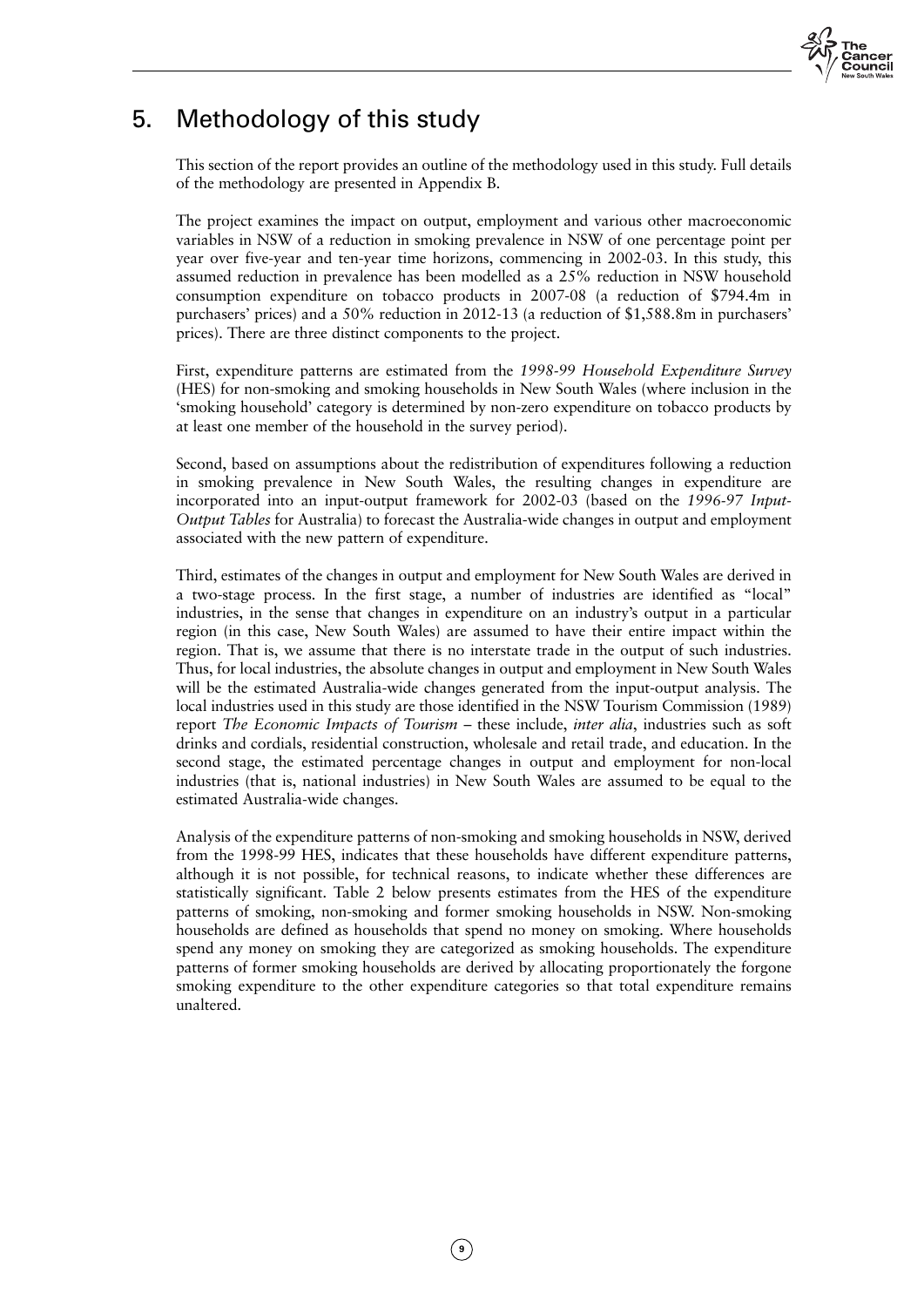# 5. Methodology of this study

This section of the report provides an outline of the methodology used in this study. Full details of the methodology are presented in Appendix B.

The project examines the impact on output, employment and various other macroeconomic variables in NSW of a reduction in smoking prevalence in NSW of one percentage point per year over five-year and ten-year time horizons, commencing in 2002-03. In this study, this assumed reduction in prevalence has been modelled as a 25% reduction in NSW household consumption expenditure on tobacco products in 2007-08 (a reduction of $794.4m in purchasers' prices) and a 50% reduction in 2012-13 (a reduction of $1,588.8m in purchasers' prices). There are three distinct components to the project.

First, expenditure patterns are estimated from the *1998-99 Household Expenditure Survey* (HES) for non-smoking and smoking households in New South Wales (where inclusion in the 'smoking household' category is determined by non-zero expenditure on tobacco products by at least one member of the household in the survey period).

Second, based on assumptions about the redistribution of expenditures following a reduction in smoking prevalence in New South Wales, the resulting changes in expenditure are incorporated into an input-output framework for 2002-03 (based on the *1996-97 Input-Output Tables* for Australia) to forecast the Australia-wide changes in output and employment associated with the new pattern of expenditure.

Third, estimates of the changes in output and employment for New South Wales are derived in a two-stage process. In the first stage, a number of industries are identified as "local" industries, in the sense that changes in expenditure on an industry's output in a particular region (in this case, New South Wales) are assumed to have their entire impact within the region. That is, we assume that there is no interstate trade in the output of such industries. Thus, for local industries, the absolute changes in output and employment in New South Wales will be the estimated Australia-wide changes generated from the input-output analysis. The local industries used in this study are those identified in the NSW Tourism Commission (1989) report *The Economic Impacts of Tourism* – these include, *inter alia*, industries such as soft drinks and cordials, residential construction, wholesale and retail trade, and education. In the second stage, the estimated percentage changes in output and employment for non-local industries (that is, national industries) in New South Wales are assumed to be equal to the estimated Australia-wide changes.

Analysis of the expenditure patterns of non-smoking and smoking households in NSW, derived from the 1998-99 HES, indicates that these households have different expenditure patterns, although it is not possible, for technical reasons, to indicate whether these differences are statistically significant. Table 2 below presents estimates from the HES of the expenditure patterns of smoking, non-smoking and former smoking households in NSW. Non-smoking households are defined as households that spend no money on smoking. Where households spend any money on smoking they are categorized as smoking households. The expenditure patterns of former smoking households are derived by allocating proportionately the forgone smoking expenditure to the other expenditure categories so that total expenditure remains unaltered.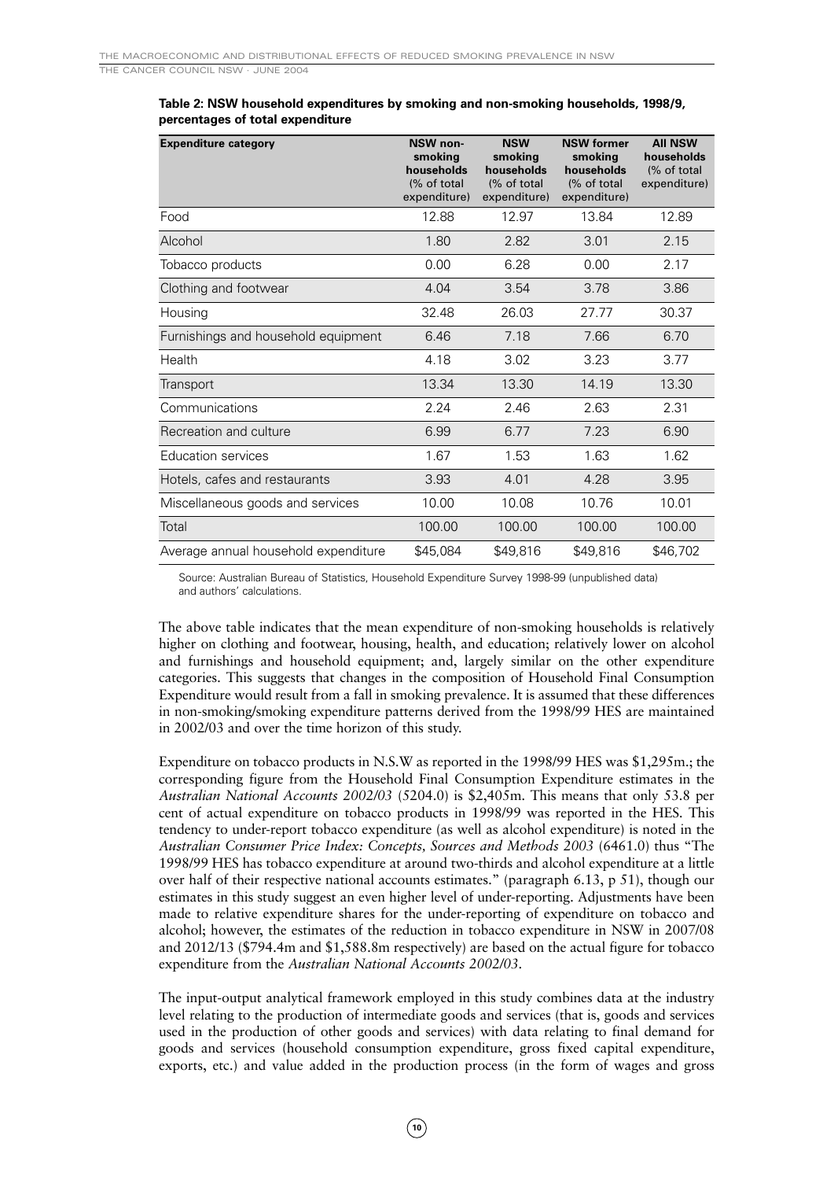**Table 2: NSW household expenditures by smoking and non-smoking households, 1998/9, percentages of total expenditure**

| Expenditure category | NSW non-smoking households (% of total expenditure) | NSW smoking households (% of total expenditure) | NSW former smoking households (% of total expenditure) | All NSW households (% of total expenditure) |
|---|---|---|---|---|
| Food | 12.88 | 12.97 | 13.84 | 12.89 |
| Alcohol | 1.80 | 2.82 | 3.01 | 2.15 |
| Tobacco products | 0.00 | 6.28 | 0.00 | 2.17 |
| Clothing and footwear | 4.04 | 3.54 | 3.78 | 3.86 |
| Housing | 32.48 | 26.03 | 27.77 | 30.37 |
| Furnishings and household equipment | 6.46 | 7.18 | 7.66 | 6.70 |
| Health | 4.18 | 3.02 | 3.23 | 3.77 |
| Transport | 13.34 | 13.30 | 14.19 | 13.30 |
| Communications | 2.24 | 2.46 | 2.63 | 2.31 |
| Recreation and culture | 6.99 | 6.77 | 7.23 | 6.90 |
| Education services | 1.67 | 1.53 | 1.63 | 1.62 |
| Hotels, cafes and restaurants | 3.93 | 4.01 | 4.28 | 3.95 |
| Miscellaneous goods and services | 10.00 | 10.08 | 10.76 | 10.01 |
| Total | 100.00 | 100.00 | 100.00 | 100.00 |
| Average annual household expenditure | $45,084 | $49,816 | $49,816 | $46,702 |

Source: Australian Bureau of Statistics, Household Expenditure Survey 1998-99 (unpublished data) and authors' calculations.

The above table indicates that the mean expenditure of non-smoking households is relatively higher on clothing and footwear, housing, health, and education; relatively lower on alcohol and furnishings and household equipment; and, largely similar on the other expenditure categories. This suggests that changes in the composition of Household Final Consumption Expenditure would result from a fall in smoking prevalence. It is assumed that these differences in non-smoking/smoking expenditure patterns derived from the 1998/99 HES are maintained in 2002/03 and over the time horizon of this study.

Expenditure on tobacco products in N.S.W as reported in the 1998/99 HES was $1,295m.; the corresponding figure from the Household Final Consumption Expenditure estimates in the *Australian National Accounts 2002/03* (5204.0) is $2,405m. This means that only 53.8 per cent of actual expenditure on tobacco products in 1998/99 was reported in the HES. This tendency to under-report tobacco expenditure (as well as alcohol expenditure) is noted in the *Australian Consumer Price Index: Concepts, Sources and Methods 2003* (6461.0) thus "The 1998/99 HES has tobacco expenditure at around two-thirds and alcohol expenditure at a little over half of their respective national accounts estimates." (paragraph 6.13, p 51), though our estimates in this study suggest an even higher level of under-reporting. Adjustments have been made to relative expenditure shares for the under-reporting of expenditure on tobacco and alcohol; however, the estimates of the reduction in tobacco expenditure in NSW in 2007/08 and 2012/13 ($794.4m and $1,588.8m respectively) are based on the actual figure for tobacco expenditure from the *Australian National Accounts 2002/03*.

The input-output analytical framework employed in this study combines data at the industry level relating to the production of intermediate goods and services (that is, goods and services used in the production of other goods and services) with data relating to final demand for goods and services (household consumption expenditure, gross fixed capital expenditure, exports, etc.) and value added in the production process (in the form of wages and gross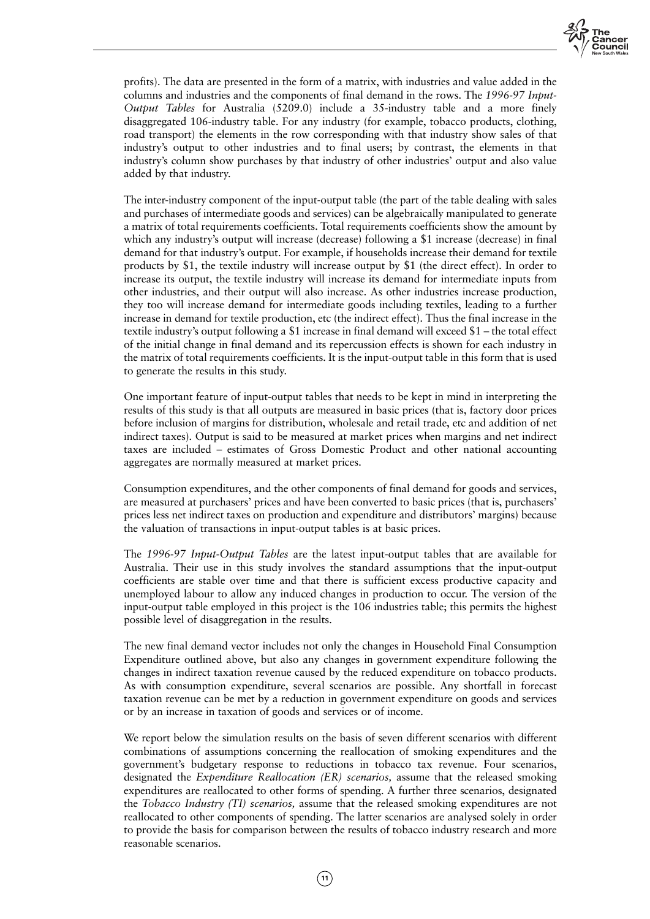profits). The data are presented in the form of a matrix, with industries and value added in the columns and industries and the components of final demand in the rows. The *1996-97 Input-Output Tables* for Australia (5209.0) include a 35-industry table and a more finely disaggregated 106-industry table. For any industry (for example, tobacco products, clothing, road transport) the elements in the row corresponding with that industry show sales of that industry's output to other industries and to final users; by contrast, the elements in that industry's column show purchases by that industry of other industries' output and also value added by that industry.

The inter-industry component of the input-output table (the part of the table dealing with sales and purchases of intermediate goods and services) can be algebraically manipulated to generate a matrix of total requirements coefficients. Total requirements coefficients show the amount by which any industry's output will increase (decrease) following a $1 increase (decrease) in final demand for that industry's output. For example, if households increase their demand for textile products by $1, the textile industry will increase output by $1 (the direct effect). In order to increase its output, the textile industry will increase its demand for intermediate inputs from other industries, and their output will also increase. As other industries increase production, they too will increase demand for intermediate goods including textiles, leading to a further increase in demand for textile production, etc (the indirect effect). Thus the final increase in the textile industry's output following a $1 increase in final demand will exceed $1 – the total effect of the initial change in final demand and its repercussion effects is shown for each industry in the matrix of total requirements coefficients. It is the input-output table in this form that is used to generate the results in this study.

One important feature of input-output tables that needs to be kept in mind in interpreting the results of this study is that all outputs are measured in basic prices (that is, factory door prices before inclusion of margins for distribution, wholesale and retail trade, etc and addition of net indirect taxes). Output is said to be measured at market prices when margins and net indirect taxes are included – estimates of Gross Domestic Product and other national accounting aggregates are normally measured at market prices.

Consumption expenditures, and the other components of final demand for goods and services, are measured at purchasers' prices and have been converted to basic prices (that is, purchasers' prices less net indirect taxes on production and expenditure and distributors' margins) because the valuation of transactions in input-output tables is at basic prices.

The *1996-97 Input-Output Tables* are the latest input-output tables that are available for Australia. Their use in this study involves the standard assumptions that the input-output coefficients are stable over time and that there is sufficient excess productive capacity and unemployed labour to allow any induced changes in production to occur. The version of the input-output table employed in this project is the 106 industries table; this permits the highest possible level of disaggregation in the results.

The new final demand vector includes not only the changes in Household Final Consumption Expenditure outlined above, but also any changes in government expenditure following the changes in indirect taxation revenue caused by the reduced expenditure on tobacco products. As with consumption expenditure, several scenarios are possible. Any shortfall in forecast taxation revenue can be met by a reduction in government expenditure on goods and services or by an increase in taxation of goods and services or of income.

We report below the simulation results on the basis of seven different scenarios with different combinations of assumptions concerning the reallocation of smoking expenditures and the government's budgetary response to reductions in tobacco tax revenue. Four scenarios, designated the *Expenditure Reallocation (ER) scenarios,* assume that the released smoking expenditures are reallocated to other forms of spending. A further three scenarios, designated the *Tobacco Industry (TI) scenarios,* assume that the released smoking expenditures are not reallocated to other components of spending. The latter scenarios are analysed solely in order to provide the basis for comparison between the results of tobacco industry research and more reasonable scenarios.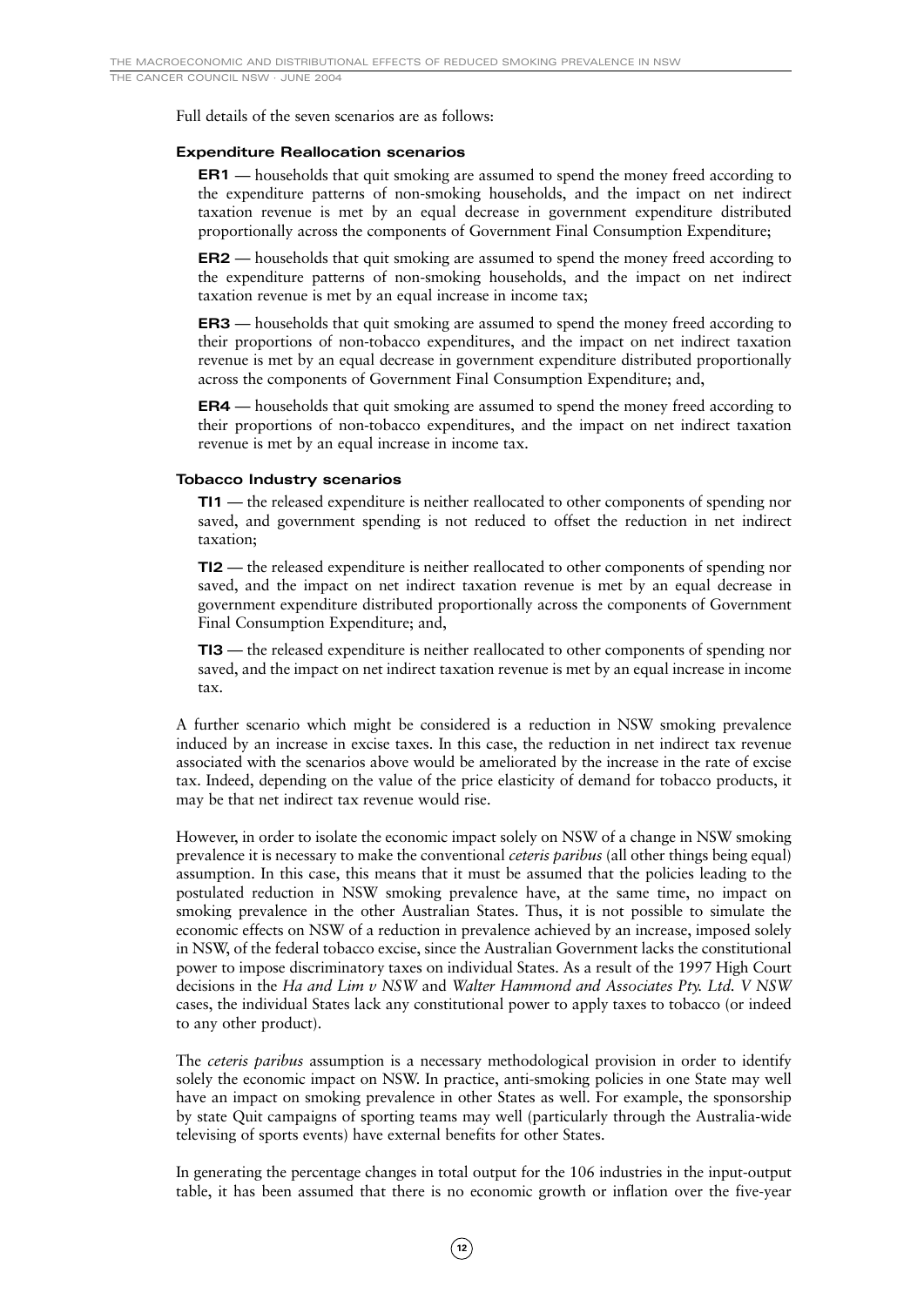Full details of the seven scenarios are as follows:

### Expenditure Reallocation scenarios

**ER1** — households that quit smoking are assumed to spend the money freed according to the expenditure patterns of non-smoking households, and the impact on net indirect taxation revenue is met by an equal decrease in government expenditure distributed proportionally across the components of Government Final Consumption Expenditure;

**ER2** — households that quit smoking are assumed to spend the money freed according to the expenditure patterns of non-smoking households, and the impact on net indirect taxation revenue is met by an equal increase in income tax;

**ER3** — households that quit smoking are assumed to spend the money freed according to their proportions of non-tobacco expenditures, and the impact on net indirect taxation revenue is met by an equal decrease in government expenditure distributed proportionally across the components of Government Final Consumption Expenditure; and,

**ER4** — households that quit smoking are assumed to spend the money freed according to their proportions of non-tobacco expenditures, and the impact on net indirect taxation revenue is met by an equal increase in income tax.

### Tobacco Industry scenarios

**TI1** — the released expenditure is neither reallocated to other components of spending nor saved, and government spending is not reduced to offset the reduction in net indirect taxation;

**TI2** — the released expenditure is neither reallocated to other components of spending nor saved, and the impact on net indirect taxation revenue is met by an equal decrease in government expenditure distributed proportionally across the components of Government Final Consumption Expenditure; and,

**TI3** — the released expenditure is neither reallocated to other components of spending nor saved, and the impact on net indirect taxation revenue is met by an equal increase in income tax.

A further scenario which might be considered is a reduction in NSW smoking prevalence induced by an increase in excise taxes. In this case, the reduction in net indirect tax revenue associated with the scenarios above would be ameliorated by the increase in the rate of excise tax. Indeed, depending on the value of the price elasticity of demand for tobacco products, it may be that net indirect tax revenue would rise.

However, in order to isolate the economic impact solely on NSW of a change in NSW smoking prevalence it is necessary to make the conventional *ceteris paribus* (all other things being equal) assumption. In this case, this means that it must be assumed that the policies leading to the postulated reduction in NSW smoking prevalence have, at the same time, no impact on smoking prevalence in the other Australian States. Thus, it is not possible to simulate the economic effects on NSW of a reduction in prevalence achieved by an increase, imposed solely in NSW, of the federal tobacco excise, since the Australian Government lacks the constitutional power to impose discriminatory taxes on individual States. As a result of the 1997 High Court decisions in the *Ha and Lim v NSW* and *Walter Hammond and Associates Pty. Ltd. V NSW* cases, the individual States lack any constitutional power to apply taxes to tobacco (or indeed to any other product).

The *ceteris paribus* assumption is a necessary methodological provision in order to identify solely the economic impact on NSW. In practice, anti-smoking policies in one State may well have an impact on smoking prevalence in other States as well. For example, the sponsorship by state Quit campaigns of sporting teams may well (particularly through the Australia-wide televising of sports events) have external benefits for other States.

In generating the percentage changes in total output for the 106 industries in the input-output table, it has been assumed that there is no economic growth or inflation over the five-year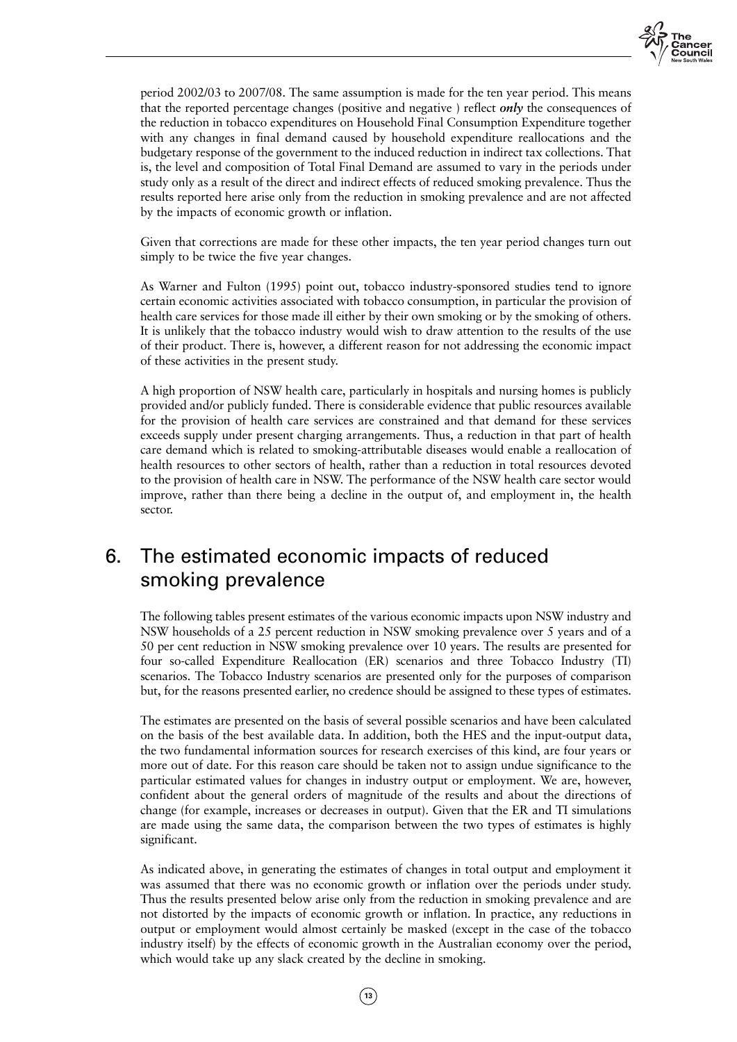period 2002/03 to 2007/08. The same assumption is made for the ten year period. This means that the reported percentage changes (positive and negative ) reflect ***only*** the consequences of the reduction in tobacco expenditures on Household Final Consumption Expenditure together with any changes in final demand caused by household expenditure reallocations and the budgetary response of the government to the induced reduction in indirect tax collections. That is, the level and composition of Total Final Demand are assumed to vary in the periods under study only as a result of the direct and indirect effects of reduced smoking prevalence. Thus the results reported here arise only from the reduction in smoking prevalence and are not affected by the impacts of economic growth or inflation.

Given that corrections are made for these other impacts, the ten year period changes turn out simply to be twice the five year changes.

As Warner and Fulton (1995) point out, tobacco industry-sponsored studies tend to ignore certain economic activities associated with tobacco consumption, in particular the provision of health care services for those made ill either by their own smoking or by the smoking of others. It is unlikely that the tobacco industry would wish to draw attention to the results of the use of their product. There is, however, a different reason for not addressing the economic impact of these activities in the present study.

A high proportion of NSW health care, particularly in hospitals and nursing homes is publicly provided and/or publicly funded. There is considerable evidence that public resources available for the provision of health care services are constrained and that demand for these services exceeds supply under present charging arrangements. Thus, a reduction in that part of health care demand which is related to smoking-attributable diseases would enable a reallocation of health resources to other sectors of health, rather than a reduction in total resources devoted to the provision of health care in NSW. The performance of the NSW health care sector would improve, rather than there being a decline in the output of, and employment in, the health sector.

## 6. The estimated economic impacts of reduced smoking prevalence

The following tables present estimates of the various economic impacts upon NSW industry and NSW households of a 25 percent reduction in NSW smoking prevalence over 5 years and of a 50 per cent reduction in NSW smoking prevalence over 10 years. The results are presented for four so-called Expenditure Reallocation (ER) scenarios and three Tobacco Industry (TI) scenarios. The Tobacco Industry scenarios are presented only for the purposes of comparison but, for the reasons presented earlier, no credence should be assigned to these types of estimates.

The estimates are presented on the basis of several possible scenarios and have been calculated on the basis of the best available data. In addition, both the HES and the input-output data, the two fundamental information sources for research exercises of this kind, are four years or more out of date. For this reason care should be taken not to assign undue significance to the particular estimated values for changes in industry output or employment. We are, however, confident about the general orders of magnitude of the results and about the directions of change (for example, increases or decreases in output). Given that the ER and TI simulations are made using the same data, the comparison between the two types of estimates is highly significant.

As indicated above, in generating the estimates of changes in total output and employment it was assumed that there was no economic growth or inflation over the periods under study. Thus the results presented below arise only from the reduction in smoking prevalence and are not distorted by the impacts of economic growth or inflation. In practice, any reductions in output or employment would almost certainly be masked (except in the case of the tobacco industry itself) by the effects of economic growth in the Australian economy over the period, which would take up any slack created by the decline in smoking.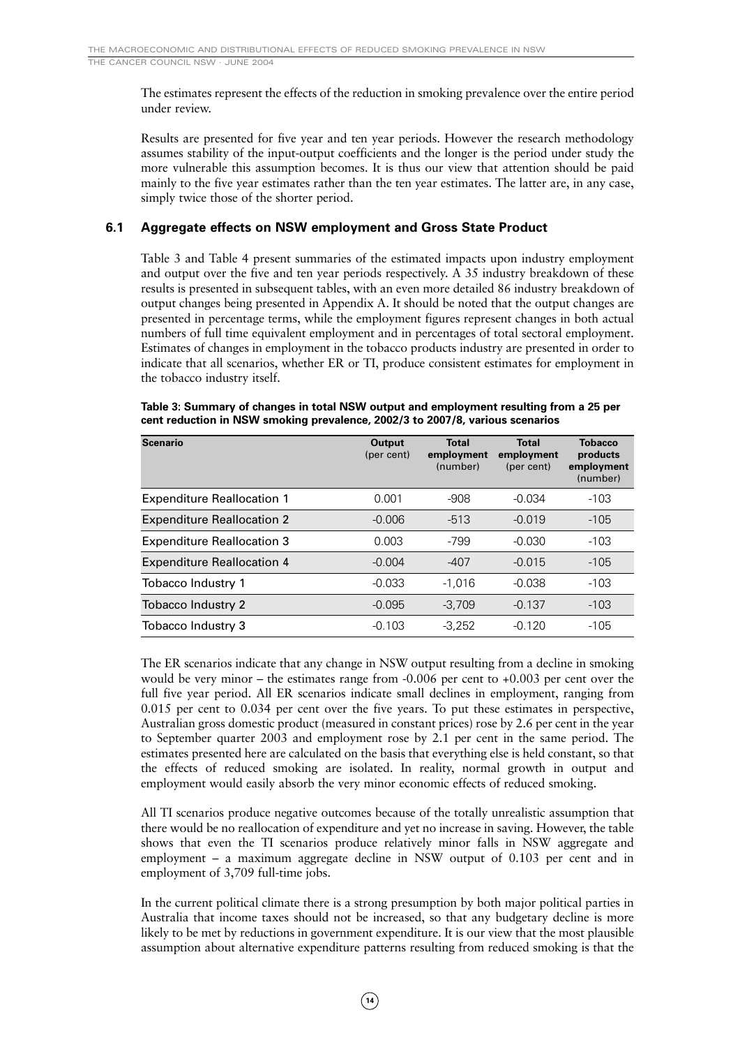The estimates represent the effects of the reduction in smoking prevalence over the entire period under review.

Results are presented for five year and ten year periods. However the research methodology assumes stability of the input-output coefficients and the longer is the period under study the more vulnerable this assumption becomes. It is thus our view that attention should be paid mainly to the five year estimates rather than the ten year estimates. The latter are, in any case, simply twice those of the shorter period.

### 6.1 Aggregate effects on NSW employment and Gross State Product

Table 3 and Table 4 present summaries of the estimated impacts upon industry employment and output over the five and ten year periods respectively. A 35 industry breakdown of these results is presented in subsequent tables, with an even more detailed 86 industry breakdown of output changes being presented in Appendix A. It should be noted that the output changes are presented in percentage terms, while the employment figures represent changes in both actual numbers of full time equivalent employment and in percentages of total sectoral employment. Estimates of changes in employment in the tobacco products industry are presented in order to indicate that all scenarios, whether ER or TI, produce consistent estimates for employment in the tobacco industry itself.

**Table 3: Summary of changes in total NSW output and employment resulting from a 25 per cent reduction in NSW smoking prevalence, 2002/3 to 2007/8, various scenarios**

| Scenario | Output (per cent) | Total employment (number) | Total employment (per cent) | Tobacco products employment (number) |
|---|---|---|---|---|
| Expenditure Reallocation 1 | 0.001 | -908 | -0.034 | -103 |
| Expenditure Reallocation 2 | -0.006 | -513 | -0.019 | -105 |
| Expenditure Reallocation 3 | 0.003 | -799 | -0.030 | -103 |
| Expenditure Reallocation 4 | -0.004 | -407 | -0.015 | -105 |
| Tobacco Industry 1 | -0.033 | -1,016 | -0.038 | -103 |
| Tobacco Industry 2 | -0.095 | -3,709 | -0.137 | -103 |
| Tobacco Industry 3 | -0.103 | -3,252 | -0.120 | -105 |

The ER scenarios indicate that any change in NSW output resulting from a decline in smoking would be very minor – the estimates range from -0.006 per cent to +0.003 per cent over the full five year period. All ER scenarios indicate small declines in employment, ranging from 0.015 per cent to 0.034 per cent over the five years. To put these estimates in perspective, Australian gross domestic product (measured in constant prices) rose by 2.6 per cent in the year to September quarter 2003 and employment rose by 2.1 per cent in the same period. The estimates presented here are calculated on the basis that everything else is held constant, so that the effects of reduced smoking are isolated. In reality, normal growth in output and employment would easily absorb the very minor economic effects of reduced smoking.

All TI scenarios produce negative outcomes because of the totally unrealistic assumption that there would be no reallocation of expenditure and yet no increase in saving. However, the table shows that even the TI scenarios produce relatively minor falls in NSW aggregate and employment – a maximum aggregate decline in NSW output of 0.103 per cent and in employment of 3,709 full-time jobs.

In the current political climate there is a strong presumption by both major political parties in Australia that income taxes should not be increased, so that any budgetary decline is more likely to be met by reductions in government expenditure. It is our view that the most plausible assumption about alternative expenditure patterns resulting from reduced smoking is that the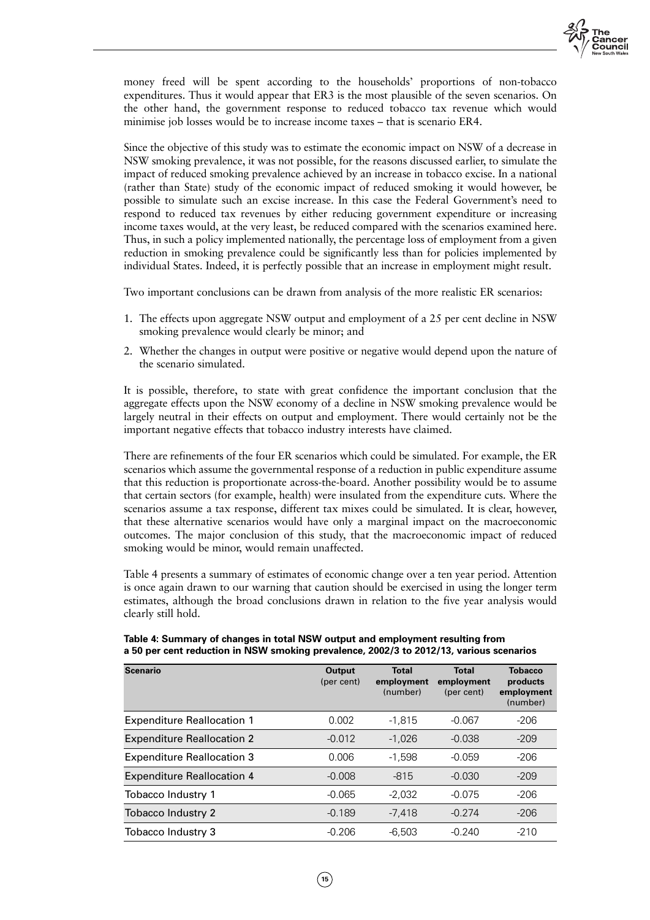money freed will be spent according to the households' proportions of non-tobacco expenditures. Thus it would appear that ER3 is the most plausible of the seven scenarios. On the other hand, the government response to reduced tobacco tax revenue which would minimise job losses would be to increase income taxes – that is scenario ER4.

Since the objective of this study was to estimate the economic impact on NSW of a decrease in NSW smoking prevalence, it was not possible, for the reasons discussed earlier, to simulate the impact of reduced smoking prevalence achieved by an increase in tobacco excise. In a national (rather than State) study of the economic impact of reduced smoking it would however, be possible to simulate such an excise increase. In this case the Federal Government's need to respond to reduced tax revenues by either reducing government expenditure or increasing income taxes would, at the very least, be reduced compared with the scenarios examined here. Thus, in such a policy implemented nationally, the percentage loss of employment from a given reduction in smoking prevalence could be significantly less than for policies implemented by individual States. Indeed, it is perfectly possible that an increase in employment might result.

Two important conclusions can be drawn from analysis of the more realistic ER scenarios:

1. The effects upon aggregate NSW output and employment of a 25 per cent decline in NSW smoking prevalence would clearly be minor; and
2. Whether the changes in output were positive or negative would depend upon the nature of the scenario simulated.

It is possible, therefore, to state with great confidence the important conclusion that the aggregate effects upon the NSW economy of a decline in NSW smoking prevalence would be largely neutral in their effects on output and employment. There would certainly not be the important negative effects that tobacco industry interests have claimed.

There are refinements of the four ER scenarios which could be simulated. For example, the ER scenarios which assume the governmental response of a reduction in public expenditure assume that this reduction is proportionate across-the-board. Another possibility would be to assume that certain sectors (for example, health) were insulated from the expenditure cuts. Where the scenarios assume a tax response, different tax mixes could be simulated. It is clear, however, that these alternative scenarios would have only a marginal impact on the macroeconomic outcomes. The major conclusion of this study, that the macroeconomic impact of reduced smoking would be minor, would remain unaffected.

Table 4 presents a summary of estimates of economic change over a ten year period. Attention is once again drawn to our warning that caution should be exercised in using the longer term estimates, although the broad conclusions drawn in relation to the five year analysis would clearly still hold.

**Table 4: Summary of changes in total NSW output and employment resulting from a 50 per cent reduction in NSW smoking prevalence, 2002/3 to 2012/13, various scenarios**

| Scenario | Output (per cent) | Total employment (number) | Total employment (per cent) | Tobacco products employment (number) |
|---|---|---|---|---|
| Expenditure Reallocation 1 | 0.002 | -1,815 | -0.067 | -206 |
| Expenditure Reallocation 2 | -0.012 | -1,026 | -0.038 | -209 |
| Expenditure Reallocation 3 | 0.006 | -1,598 | -0.059 | -206 |
| Expenditure Reallocation 4 | -0.008 | -815 | -0.030 | -209 |
| Tobacco Industry 1 | -0.065 | -2,032 | -0.075 | -206 |
| Tobacco Industry 2 | -0.189 | -7,418 | -0.274 | -206 |
| Tobacco Industry 3 | -0.206 | -6,503 | -0.240 | -210 |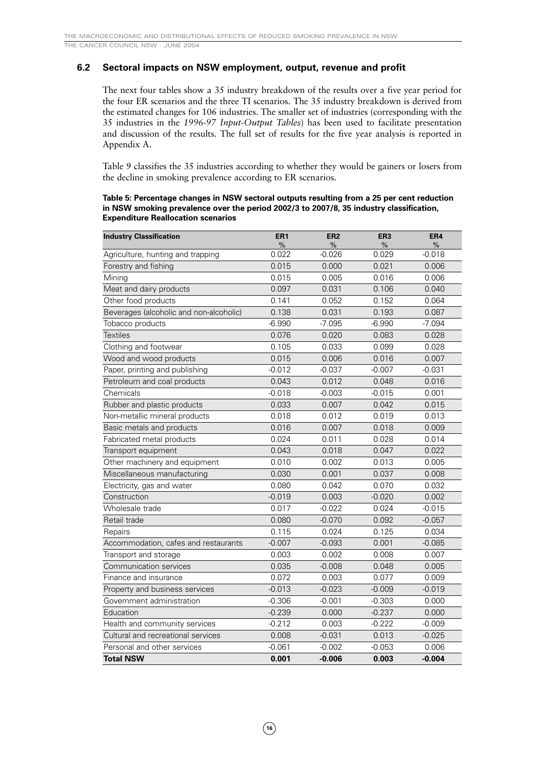## 6.2 Sectoral impacts on NSW employment, output, revenue and profit

The next four tables show a 35 industry breakdown of the results over a five year period for the four ER scenarios and the three TI scenarios. The 35 industry breakdown is derived from the estimated changes for 106 industries. The smaller set of industries (corresponding with the 35 industries in the *1996-97 Input-Output Tables*) has been used to facilitate presentation and discussion of the results. The full set of results for the five year analysis is reported in Appendix A.

Table 9 classifies the 35 industries according to whether they would be gainers or losers from the decline in smoking prevalence according to ER scenarios.

**Table 5: Percentage changes in NSW sectoral outputs resulting from a 25 per cent reduction in NSW smoking prevalence over the period 2002/3 to 2007/8, 35 industry classification, Expenditure Reallocation scenarios**

| Industry Classification | ER1 % | ER2 % | ER3 % | ER4 % |
|---|---|---|---|---|
| Agriculture, hunting and trapping | 0.022 | -0.026 | 0.029 | -0.018 |
| Forestry and fishing | 0.015 | 0.000 | 0.021 | 0.006 |
| Mining | 0.015 | 0.005 | 0.016 | 0.006 |
| Meat and dairy products | 0.097 | 0.031 | 0.106 | 0.040 |
| Other food products | 0.141 | 0.052 | 0.152 | 0.064 |
| Beverages (alcoholic and non-alcoholic) | 0.138 | 0.031 | 0.193 | 0.087 |
| Tobacco products | -6.990 | -7.095 | -6.990 | -7.094 |
| Textiles | 0.076 | 0.020 | 0.083 | 0.028 |
| Clothing and footwear | 0.105 | 0.033 | 0.099 | 0.028 |
| Wood and wood products | 0.015 | 0.006 | 0.016 | 0.007 |
| Paper, printing and publishing | -0.012 | -0.037 | -0.007 | -0.031 |
| Petroleum and coal products | 0.043 | 0.012 | 0.048 | 0.016 |
| Chemicals | -0.018 | -0.003 | -0.015 | 0.001 |
| Rubber and plastic products | 0.033 | 0.007 | 0.042 | 0.015 |
| Non-metallic mineral products | 0.018 | 0.012 | 0.019 | 0.013 |
| Basic metals and products | 0.016 | 0.007 | 0.018 | 0.009 |
| Fabricated metal products | 0.024 | 0.011 | 0.028 | 0.014 |
| Transport equipment | 0.043 | 0.018 | 0.047 | 0.022 |
| Other machinery and equipment | 0.010 | 0.002 | 0.013 | 0.005 |
| Miscellaneous manufacturing | 0.030 | 0.001 | 0.037 | 0.008 |
| Electricity, gas and water | 0.080 | 0.042 | 0.070 | 0.032 |
| Construction | -0.019 | 0.003 | -0.020 | 0.002 |
| Wholesale trade | 0.017 | -0.022 | 0.024 | -0.015 |
| Retail trade | 0.080 | -0.070 | 0.092 | -0.057 |
| Repairs | 0.115 | 0.024 | 0.125 | 0.034 |
| Accommodation, cafes and restaurants | -0.007 | -0.093 | 0.001 | -0.085 |
| Transport and storage | 0.003 | 0.002 | 0.008 | 0.007 |
| Communication services | 0.035 | -0.008 | 0.048 | 0.005 |
| Finance and insurance | 0.072 | 0.003 | 0.077 | 0.009 |
| Property and business services | -0.013 | -0.023 | -0.009 | -0.019 |
| Government administration | -0.306 | -0.001 | -0.303 | 0.000 |
| Education | -0.239 | 0.000 | -0.237 | 0.000 |
| Health and community services | -0.212 | 0.003 | -0.222 | -0.009 |
| Cultural and recreational services | 0.008 | -0.031 | 0.013 | -0.025 |
| Personal and other services | -0.061 | -0.002 | -0.053 | 0.006 |
| **Total NSW** | **0.001** | **-0.006** | **0.003** | **-0.004** |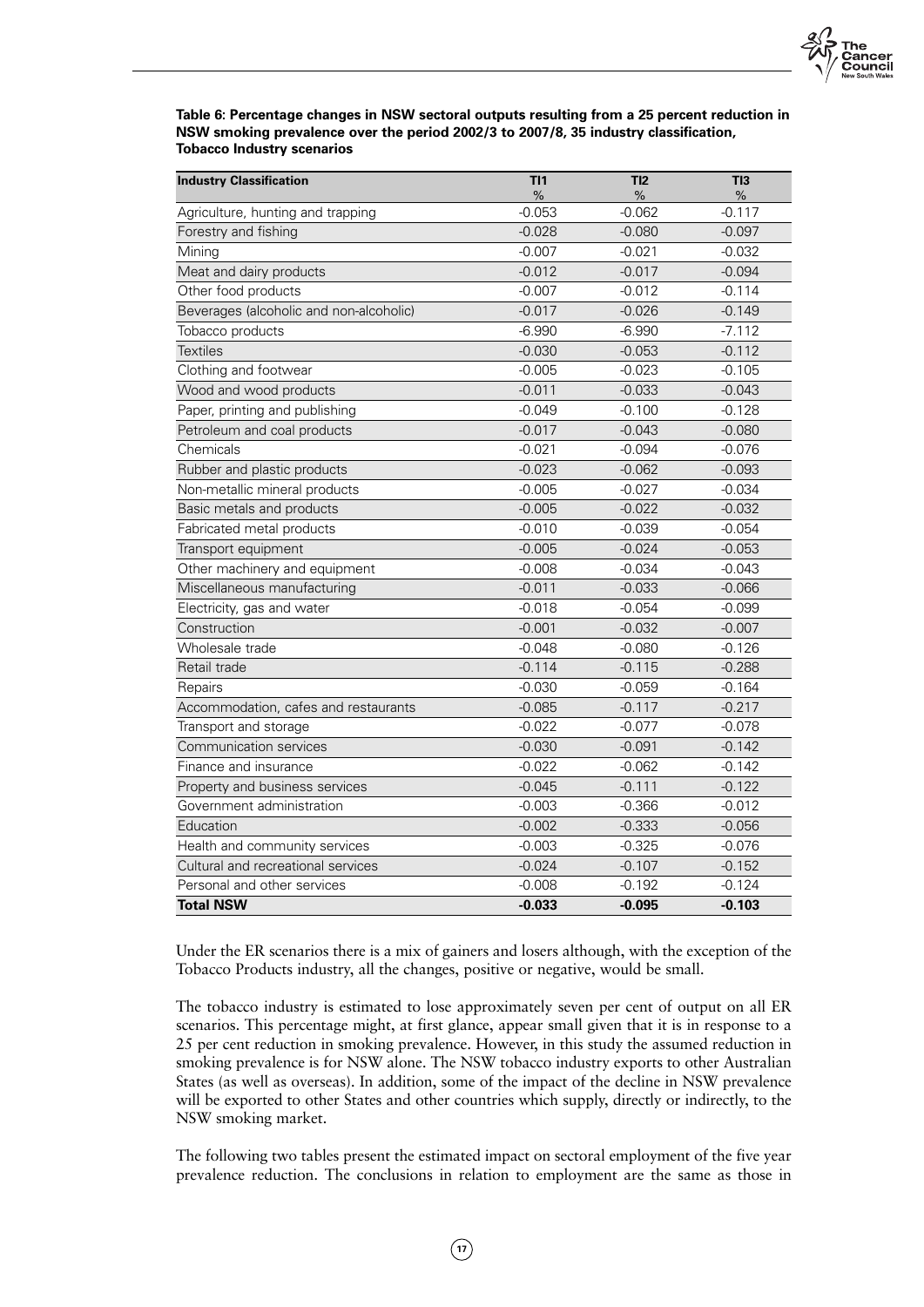**Table 6: Percentage changes in NSW sectoral outputs resulting from a 25 percent reduction in NSW smoking prevalence over the period 2002/3 to 2007/8, 35 industry classification, Tobacco Industry scenarios**

| Industry Classification | TI1 % | TI2 % | TI3 % |
|---|---|---|---|
| Agriculture, hunting and trapping | -0.053 | -0.062 | -0.117 |
| Forestry and fishing | -0.028 | -0.080 | -0.097 |
| Mining | -0.007 | -0.021 | -0.032 |
| Meat and dairy products | -0.012 | -0.017 | -0.094 |
| Other food products | -0.007 | -0.012 | -0.114 |
| Beverages (alcoholic and non-alcoholic) | -0.017 | -0.026 | -0.149 |
| Tobacco products | -6.990 | -6.990 | -7.112 |
| Textiles | -0.030 | -0.053 | -0.112 |
| Clothing and footwear | -0.005 | -0.023 | -0.105 |
| Wood and wood products | -0.011 | -0.033 | -0.043 |
| Paper, printing and publishing | -0.049 | -0.100 | -0.128 |
| Petroleum and coal products | -0.017 | -0.043 | -0.080 |
| Chemicals | -0.021 | -0.094 | -0.076 |
| Rubber and plastic products | -0.023 | -0.062 | -0.093 |
| Non-metallic mineral products | -0.005 | -0.027 | -0.034 |
| Basic metals and products | -0.005 | -0.022 | -0.032 |
| Fabricated metal products | -0.010 | -0.039 | -0.054 |
| Transport equipment | -0.005 | -0.024 | -0.053 |
| Other machinery and equipment | -0.008 | -0.034 | -0.043 |
| Miscellaneous manufacturing | -0.011 | -0.033 | -0.066 |
| Electricity, gas and water | -0.018 | -0.054 | -0.099 |
| Construction | -0.001 | -0.032 | -0.007 |
| Wholesale trade | -0.048 | -0.080 | -0.126 |
| Retail trade | -0.114 | -0.115 | -0.288 |
| Repairs | -0.030 | -0.059 | -0.164 |
| Accommodation, cafes and restaurants | -0.085 | -0.117 | -0.217 |
| Transport and storage | -0.022 | -0.077 | -0.078 |
| Communication services | -0.030 | -0.091 | -0.142 |
| Finance and insurance | -0.022 | -0.062 | -0.142 |
| Property and business services | -0.045 | -0.111 | -0.122 |
| Government administration | -0.003 | -0.366 | -0.012 |
| Education | -0.002 | -0.333 | -0.056 |
| Health and community services | -0.003 | -0.325 | -0.076 |
| Cultural and recreational services | -0.024 | -0.107 | -0.152 |
| Personal and other services | -0.008 | -0.192 | -0.124 |
| **Total NSW** | **-0.033** | **-0.095** | **-0.103** |

Under the ER scenarios there is a mix of gainers and losers although, with the exception of the Tobacco Products industry, all the changes, positive or negative, would be small.

The tobacco industry is estimated to lose approximately seven per cent of output on all ER scenarios. This percentage might, at first glance, appear small given that it is in response to a 25 per cent reduction in smoking prevalence. However, in this study the assumed reduction in smoking prevalence is for NSW alone. The NSW tobacco industry exports to other Australian States (as well as overseas). In addition, some of the impact of the decline in NSW prevalence will be exported to other States and other countries which supply, directly or indirectly, to the NSW smoking market.

The following two tables present the estimated impact on sectoral employment of the five year prevalence reduction. The conclusions in relation to employment are the same as those in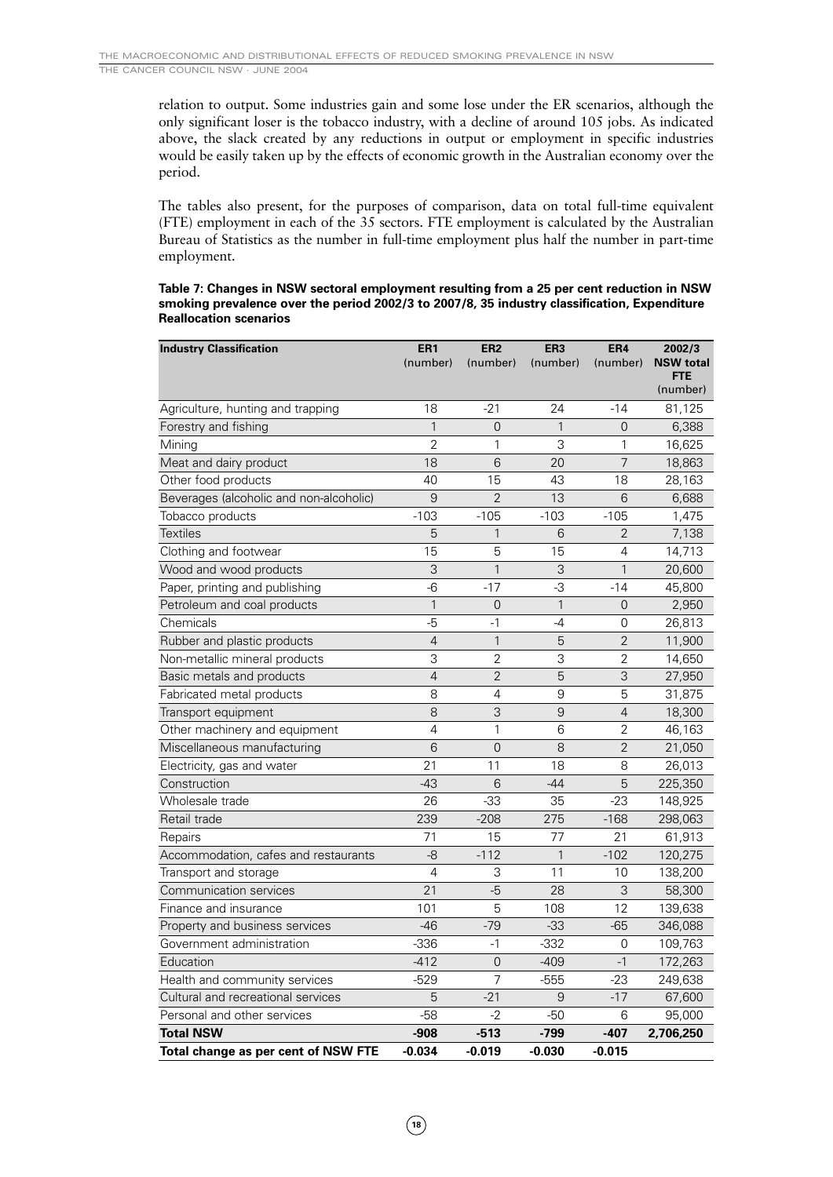relation to output. Some industries gain and some lose under the ER scenarios, although the only significant loser is the tobacco industry, with a decline of around 105 jobs. As indicated above, the slack created by any reductions in output or employment in specific industries would be easily taken up by the effects of economic growth in the Australian economy over the period.

The tables also present, for the purposes of comparison, data on total full-time equivalent (FTE) employment in each of the 35 sectors. FTE employment is calculated by the Australian Bureau of Statistics as the number in full-time employment plus half the number in part-time employment.

**Table 7: Changes in NSW sectoral employment resulting from a 25 per cent reduction in NSW smoking prevalence over the period 2002/3 to 2007/8, 35 industry classification, Expenditure Reallocation scenarios**

| Industry Classification | ER1 (number) | ER2 (number) | ER3 (number) | ER4 (number) | 2002/3 NSW total FTE (number) |
|---|---|---|---|---|---|
| Agriculture, hunting and trapping | 18 | -21 | 24 | -14 | 81,125 |
| Forestry and fishing | 1 | 0 | 1 | 0 | 6,388 |
| Mining | 2 | 1 | 3 | 1 | 16,625 |
| Meat and dairy product | 18 | 6 | 20 | 7 | 18,863 |
| Other food products | 40 | 15 | 43 | 18 | 28,163 |
| Beverages (alcoholic and non-alcoholic) | 9 | 2 | 13 | 6 | 6,688 |
| Tobacco products | -103 | -105 | -103 | -105 | 1,475 |
| Textiles | 5 | 1 | 6 | 2 | 7,138 |
| Clothing and footwear | 15 | 5 | 15 | 4 | 14,713 |
| Wood and wood products | 3 | 1 | 3 | 1 | 20,600 |
| Paper, printing and publishing | -6 | -17 | -3 | -14 | 45,800 |
| Petroleum and coal products | 1 | 0 | 1 | 0 | 2,950 |
| Chemicals | -5 | -1 | -4 | 0 | 26,813 |
| Rubber and plastic products | 4 | 1 | 5 | 2 | 11,900 |
| Non-metallic mineral products | 3 | 2 | 3 | 2 | 14,650 |
| Basic metals and products | 4 | 2 | 5 | 3 | 27,950 |
| Fabricated metal products | 8 | 4 | 9 | 5 | 31,875 |
| Transport equipment | 8 | 3 | 9 | 4 | 18,300 |
| Other machinery and equipment | 4 | 1 | 6 | 2 | 46,163 |
| Miscellaneous manufacturing | 6 | 0 | 8 | 2 | 21,050 |
| Electricity, gas and water | 21 | 11 | 18 | 8 | 26,013 |
| Construction | -43 | 6 | -44 | 5 | 225,350 |
| Wholesale trade | 26 | -33 | 35 | -23 | 148,925 |
| Retail trade | 239 | -208 | 275 | -168 | 298,063 |
| Repairs | 71 | 15 | 77 | 21 | 61,913 |
| Accommodation, cafes and restaurants | -8 | -112 | 1 | -102 | 120,275 |
| Transport and storage | 4 | 3 | 11 | 10 | 138,200 |
| Communication services | 21 | -5 | 28 | 3 | 58,300 |
| Finance and insurance | 101 | 5 | 108 | 12 | 139,638 |
| Property and business services | -46 | -79 | -33 | -65 | 346,088 |
| Government administration | -336 | -1 | -332 | 0 | 109,763 |
| Education | -412 | 0 | -409 | -1 | 172,263 |
| Health and community services | -529 | 7 | -555 | -23 | 249,638 |
| Cultural and recreational services | 5 | -21 | 9 | -17 | 67,600 |
| Personal and other services | -58 | -2 | -50 | 6 | 95,000 |
| **Total NSW** | **-908** | **-513** | **-799** | **-407** | **2,706,250** |
| **Total change as per cent of NSW FTE** | **-0.034** | **-0.019** | **-0.030** | **-0.015** | |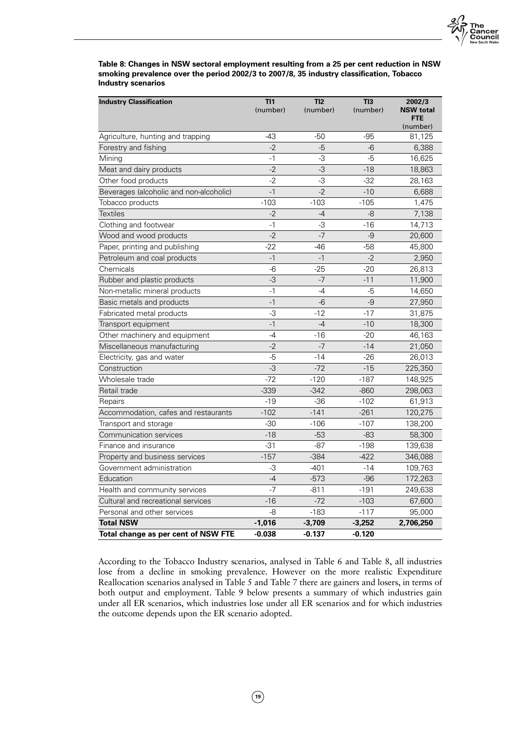**Table 8: Changes in NSW sectoral employment resulting from a 25 per cent reduction in NSW smoking prevalence over the period 2002/3 to 2007/8, 35 industry classification, Tobacco Industry scenarios**

| Industry Classification | TI1 (number) | TI2 (number) | TI3 (number) | 2002/3 NSW total FTE (number) |
|---|---|---|---|---|
| Agriculture, hunting and trapping | -43 | -50 | -95 | 81,125 |
| Forestry and fishing | -2 | -5 | -6 | 6,388 |
| Mining | -1 | -3 | -5 | 16,625 |
| Meat and dairy products | -2 | -3 | -18 | 18,863 |
| Other food products | -2 | -3 | -32 | 28,163 |
| Beverages (alcoholic and non-alcoholic) | -1 | -2 | -10 | 6,688 |
| Tobacco products | -103 | -103 | -105 | 1,475 |
| Textiles | -2 | -4 | -8 | 7,138 |
| Clothing and footwear | -1 | -3 | -16 | 14,713 |
| Wood and wood products | -2 | -7 | -9 | 20,600 |
| Paper, printing and publishing | -22 | -46 | -58 | 45,800 |
| Petroleum and coal products | -1 | -1 | -2 | 2,950 |
| Chemicals | -6 | -25 | -20 | 26,813 |
| Rubber and plastic products | -3 | -7 | -11 | 11,900 |
| Non-metallic mineral products | -1 | -4 | -5 | 14,650 |
| Basic metals and products | -1 | -6 | -9 | 27,950 |
| Fabricated metal products | -3 | -12 | -17 | 31,875 |
| Transport equipment | -1 | -4 | -10 | 18,300 |
| Other machinery and equipment | -4 | -16 | -20 | 46,163 |
| Miscellaneous manufacturing | -2 | -7 | -14 | 21,050 |
| Electricity, gas and water | -5 | -14 | -26 | 26,013 |
| Construction | -3 | -72 | -15 | 225,350 |
| Wholesale trade | -72 | -120 | -187 | 148,925 |
| Retail trade | -339 | -342 | -860 | 298,063 |
| Repairs | -19 | -36 | -102 | 61,913 |
| Accommodation, cafes and restaurants | -102 | -141 | -261 | 120,275 |
| Transport and storage | -30 | -106 | -107 | 138,200 |
| Communication services | -18 | -53 | -83 | 58,300 |
| Finance and insurance | -31 | -87 | -198 | 139,638 |
| Property and business services | -157 | -384 | -422 | 346,088 |
| Government administration | -3 | -401 | -14 | 109,763 |
| Education | -4 | -573 | -96 | 172,263 |
| Health and community services | -7 | -811 | -191 | 249,638 |
| Cultural and recreational services | -16 | -72 | -103 | 67,600 |
| Personal and other services | -8 | -183 | -117 | 95,000 |
| **Total NSW** | **-1,016** | **-3,709** | **-3,252** | **2,706,250** |
| **Total change as per cent of NSW FTE** | **-0.038** | **-0.137** | **-0.120** | |

According to the Tobacco Industry scenarios, analysed in Table 6 and Table 8, all industries lose from a decline in smoking prevalence. However on the more realistic Expenditure Reallocation scenarios analysed in Table 5 and Table 7 there are gainers and losers, in terms of both output and employment. Table 9 below presents a summary of which industries gain under all ER scenarios, which industries lose under all ER scenarios and for which industries the outcome depends upon the ER scenario adopted.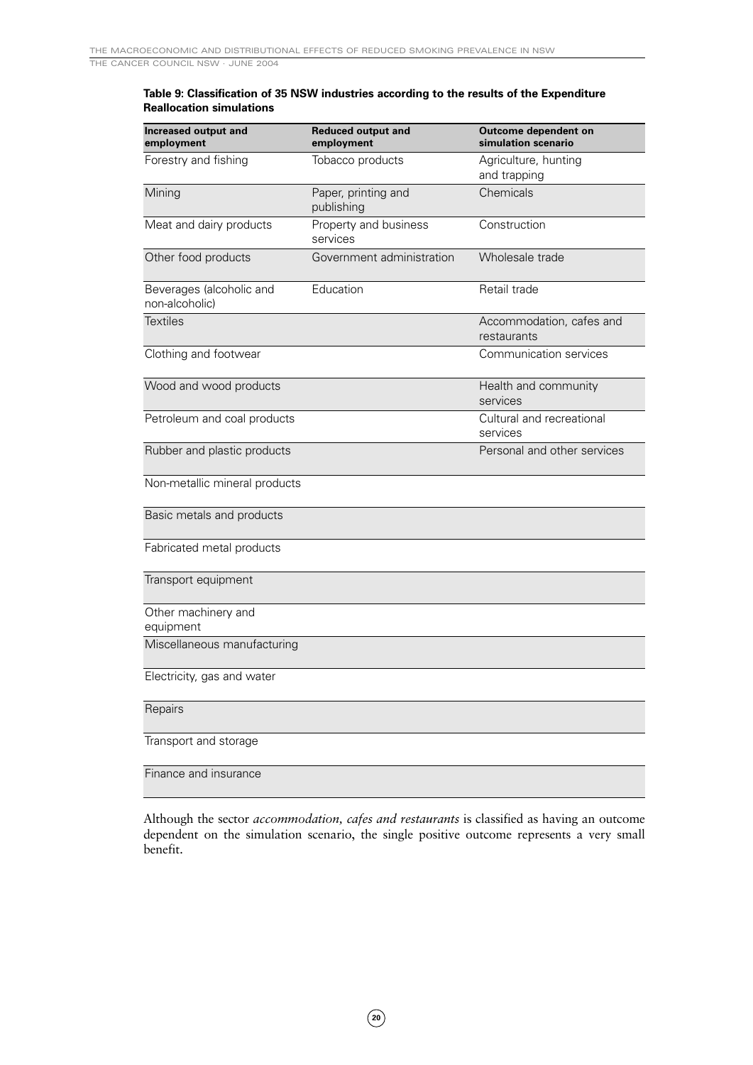**Table 9: Classification of 35 NSW industries according to the results of the Expenditure Reallocation simulations**

| Increased output and employment | Reduced output and employment | Outcome dependent on simulation scenario |
|---|---|---|
| Forestry and fishing | Tobacco products | Agriculture, hunting and trapping |
| Mining | Paper, printing and publishing | Chemicals |
| Meat and dairy products | Property and business services | Construction |
| Other food products | Government administration | Wholesale trade |
| Beverages (alcoholic and non-alcoholic) | Education | Retail trade |
| Textiles | | Accommodation, cafes and restaurants |
| Clothing and footwear | | Communication services |
| Wood and wood products | | Health and community services |
| Petroleum and coal products | | Cultural and recreational services |
| Rubber and plastic products | | Personal and other services |
| Non-metallic mineral products | | |
| Basic metals and products | | |
| Fabricated metal products | | |
| Transport equipment | | |
| Other machinery and equipment | | |
| Miscellaneous manufacturing | | |
| Electricity, gas and water | | |
| Repairs | | |
| Transport and storage | | |
| Finance and insurance | | |

Although the sector *accommodation, cafes and restaurants* is classified as having an outcome dependent on the simulation scenario, the single positive outcome represents a very small benefit.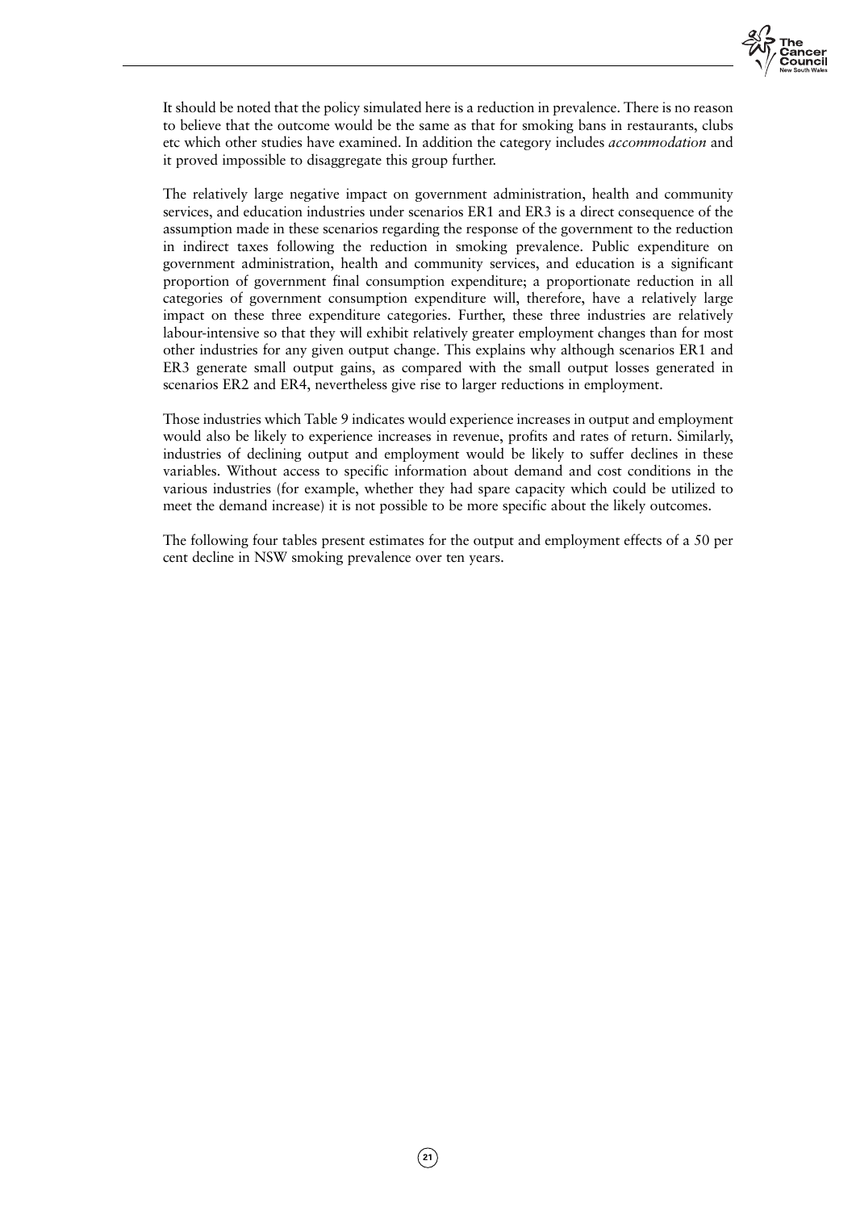It should be noted that the policy simulated here is a reduction in prevalence. There is no reason to believe that the outcome would be the same as that for smoking bans in restaurants, clubs etc which other studies have examined. In addition the category includes *accommodation* and it proved impossible to disaggregate this group further.

The relatively large negative impact on government administration, health and community services, and education industries under scenarios ER1 and ER3 is a direct consequence of the assumption made in these scenarios regarding the response of the government to the reduction in indirect taxes following the reduction in smoking prevalence. Public expenditure on government administration, health and community services, and education is a significant proportion of government final consumption expenditure; a proportionate reduction in all categories of government consumption expenditure will, therefore, have a relatively large impact on these three expenditure categories. Further, these three industries are relatively labour-intensive so that they will exhibit relatively greater employment changes than for most other industries for any given output change. This explains why although scenarios ER1 and ER3 generate small output gains, as compared with the small output losses generated in scenarios ER2 and ER4, nevertheless give rise to larger reductions in employment.

Those industries which Table 9 indicates would experience increases in output and employment would also be likely to experience increases in revenue, profits and rates of return. Similarly, industries of declining output and employment would be likely to suffer declines in these variables. Without access to specific information about demand and cost conditions in the various industries (for example, whether they had spare capacity which could be utilized to meet the demand increase) it is not possible to be more specific about the likely outcomes.

The following four tables present estimates for the output and employment effects of a 50 per cent decline in NSW smoking prevalence over ten years.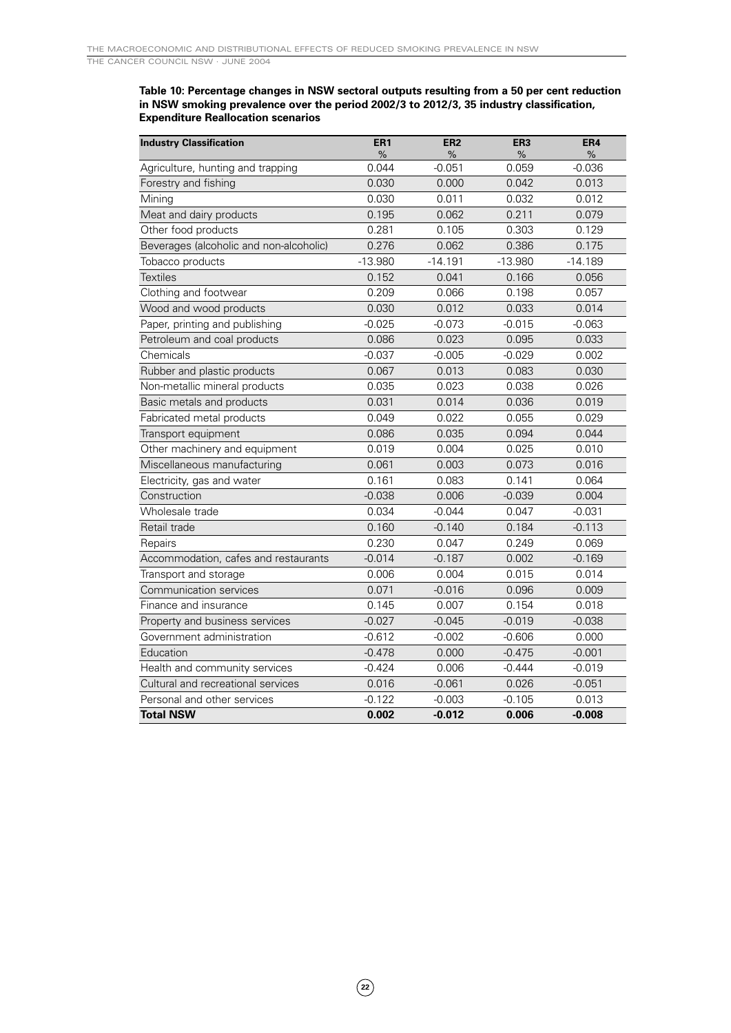**Table 10: Percentage changes in NSW sectoral outputs resulting from a 50 per cent reduction in NSW smoking prevalence over the period 2002/3 to 2012/3, 35 industry classification, Expenditure Reallocation scenarios**

| Industry Classification | ER1 % | ER2 % | ER3 % | ER4 % |
|---|---|---|---|---|
| Agriculture, hunting and trapping | 0.044 | -0.051 | 0.059 | -0.036 |
| Forestry and fishing | 0.030 | 0.000 | 0.042 | 0.013 |
| Mining | 0.030 | 0.011 | 0.032 | 0.012 |
| Meat and dairy products | 0.195 | 0.062 | 0.211 | 0.079 |
| Other food products | 0.281 | 0.105 | 0.303 | 0.129 |
| Beverages (alcoholic and non-alcoholic) | 0.276 | 0.062 | 0.386 | 0.175 |
| Tobacco products | -13.980 | -14.191 | -13.980 | -14.189 |
| Textiles | 0.152 | 0.041 | 0.166 | 0.056 |
| Clothing and footwear | 0.209 | 0.066 | 0.198 | 0.057 |
| Wood and wood products | 0.030 | 0.012 | 0.033 | 0.014 |
| Paper, printing and publishing | -0.025 | -0.073 | -0.015 | -0.063 |
| Petroleum and coal products | 0.086 | 0.023 | 0.095 | 0.033 |
| Chemicals | -0.037 | -0.005 | -0.029 | 0.002 |
| Rubber and plastic products | 0.067 | 0.013 | 0.083 | 0.030 |
| Non-metallic mineral products | 0.035 | 0.023 | 0.038 | 0.026 |
| Basic metals and products | 0.031 | 0.014 | 0.036 | 0.019 |
| Fabricated metal products | 0.049 | 0.022 | 0.055 | 0.029 |
| Transport equipment | 0.086 | 0.035 | 0.094 | 0.044 |
| Other machinery and equipment | 0.019 | 0.004 | 0.025 | 0.010 |
| Miscellaneous manufacturing | 0.061 | 0.003 | 0.073 | 0.016 |
| Electricity, gas and water | 0.161 | 0.083 | 0.141 | 0.064 |
| Construction | -0.038 | 0.006 | -0.039 | 0.004 |
| Wholesale trade | 0.034 | -0.044 | 0.047 | -0.031 |
| Retail trade | 0.160 | -0.140 | 0.184 | -0.113 |
| Repairs | 0.230 | 0.047 | 0.249 | 0.069 |
| Accommodation, cafes and restaurants | -0.014 | -0.187 | 0.002 | -0.169 |
| Transport and storage | 0.006 | 0.004 | 0.015 | 0.014 |
| Communication services | 0.071 | -0.016 | 0.096 | 0.009 |
| Finance and insurance | 0.145 | 0.007 | 0.154 | 0.018 |
| Property and business services | -0.027 | -0.045 | -0.019 | -0.038 |
| Government administration | -0.612 | -0.002 | -0.606 | 0.000 |
| Education | -0.478 | 0.000 | -0.475 | -0.001 |
| Health and community services | -0.424 | 0.006 | -0.444 | -0.019 |
| Cultural and recreational services | 0.016 | -0.061 | 0.026 | -0.051 |
| Personal and other services | -0.122 | -0.003 | -0.105 | 0.013 |
| **Total NSW** | **0.002** | **-0.012** | **0.006** | **-0.008** |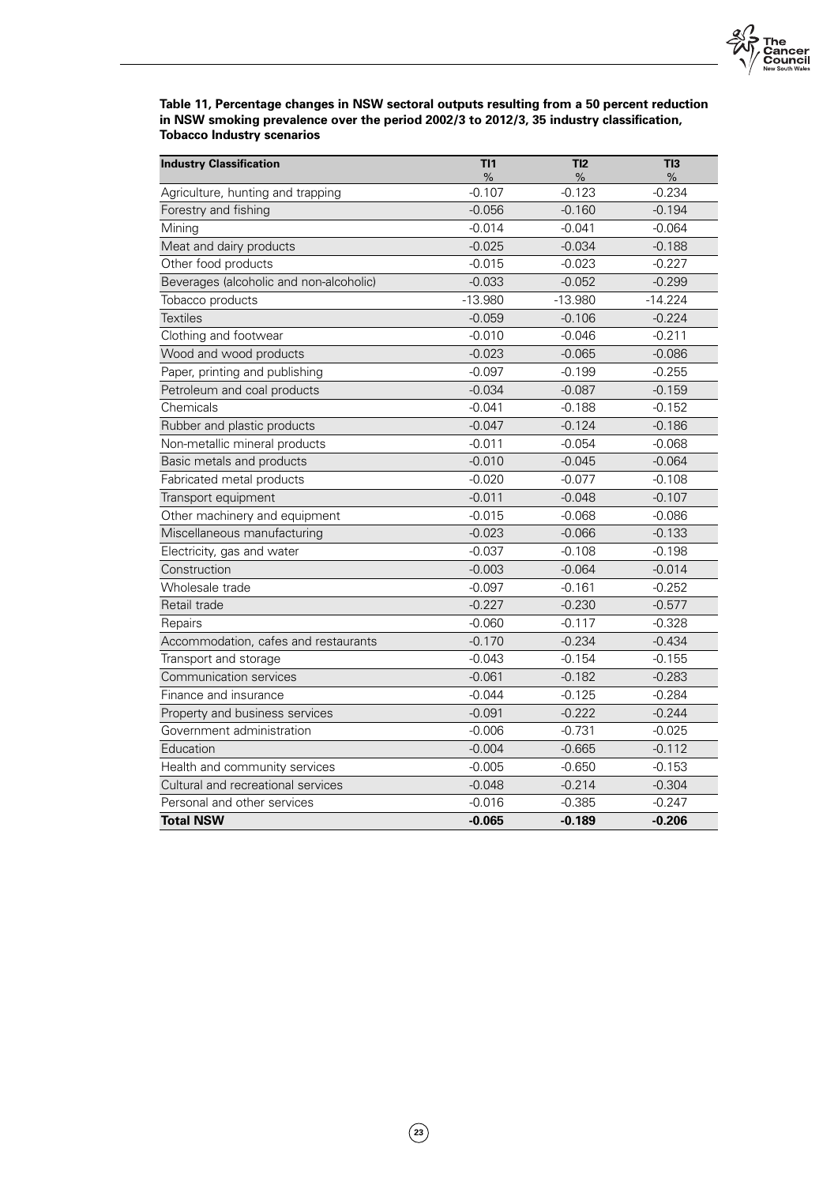**Table 11, Percentage changes in NSW sectoral outputs resulting from a 50 percent reduction in NSW smoking prevalence over the period 2002/3 to 2012/3, 35 industry classification, Tobacco Industry scenarios**

| Industry Classification | TI1 % | TI2 % | TI3 % |
|---|---|---|---|
| Agriculture, hunting and trapping | -0.107 | -0.123 | -0.234 |
| Forestry and fishing | -0.056 | -0.160 | -0.194 |
| Mining | -0.014 | -0.041 | -0.064 |
| Meat and dairy products | -0.025 | -0.034 | -0.188 |
| Other food products | -0.015 | -0.023 | -0.227 |
| Beverages (alcoholic and non-alcoholic) | -0.033 | -0.052 | -0.299 |
| Tobacco products | -13.980 | -13.980 | -14.224 |
| Textiles | -0.059 | -0.106 | -0.224 |
| Clothing and footwear | -0.010 | -0.046 | -0.211 |
| Wood and wood products | -0.023 | -0.065 | -0.086 |
| Paper, printing and publishing | -0.097 | -0.199 | -0.255 |
| Petroleum and coal products | -0.034 | -0.087 | -0.159 |
| Chemicals | -0.041 | -0.188 | -0.152 |
| Rubber and plastic products | -0.047 | -0.124 | -0.186 |
| Non-metallic mineral products | -0.011 | -0.054 | -0.068 |
| Basic metals and products | -0.010 | -0.045 | -0.064 |
| Fabricated metal products | -0.020 | -0.077 | -0.108 |
| Transport equipment | -0.011 | -0.048 | -0.107 |
| Other machinery and equipment | -0.015 | -0.068 | -0.086 |
| Miscellaneous manufacturing | -0.023 | -0.066 | -0.133 |
| Electricity, gas and water | -0.037 | -0.108 | -0.198 |
| Construction | -0.003 | -0.064 | -0.014 |
| Wholesale trade | -0.097 | -0.161 | -0.252 |
| Retail trade | -0.227 | -0.230 | -0.577 |
| Repairs | -0.060 | -0.117 | -0.328 |
| Accommodation, cafes and restaurants | -0.170 | -0.234 | -0.434 |
| Transport and storage | -0.043 | -0.154 | -0.155 |
| Communication services | -0.061 | -0.182 | -0.283 |
| Finance and insurance | -0.044 | -0.125 | -0.284 |
| Property and business services | -0.091 | -0.222 | -0.244 |
| Government administration | -0.006 | -0.731 | -0.025 |
| Education | -0.004 | -0.665 | -0.112 |
| Health and community services | -0.005 | -0.650 | -0.153 |
| Cultural and recreational services | -0.048 | -0.214 | -0.304 |
| Personal and other services | -0.016 | -0.385 | -0.247 |
| **Total NSW** | **-0.065** | **-0.189** | **-0.206** |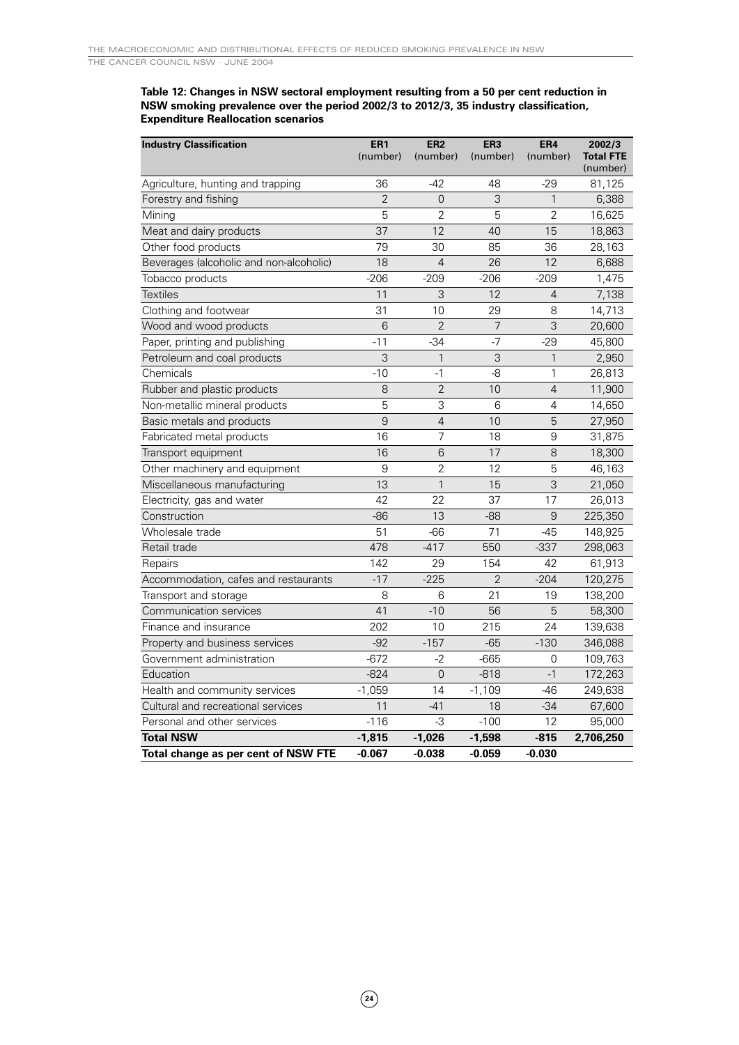**Table 12: Changes in NSW sectoral employment resulting from a 50 per cent reduction in NSW smoking prevalence over the period 2002/3 to 2012/3, 35 industry classification, Expenditure Reallocation scenarios**

| Industry Classification | ER1 (number) | ER2 (number) | ER3 (number) | ER4 (number) | 2002/3 Total FTE (number) |
|---|---|---|---|---|---|
| Agriculture, hunting and trapping | 36 | -42 | 48 | -29 | 81,125 |
| Forestry and fishing | 2 | 0 | 3 | 1 | 6,388 |
| Mining | 5 | 2 | 5 | 2 | 16,625 |
| Meat and dairy products | 37 | 12 | 40 | 15 | 18,863 |
| Other food products | 79 | 30 | 85 | 36 | 28,163 |
| Beverages (alcoholic and non-alcoholic) | 18 | 4 | 26 | 12 | 6,688 |
| Tobacco products | -206 | -209 | -206 | -209 | 1,475 |
| Textiles | 11 | 3 | 12 | 4 | 7,138 |
| Clothing and footwear | 31 | 10 | 29 | 8 | 14,713 |
| Wood and wood products | 6 | 2 | 7 | 3 | 20,600 |
| Paper, printing and publishing | -11 | -34 | -7 | -29 | 45,800 |
| Petroleum and coal products | 3 | 1 | 3 | 1 | 2,950 |
| Chemicals | -10 | -1 | -8 | 1 | 26,813 |
| Rubber and plastic products | 8 | 2 | 10 | 4 | 11,900 |
| Non-metallic mineral products | 5 | 3 | 6 | 4 | 14,650 |
| Basic metals and products | 9 | 4 | 10 | 5 | 27,950 |
| Fabricated metal products | 16 | 7 | 18 | 9 | 31,875 |
| Transport equipment | 16 | 6 | 17 | 8 | 18,300 |
| Other machinery and equipment | 9 | 2 | 12 | 5 | 46,163 |
| Miscellaneous manufacturing | 13 | 1 | 15 | 3 | 21,050 |
| Electricity, gas and water | 42 | 22 | 37 | 17 | 26,013 |
| Construction | -86 | 13 | -88 | 9 | 225,350 |
| Wholesale trade | 51 | -66 | 71 | -45 | 148,925 |
| Retail trade | 478 | -417 | 550 | -337 | 298,063 |
| Repairs | 142 | 29 | 154 | 42 | 61,913 |
| Accommodation, cafes and restaurants | -17 | -225 | 2 | -204 | 120,275 |
| Transport and storage | 8 | 6 | 21 | 19 | 138,200 |
| Communication services | 41 | -10 | 56 | 5 | 58,300 |
| Finance and insurance | 202 | 10 | 215 | 24 | 139,638 |
| Property and business services | -92 | -157 | -65 | -130 | 346,088 |
| Government administration | -672 | -2 | -665 | 0 | 109,763 |
| Education | -824 | 0 | -818 | -1 | 172,263 |
| Health and community services | -1,059 | 14 | -1,109 | -46 | 249,638 |
| Cultural and recreational services | 11 | -41 | 18 | -34 | 67,600 |
| Personal and other services | -116 | -3 | -100 | 12 | 95,000 |
| **Total NSW** | **-1,815** | **-1,026** | **-1,598** | **-815** | **2,706,250** |
| **Total change as per cent of NSW FTE** | **-0.067** | **-0.038** | **-0.059** | **-0.030** | |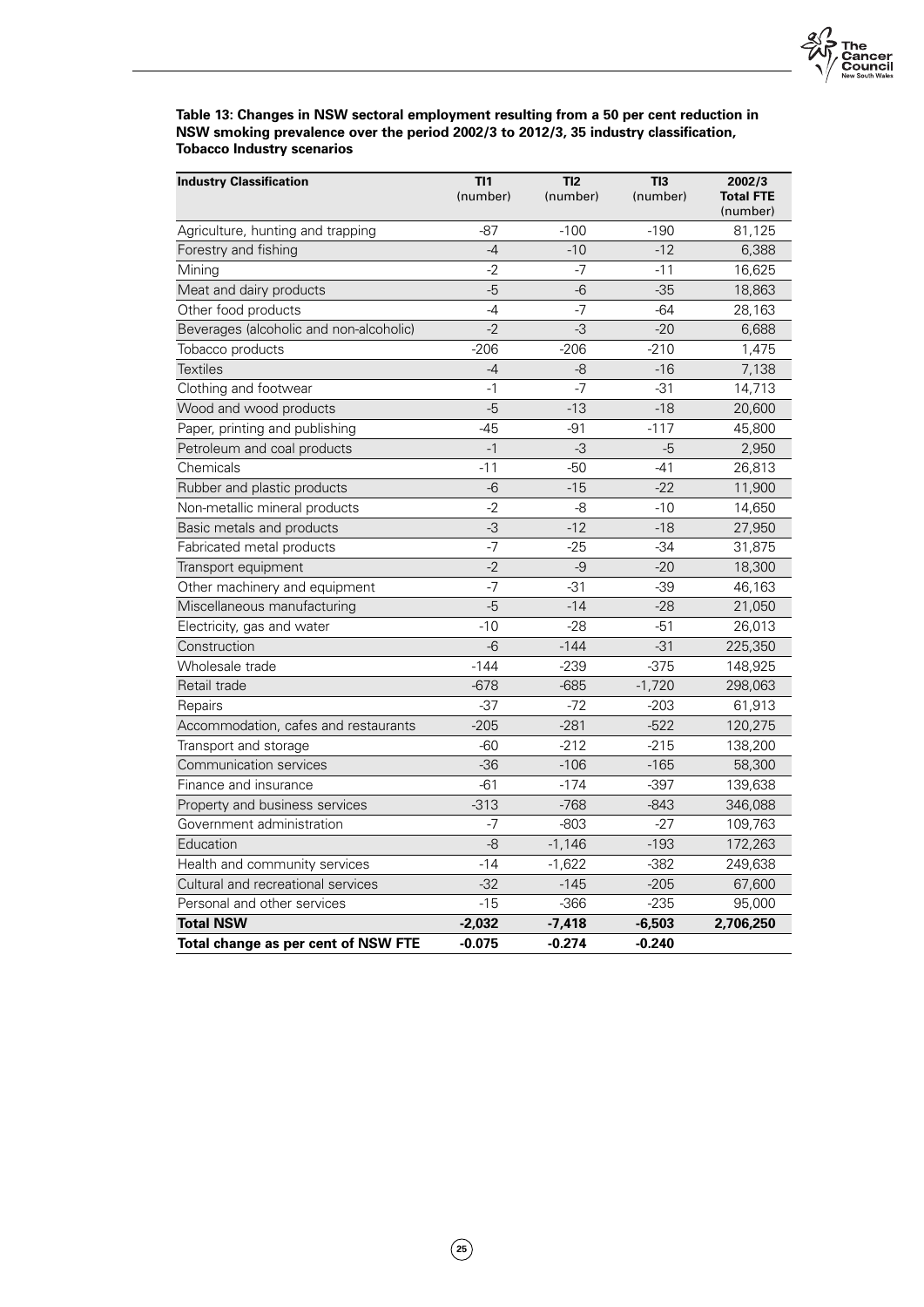**Table 13: Changes in NSW sectoral employment resulting from a 50 per cent reduction in NSW smoking prevalence over the period 2002/3 to 2012/3, 35 industry classification, Tobacco Industry scenarios**

| Industry Classification | TI1 (number) | TI2 (number) | TI3 (number) | 2002/3 Total FTE (number) |
|---|---|---|---|---|
| Agriculture, hunting and trapping | -87 | -100 | -190 | 81,125 |
| Forestry and fishing | -4 | -10 | -12 | 6,388 |
| Mining | -2 | -7 | -11 | 16,625 |
| Meat and dairy products | -5 | -6 | -35 | 18,863 |
| Other food products | -4 | -7 | -64 | 28,163 |
| Beverages (alcoholic and non-alcoholic) | -2 | -3 | -20 | 6,688 |
| Tobacco products | -206 | -206 | -210 | 1,475 |
| Textiles | -4 | -8 | -16 | 7,138 |
| Clothing and footwear | -1 | -7 | -31 | 14,713 |
| Wood and wood products | -5 | -13 | -18 | 20,600 |
| Paper, printing and publishing | -45 | -91 | -117 | 45,800 |
| Petroleum and coal products | -1 | -3 | -5 | 2,950 |
| Chemicals | -11 | -50 | -41 | 26,813 |
| Rubber and plastic products | -6 | -15 | -22 | 11,900 |
| Non-metallic mineral products | -2 | -8 | -10 | 14,650 |
| Basic metals and products | -3 | -12 | -18 | 27,950 |
| Fabricated metal products | -7 | -25 | -34 | 31,875 |
| Transport equipment | -2 | -9 | -20 | 18,300 |
| Other machinery and equipment | -7 | -31 | -39 | 46,163 |
| Miscellaneous manufacturing | -5 | -14 | -28 | 21,050 |
| Electricity, gas and water | -10 | -28 | -51 | 26,013 |
| Construction | -6 | -144 | -31 | 225,350 |
| Wholesale trade | -144 | -239 | -375 | 148,925 |
| Retail trade | -678 | -685 | -1,720 | 298,063 |
| Repairs | -37 | -72 | -203 | 61,913 |
| Accommodation, cafes and restaurants | -205 | -281 | -522 | 120,275 |
| Transport and storage | -60 | -212 | -215 | 138,200 |
| Communication services | -36 | -106 | -165 | 58,300 |
| Finance and insurance | -61 | -174 | -397 | 139,638 |
| Property and business services | -313 | -768 | -843 | 346,088 |
| Government administration | -7 | -803 | -27 | 109,763 |
| Education | -8 | -1,146 | -193 | 172,263 |
| Health and community services | -14 | -1,622 | -382 | 249,638 |
| Cultural and recreational services | -32 | -145 | -205 | 67,600 |
| Personal and other services | -15 | -366 | -235 | 95,000 |
| **Total NSW** | **-2,032** | **-7,418** | **-6,503** | **2,706,250** |
| **Total change as per cent of NSW FTE** | **-0.075** | **-0.274** | **-0.240** | |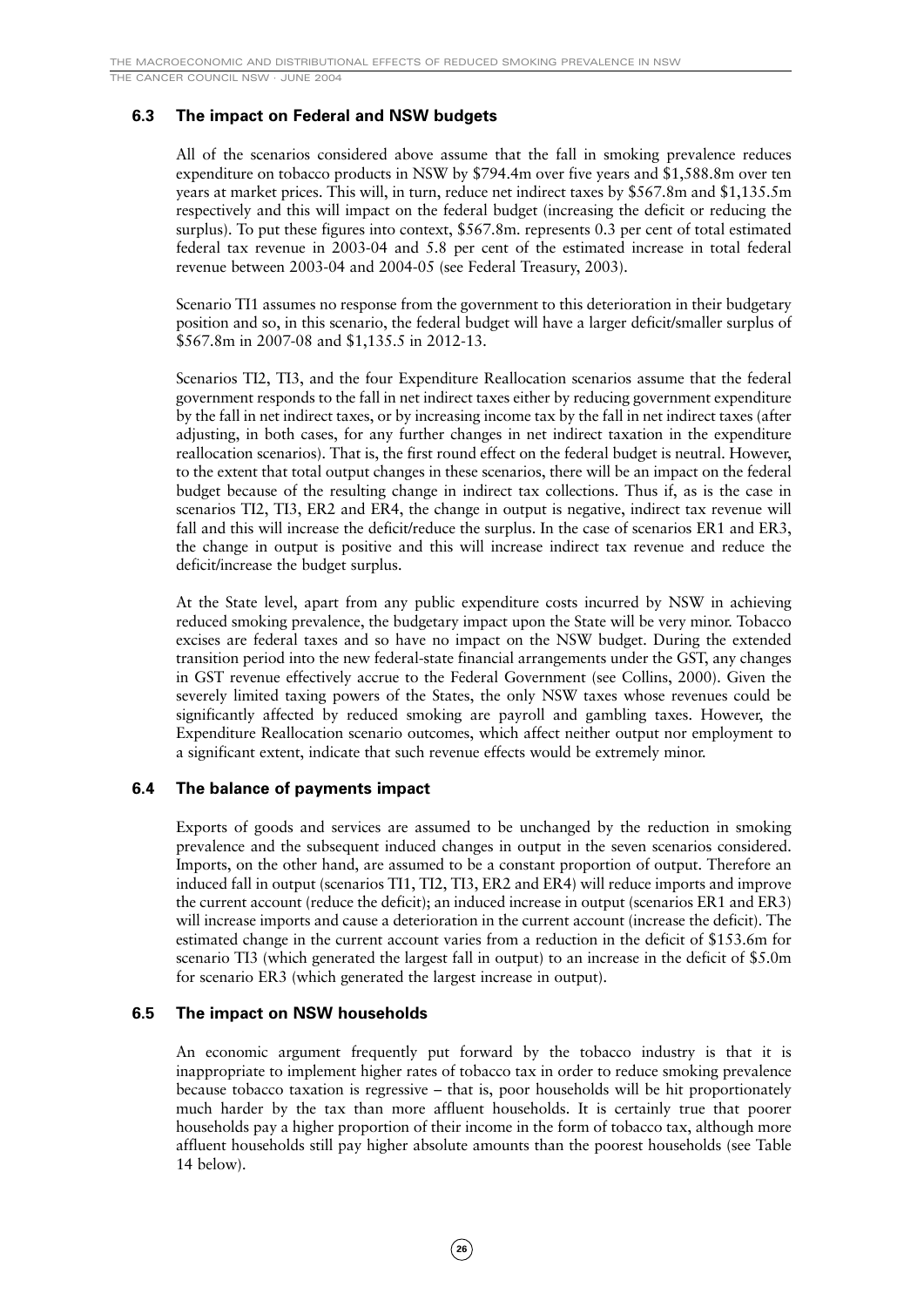### 6.3 The impact on Federal and NSW budgets

All of the scenarios considered above assume that the fall in smoking prevalence reduces expenditure on tobacco products in NSW by $794.4m over five years and $1,588.8m over ten years at market prices. This will, in turn, reduce net indirect taxes by $567.8m and $1,135.5m respectively and this will impact on the federal budget (increasing the deficit or reducing the surplus). To put these figures into context, $567.8m. represents 0.3 per cent of total estimated federal tax revenue in 2003-04 and 5.8 per cent of the estimated increase in total federal revenue between 2003-04 and 2004-05 (see Federal Treasury, 2003).

Scenario TI1 assumes no response from the government to this deterioration in their budgetary position and so, in this scenario, the federal budget will have a larger deficit/smaller surplus of $567.8m in 2007-08 and $1,135.5 in 2012-13.

Scenarios TI2, TI3, and the four Expenditure Reallocation scenarios assume that the federal government responds to the fall in net indirect taxes either by reducing government expenditure by the fall in net indirect taxes, or by increasing income tax by the fall in net indirect taxes (after adjusting, in both cases, for any further changes in net indirect taxation in the expenditure reallocation scenarios). That is, the first round effect on the federal budget is neutral. However, to the extent that total output changes in these scenarios, there will be an impact on the federal budget because of the resulting change in indirect tax collections. Thus if, as is the case in scenarios TI2, TI3, ER2 and ER4, the change in output is negative, indirect tax revenue will fall and this will increase the deficit/reduce the surplus. In the case of scenarios ER1 and ER3, the change in output is positive and this will increase indirect tax revenue and reduce the deficit/increase the budget surplus.

At the State level, apart from any public expenditure costs incurred by NSW in achieving reduced smoking prevalence, the budgetary impact upon the State will be very minor. Tobacco excises are federal taxes and so have no impact on the NSW budget. During the extended transition period into the new federal-state financial arrangements under the GST, any changes in GST revenue effectively accrue to the Federal Government (see Collins, 2000). Given the severely limited taxing powers of the States, the only NSW taxes whose revenues could be significantly affected by reduced smoking are payroll and gambling taxes. However, the Expenditure Reallocation scenario outcomes, which affect neither output nor employment to a significant extent, indicate that such revenue effects would be extremely minor.

### 6.4 The balance of payments impact

Exports of goods and services are assumed to be unchanged by the reduction in smoking prevalence and the subsequent induced changes in output in the seven scenarios considered. Imports, on the other hand, are assumed to be a constant proportion of output. Therefore an induced fall in output (scenarios TI1, TI2, TI3, ER2 and ER4) will reduce imports and improve the current account (reduce the deficit); an induced increase in output (scenarios ER1 and ER3) will increase imports and cause a deterioration in the current account (increase the deficit). The estimated change in the current account varies from a reduction in the deficit of $153.6m for scenario TI3 (which generated the largest fall in output) to an increase in the deficit of $5.0m for scenario ER3 (which generated the largest increase in output).

### 6.5 The impact on NSW households

An economic argument frequently put forward by the tobacco industry is that it is inappropriate to implement higher rates of tobacco tax in order to reduce smoking prevalence because tobacco taxation is regressive – that is, poor households will be hit proportionately much harder by the tax than more affluent households. It is certainly true that poorer households pay a higher proportion of their income in the form of tobacco tax, although more affluent households still pay higher absolute amounts than the poorest households (see Table 14 below).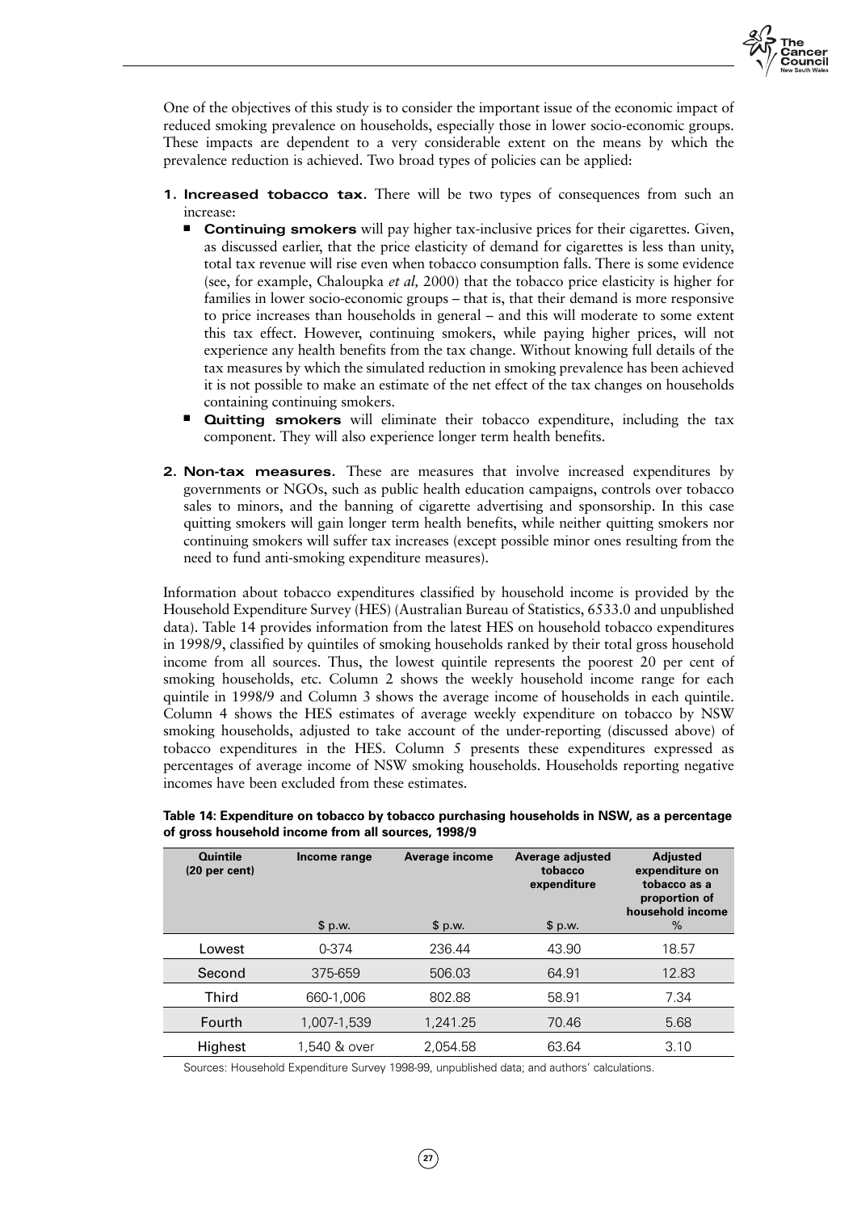One of the objectives of this study is to consider the important issue of the economic impact of reduced smoking prevalence on households, especially those in lower socio-economic groups. These impacts are dependent to a very considerable extent on the means by which the prevalence reduction is achieved. Two broad types of policies can be applied:

1. **Increased tobacco tax.** There will be two types of consequences from such an increase:
   - **Continuing smokers** will pay higher tax-inclusive prices for their cigarettes. Given, as discussed earlier, that the price elasticity of demand for cigarettes is less than unity, total tax revenue will rise even when tobacco consumption falls. There is some evidence (see, for example, Chaloupka *et al,* 2000) that the tobacco price elasticity is higher for families in lower socio-economic groups – that is, that their demand is more responsive to price increases than households in general – and this will moderate to some extent this tax effect. However, continuing smokers, while paying higher prices, will not experience any health benefits from the tax change. Without knowing full details of the tax measures by which the simulated reduction in smoking prevalence has been achieved it is not possible to make an estimate of the net effect of the tax changes on households containing continuing smokers.
   - **Quitting smokers** will eliminate their tobacco expenditure, including the tax component. They will also experience longer term health benefits.

2. **Non-tax measures**. These are measures that involve increased expenditures by governments or NGOs, such as public health education campaigns, controls over tobacco sales to minors, and the banning of cigarette advertising and sponsorship. In this case quitting smokers will gain longer term health benefits, while neither quitting smokers nor continuing smokers will suffer tax increases (except possible minor ones resulting from the need to fund anti-smoking expenditure measures).

Information about tobacco expenditures classified by household income is provided by the Household Expenditure Survey (HES) (Australian Bureau of Statistics, 6533.0 and unpublished data). Table 14 provides information from the latest HES on household tobacco expenditures in 1998/9, classified by quintiles of smoking households ranked by their total gross household income from all sources. Thus, the lowest quintile represents the poorest 20 per cent of smoking households, etc. Column 2 shows the weekly household income range for each quintile in 1998/9 and Column 3 shows the average income of households in each quintile. Column 4 shows the HES estimates of average weekly expenditure on tobacco by NSW smoking households, adjusted to take account of the under-reporting (discussed above) of tobacco expenditures in the HES. Column 5 presents these expenditures expressed as percentages of average income of NSW smoking households. Households reporting negative incomes have been excluded from these estimates.

**Table 14: Expenditure on tobacco by tobacco purchasing households in NSW, as a percentage of gross household income from all sources, 1998/9**

| Quintile (20 per cent) | Income range | Average income | Average adjusted tobacco expenditure | Adjusted expenditure on tobacco as a proportion of household income |
|---|---|---|---|---|
| | $ p.w. | $ p.w. | $ p.w. | % |
| Lowest | 0-374 | 236.44 | 43.90 | 18.57 |
| Second | 375-659 | 506.03 | 64.91 | 12.83 |
| Third | 660-1,006 | 802.88 | 58.91 | 7.34 |
| Fourth | 1,007-1,539 | 1,241.25 | 70.46 | 5.68 |
| Highest | 1,540 & over | 2,054.58 | 63.64 | 3.10 |

Sources: Household Expenditure Survey 1998-99, unpublished data; and authors' calculations.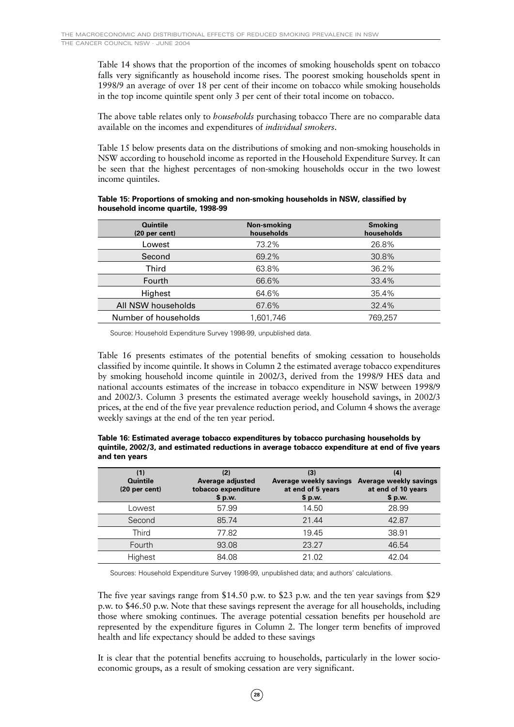Table 14 shows that the proportion of the incomes of smoking households spent on tobacco falls very significantly as household income rises. The poorest smoking households spent in 1998/9 an average of over 18 per cent of their income on tobacco while smoking households in the top income quintile spent only 3 per cent of their total income on tobacco.

The above table relates only to *households* purchasing tobacco There are no comparable data available on the incomes and expenditures of *individual smokers*.

Table 15 below presents data on the distributions of smoking and non-smoking households in NSW according to household income as reported in the Household Expenditure Survey. It can be seen that the highest percentages of non-smoking households occur in the two lowest income quintiles.

**Table 15: Proportions of smoking and non-smoking households in NSW, classified by household income quartile, 1998-99**

| Quintile (20 per cent) | Non-smoking households | Smoking households |
|---|---|---|
| Lowest | 73.2% | 26.8% |
| Second | 69.2% | 30.8% |
| Third | 63.8% | 36.2% |
| Fourth | 66.6% | 33.4% |
| Highest | 64.6% | 35.4% |
| All NSW households | 67.6% | 32.4% |
| Number of households | 1,601,746 | 769,257 |

Source: Household Expenditure Survey 1998-99, unpublished data.

Table 16 presents estimates of the potential benefits of smoking cessation to households classified by income quintile. It shows in Column 2 the estimated average tobacco expenditures by smoking household income quintile in 2002/3, derived from the 1998/9 HES data and national accounts estimates of the increase in tobacco expenditure in NSW between 1998/9 and 2002/3. Column 3 presents the estimated average weekly household savings, in 2002/3 prices, at the end of the five year prevalence reduction period, and Column 4 shows the average weekly savings at the end of the ten year period.

**Table 16: Estimated average tobacco expenditures by tobacco purchasing households by quintile, 2002/3, and estimated reductions in average tobacco expenditure at end of five years and ten years**

| (1) Quintile (20 per cent) | (2) Average adjusted tobacco expenditure $ p.w. | (3) Average weekly savings at end of 5 years $ p.w. | (4) Average weekly savings at end of 10 years $ p.w. |
|---|---|---|---|
| Lowest | 57.99 | 14.50 | 28.99 |
| Second | 85.74 | 21.44 | 42.87 |
| Third | 77.82 | 19.45 | 38.91 |
| Fourth | 93.08 | 23.27 | 46.54 |
| Highest | 84.08 | 21.02 | 42.04 |

Sources: Household Expenditure Survey 1998-99, unpublished data; and authors' calculations.

The five year savings range from $14.50 p.w. to $23 p.w. and the ten year savings from $29 p.w. to $46.50 p.w. Note that these savings represent the average for all households, including those where smoking continues. The average potential cessation benefits per household are represented by the expenditure figures in Column 2. The longer term benefits of improved health and life expectancy should be added to these savings

It is clear that the potential benefits accruing to households, particularly in the lower socio-economic groups, as a result of smoking cessation are very significant.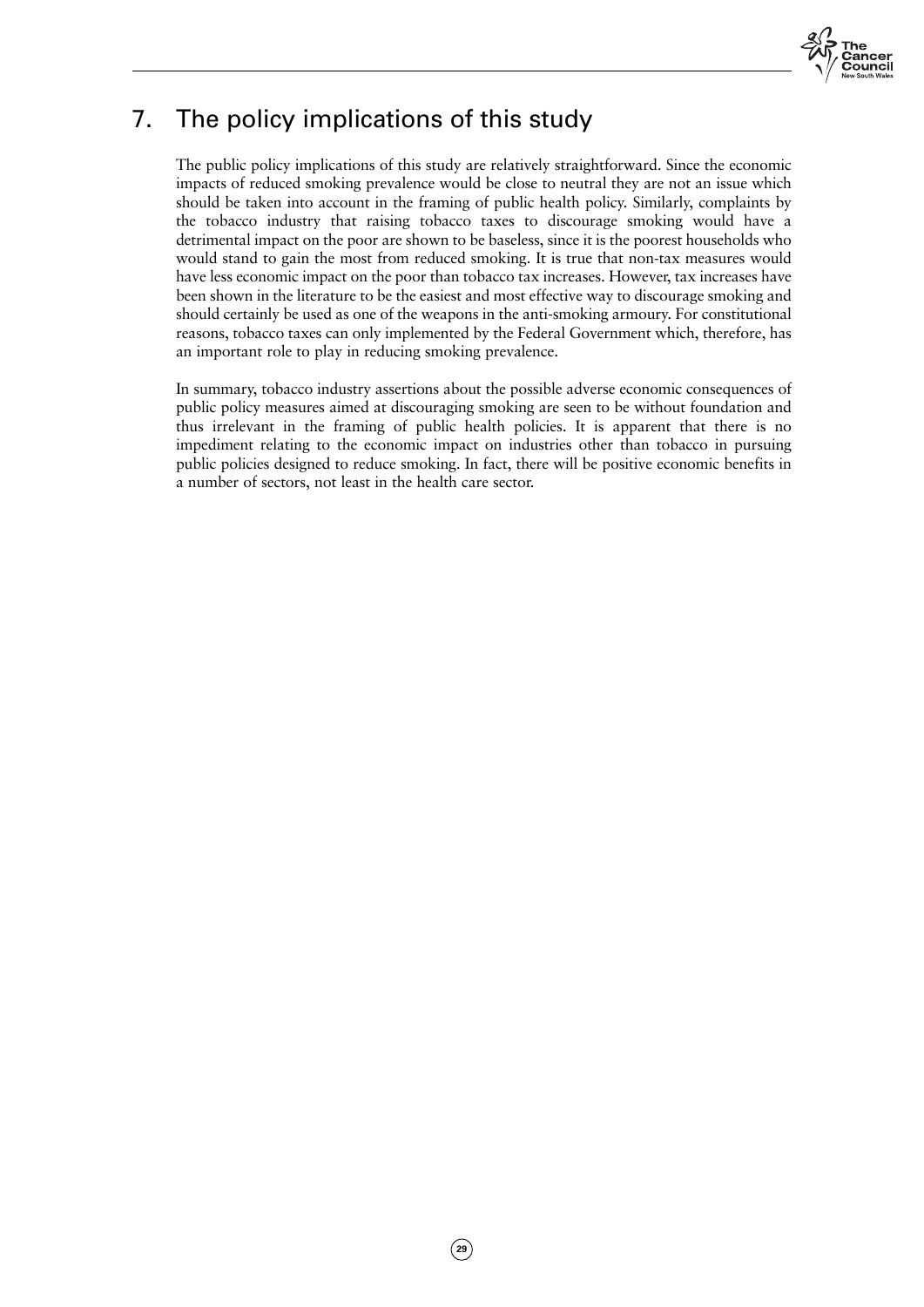# 7. The policy implications of this study

The public policy implications of this study are relatively straightforward. Since the economic impacts of reduced smoking prevalence would be close to neutral they are not an issue which should be taken into account in the framing of public health policy. Similarly, complaints by the tobacco industry that raising tobacco taxes to discourage smoking would have a detrimental impact on the poor are shown to be baseless, since it is the poorest households who would stand to gain the most from reduced smoking. It is true that non-tax measures would have less economic impact on the poor than tobacco tax increases. However, tax increases have been shown in the literature to be the easiest and most effective way to discourage smoking and should certainly be used as one of the weapons in the anti-smoking armoury. For constitutional reasons, tobacco taxes can only implemented by the Federal Government which, therefore, has an important role to play in reducing smoking prevalence.

In summary, tobacco industry assertions about the possible adverse economic consequences of public policy measures aimed at discouraging smoking are seen to be without foundation and thus irrelevant in the framing of public health policies. It is apparent that there is no impediment relating to the economic impact on industries other than tobacco in pursuing public policies designed to reduce smoking. In fact, there will be positive economic benefits in a number of sectors, not least in the health care sector.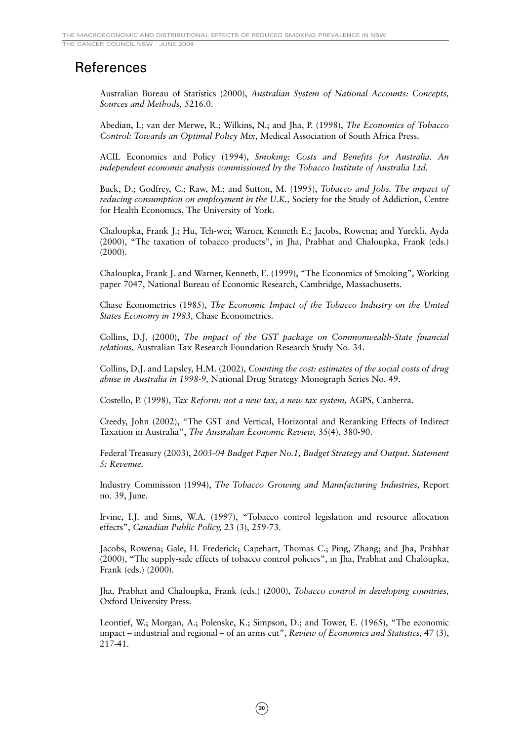# References

Australian Bureau of Statistics (2000), *Australian System of National Accounts: Concepts, Sources and Methods,* 5216.0.

Abedian, I.; van der Merwe, R.; Wilkins, N.; and Jha, P. (1998), *The Economics of Tobacco Control: Towards an Optimal Policy Mix,* Medical Association of South Africa Press.

ACIL Economics and Policy (1994), *Smoking: Costs and Benefits for Australia. An independent economic analysis commissioned by the Tobacco Institute of Australia Ltd.*

Buck, D.; Godfrey, C.; Raw, M.; and Sutton, M. (1995), *Tobacco and Jobs. The impact of reducing consumption on employment in the U.K.,* Society for the Study of Addiction, Centre for Health Economics, The University of York.

Chaloupka, Frank J.; Hu, Teh-wei; Warner, Kenneth E.; Jacobs, Rowena; and Yurekli, Ayda (2000), "The taxation of tobacco products", in Jha, Prabhat and Chaloupka, Frank (eds.) (2000).

Chaloupka, Frank J. and Warner, Kenneth, E. (1999), "The Economics of Smoking", Working paper 7047, National Bureau of Economic Research, Cambridge, Massachusetts.

Chase Econometrics (1985), *The Economic Impact of the Tobacco Industry on the United States Economy in 1983,* Chase Econometrics.

Collins, D.J. (2000), *The impact of the GST package on Commonwealth-State financial relations,* Australian Tax Research Foundation Research Study No. 34.

Collins, D.J. and Lapsley, H.M. (2002), *Counting the cost: estimates of the social costs of drug abuse in Australia in 1998-9,* National Drug Strategy Monograph Series No. 49.

Costello, P. (1998), *Tax Reform: not a new tax, a new tax system,* AGPS, Canberra.

Creedy, John (2002), "The GST and Vertical, Horizontal and Reranking Effects of Indirect Taxation in Australia", *The Australian Economic Review,* 35(4), 380-90.

Federal Treasury (2003), *2003-04 Budget Paper No.1, Budget Strategy and Output. Statement 5: Revenue.*

Industry Commission (1994), *The Tobacco Growing and Manufacturing Industries,* Report no. 39, June.

Irvine, I.J. and Sims, W.A. (1997), "Tobacco control legislation and resource allocation effects", *Canadian Public Policy,* 23 (3), 259-73.

Jacobs, Rowena; Gale, H. Frederick; Capehart, Thomas C.; Ping, Zhang; and Jha, Prabhat (2000), "The supply-side effects of tobacco control policies", in Jha, Prabhat and Chaloupka, Frank (eds.) (2000).

Jha, Prabhat and Chaloupka, Frank (eds.) (2000), *Tobacco control in developing countries,* Oxford University Press.

Leontief, W.; Morgan, A.; Polenske, K.; Simpson, D.; and Tower, E. (1965), "The economic impact – industrial and regional – of an arms cut", *Review of Economics and Statistics,* 47 (3), 217-41.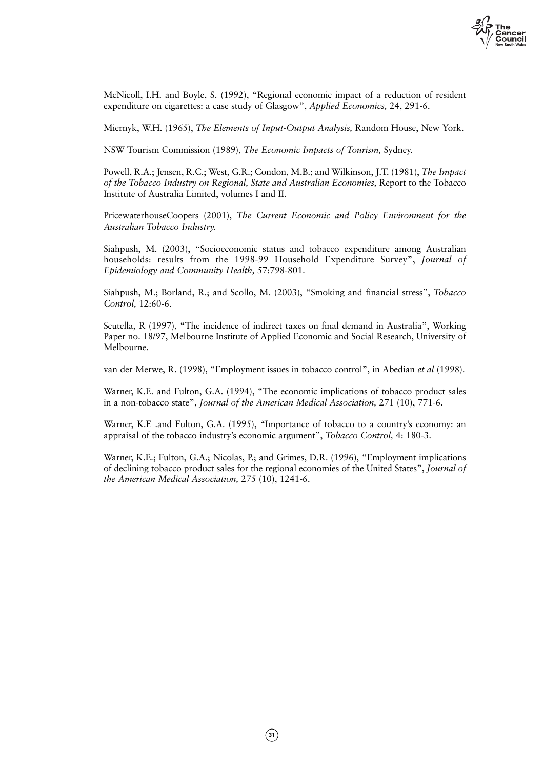McNicoll, I.H. and Boyle, S. (1992), "Regional economic impact of a reduction of resident expenditure on cigarettes: a case study of Glasgow", *Applied Economics,* 24, 291-6.

Miernyk, W.H. (1965), *The Elements of Input-Output Analysis,* Random House, New York.

NSW Tourism Commission (1989), *The Economic Impacts of Tourism,* Sydney.

Powell, R.A.; Jensen, R.C.; West, G.R.; Condon, M.B.; and Wilkinson, J.T. (1981), *The Impact of the Tobacco Industry on Regional, State and Australian Economies,* Report to the Tobacco Institute of Australia Limited, volumes I and II.

PricewaterhouseCoopers (2001), *The Current Economic and Policy Environment for the Australian Tobacco Industry.*

Siahpush, M. (2003), "Socioeconomic status and tobacco expenditure among Australian households: results from the 1998-99 Household Expenditure Survey", *Journal of Epidemiology and Community Health,* 57:798-801.

Siahpush, M.; Borland, R.; and Scollo, M. (2003), "Smoking and financial stress", *Tobacco Control,* 12:60-6.

Scutella, R (1997), "The incidence of indirect taxes on final demand in Australia", Working Paper no. 18/97, Melbourne Institute of Applied Economic and Social Research, University of Melbourne.

van der Merwe, R. (1998), "Employment issues in tobacco control", in Abedian *et al* (1998).

Warner, K.E. and Fulton, G.A. (1994), "The economic implications of tobacco product sales in a non-tobacco state", *Journal of the American Medical Association,* 271 (10), 771-6.

Warner, K.E .and Fulton, G.A. (1995), "Importance of tobacco to a country's economy: an appraisal of the tobacco industry's economic argument", *Tobacco Control,* 4: 180-3.

Warner, K.E.; Fulton, G.A.; Nicolas, P.; and Grimes, D.R. (1996), "Employment implications of declining tobacco product sales for the regional economies of the United States", *Journal of the American Medical Association,* 275 (10), 1241-6.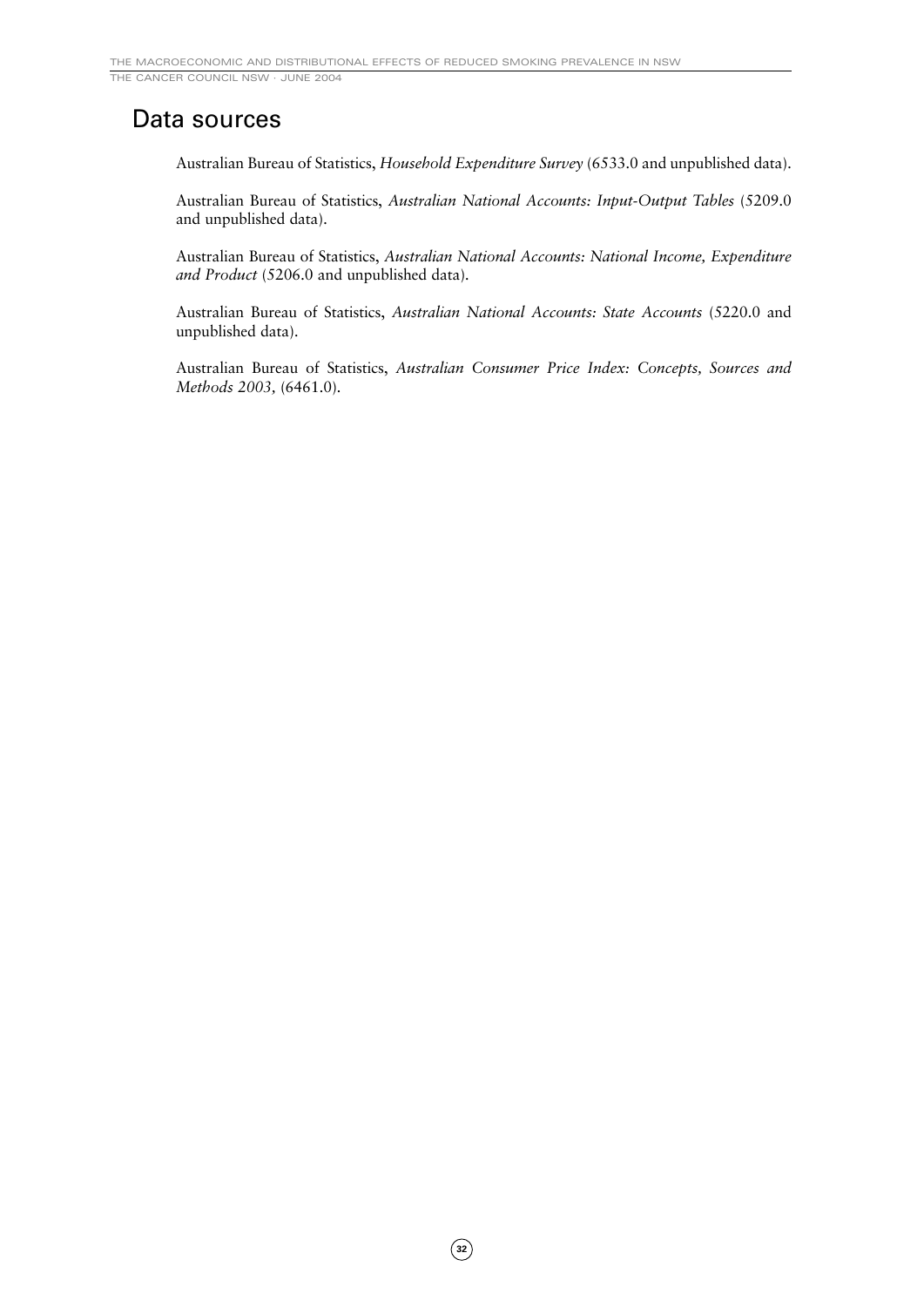## Data sources

Australian Bureau of Statistics, *Household Expenditure Survey* (6533.0 and unpublished data).

Australian Bureau of Statistics, *Australian National Accounts: Input-Output Tables* (5209.0 and unpublished data).

Australian Bureau of Statistics, *Australian National Accounts: National Income, Expenditure and Product* (5206.0 and unpublished data).

Australian Bureau of Statistics, *Australian National Accounts: State Accounts* (5220.0 and unpublished data).

Australian Bureau of Statistics, *Australian Consumer Price Index: Concepts, Sources and Methods 2003,* (6461.0).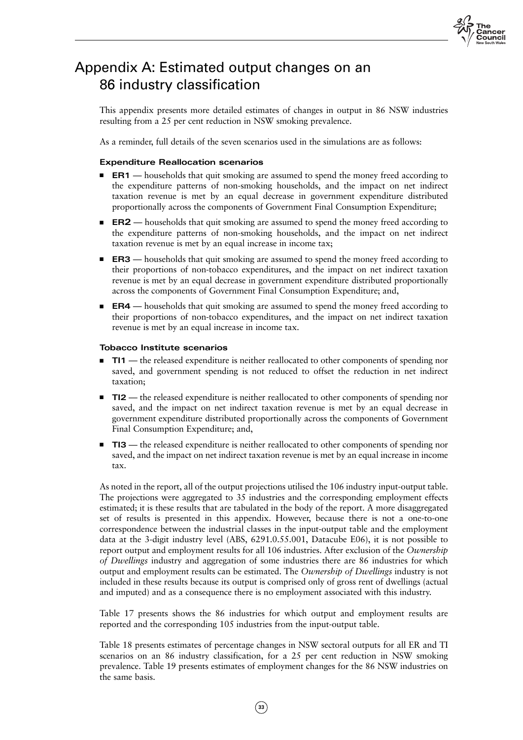# Appendix A: Estimated output changes on an 86 industry classification

This appendix presents more detailed estimates of changes in output in 86 NSW industries resulting from a 25 per cent reduction in NSW smoking prevalence.

As a reminder, full details of the seven scenarios used in the simulations are as follows:

#### Expenditure Reallocation scenarios

- **ER1** — households that quit smoking are assumed to spend the money freed according to the expenditure patterns of non-smoking households, and the impact on net indirect taxation revenue is met by an equal decrease in government expenditure distributed proportionally across the components of Government Final Consumption Expenditure;
- **ER2** — households that quit smoking are assumed to spend the money freed according to the expenditure patterns of non-smoking households, and the impact on net indirect taxation revenue is met by an equal increase in income tax;
- **ER3** — households that quit smoking are assumed to spend the money freed according to their proportions of non-tobacco expenditures, and the impact on net indirect taxation revenue is met by an equal decrease in government expenditure distributed proportionally across the components of Government Final Consumption Expenditure; and,
- **ER4** — households that quit smoking are assumed to spend the money freed according to their proportions of non-tobacco expenditures, and the impact on net indirect taxation revenue is met by an equal increase in income tax.

#### Tobacco Institute scenarios

- **TI1** — the released expenditure is neither reallocated to other components of spending nor saved, and government spending is not reduced to offset the reduction in net indirect taxation;
- **TI2** — the released expenditure is neither reallocated to other components of spending nor saved, and the impact on net indirect taxation revenue is met by an equal decrease in government expenditure distributed proportionally across the components of Government Final Consumption Expenditure; and,
- **TI3** — the released expenditure is neither reallocated to other components of spending nor saved, and the impact on net indirect taxation revenue is met by an equal increase in income tax.

As noted in the report, all of the output projections utilised the 106 industry input-output table. The projections were aggregated to 35 industries and the corresponding employment effects estimated; it is these results that are tabulated in the body of the report. A more disaggregated set of results is presented in this appendix. However, because there is not a one-to-one correspondence between the industrial classes in the input-output table and the employment data at the 3-digit industry level (ABS, 6291.0.55.001, Datacube E06), it is not possible to report output and employment results for all 106 industries. After exclusion of the *Ownership of Dwellings* industry and aggregation of some industries there are 86 industries for which output and employment results can be estimated. The *Ownership of Dwellings* industry is not included in these results because its output is comprised only of gross rent of dwellings (actual and imputed) and as a consequence there is no employment associated with this industry.

Table 17 presents shows the 86 industries for which output and employment results are reported and the corresponding 105 industries from the input-output table.

Table 18 presents estimates of percentage changes in NSW sectoral outputs for all ER and TI scenarios on an 86 industry classification, for a 25 per cent reduction in NSW smoking prevalence. Table 19 presents estimates of employment changes for the 86 NSW industries on the same basis.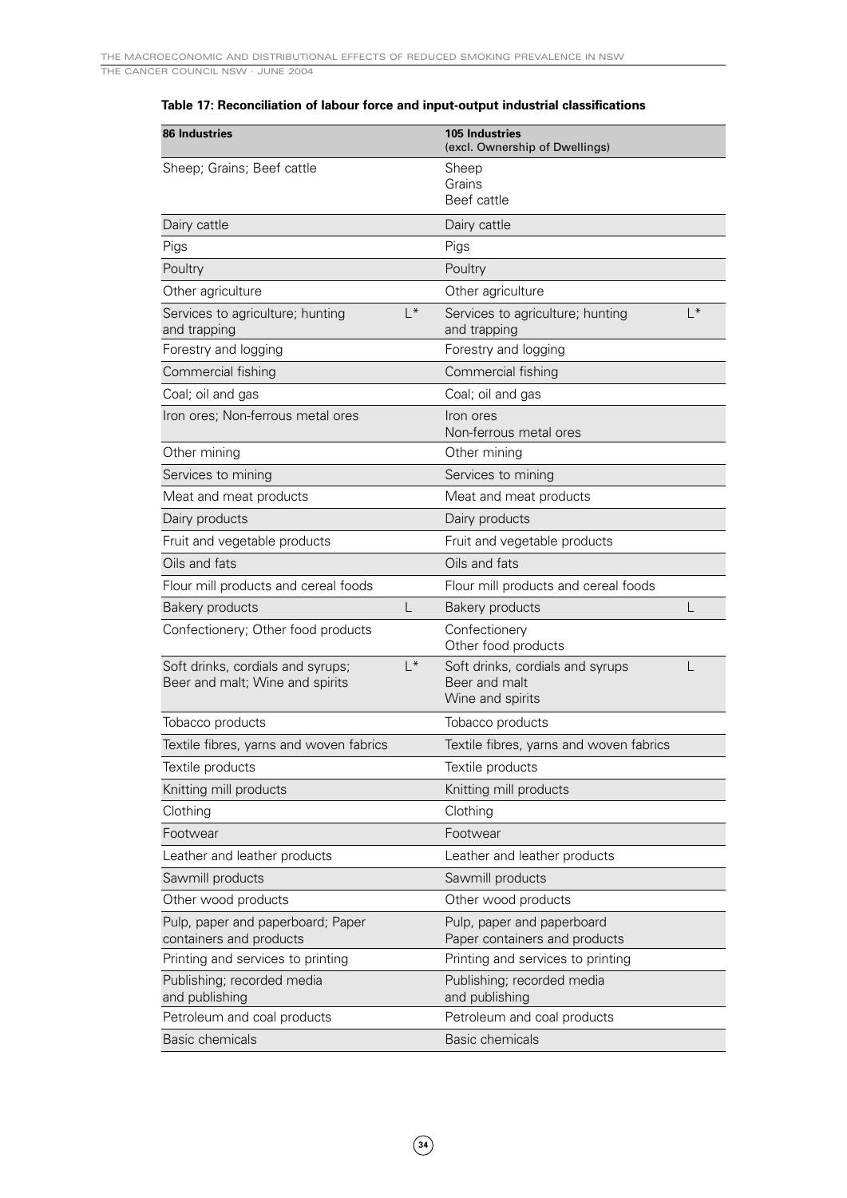**Table 17: Reconciliation of labour force and input-output industrial classifications**

| 86 Industries | | 105 Industries (excl. Ownership of Dwellings) | |
|---|---|---|---|
| Sheep; Grains; Beef cattle | | Sheep<br>Grains<br>Beef cattle | |
| Dairy cattle | | Dairy cattle | |
| Pigs | | Pigs | |
| Poultry | | Poultry | |
| Other agriculture | | Other agriculture | |
| Services to agriculture; hunting and trapping | L* | Services to agriculture; hunting and trapping | L* |
| Forestry and logging | | Forestry and logging | |
| Commercial fishing | | Commercial fishing | |
| Coal; oil and gas | | Coal; oil and gas | |
| Iron ores; Non-ferrous metal ores | | Iron ores<br>Non-ferrous metal ores | |
| Other mining | | Other mining | |
| Services to mining | | Services to mining | |
| Meat and meat products | | Meat and meat products | |
| Dairy products | | Dairy products | |
| Fruit and vegetable products | | Fruit and vegetable products | |
| Oils and fats | | Oils and fats | |
| Flour mill products and cereal foods | | Flour mill products and cereal foods | |
| Bakery products | L | Bakery products | L |
| Confectionery; Other food products | | Confectionery<br>Other food products | |
| Soft drinks, cordials and syrups; Beer and malt; Wine and spirits | L* | Soft drinks, cordials and syrups<br>Beer and malt<br>Wine and spirits | L |
| Tobacco products | | Tobacco products | |
| Textile fibres, yarns and woven fabrics | | Textile fibres, yarns and woven fabrics | |
| Textile products | | Textile products | |
| Knitting mill products | | Knitting mill products | |
| Clothing | | Clothing | |
| Footwear | | Footwear | |
| Leather and leather products | | Leather and leather products | |
| Sawmill products | | Sawmill products | |
| Other wood products | | Other wood products | |
| Pulp, paper and paperboard; Paper containers and products | | Pulp, paper and paperboard<br>Paper containers and products | |
| Printing and services to printing | | Printing and services to printing | |
| Publishing; recorded media and publishing | | Publishing; recorded media and publishing | |
| Petroleum and coal products | | Petroleum and coal products | |
| Basic chemicals | | Basic chemicals | |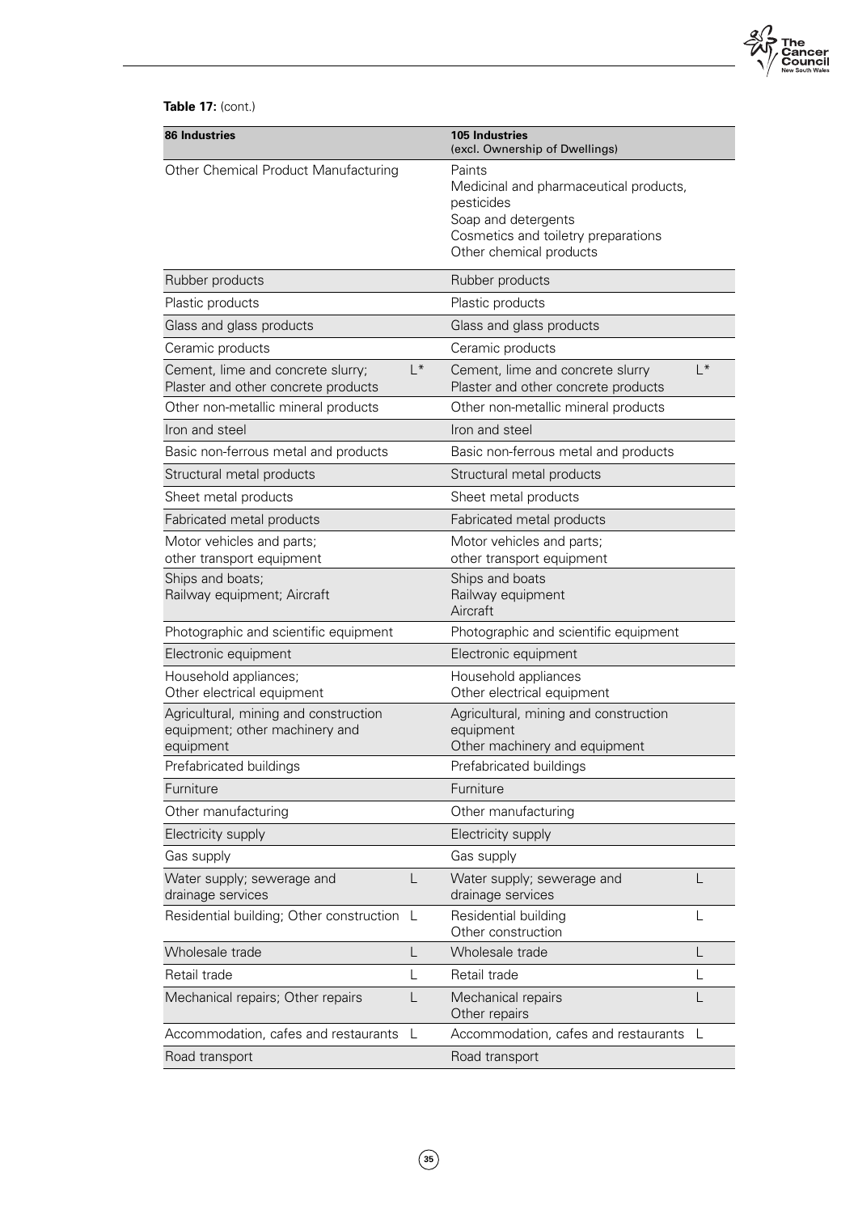**Table 17:** (cont.)

| 86 Industries | | 105 Industries (excl. Ownership of Dwellings) | |
|---|---|---|---|
| Other Chemical Product Manufacturing | | Paints<br>Medicinal and pharmaceutical products, pesticides<br>Soap and detergents<br>Cosmetics and toiletry preparations<br>Other chemical products | |
| Rubber products | | Rubber products | |
| Plastic products | | Plastic products | |
| Glass and glass products | | Glass and glass products | |
| Ceramic products | | Ceramic products | |
| Cement, lime and concrete slurry; Plaster and other concrete products | L* | Cement, lime and concrete slurry<br>Plaster and other concrete products | L* |
| Other non-metallic mineral products | | Other non-metallic mineral products | |
| Iron and steel | | Iron and steel | |
| Basic non-ferrous metal and products | | Basic non-ferrous metal and products | |
| Structural metal products | | Structural metal products | |
| Sheet metal products | | Sheet metal products | |
| Fabricated metal products | | Fabricated metal products | |
| Motor vehicles and parts; other transport equipment | | Motor vehicles and parts; other transport equipment | |
| Ships and boats; Railway equipment; Aircraft | | Ships and boats<br>Railway equipment<br>Aircraft | |
| Photographic and scientific equipment | | Photographic and scientific equipment | |
| Electronic equipment | | Electronic equipment | |
| Household appliances; Other electrical equipment | | Household appliances<br>Other electrical equipment | |
| Agricultural, mining and construction equipment; other machinery and equipment | | Agricultural, mining and construction equipment<br>Other machinery and equipment | |
| Prefabricated buildings | | Prefabricated buildings | |
| Furniture | | Furniture | |
| Other manufacturing | | Other manufacturing | |
| Electricity supply | | Electricity supply | |
| Gas supply | | Gas supply | |
| Water supply; sewerage and drainage services | L | Water supply; sewerage and drainage services | L |
| Residential building; Other construction | L | Residential building<br>Other construction | L |
| Wholesale trade | L | Wholesale trade | L |
| Retail trade | L | Retail trade | L |
| Mechanical repairs; Other repairs | L | Mechanical repairs<br>Other repairs | L |
| Accommodation, cafes and restaurants | L | Accommodation, cafes and restaurants | L |
| Road transport | | Road transport | |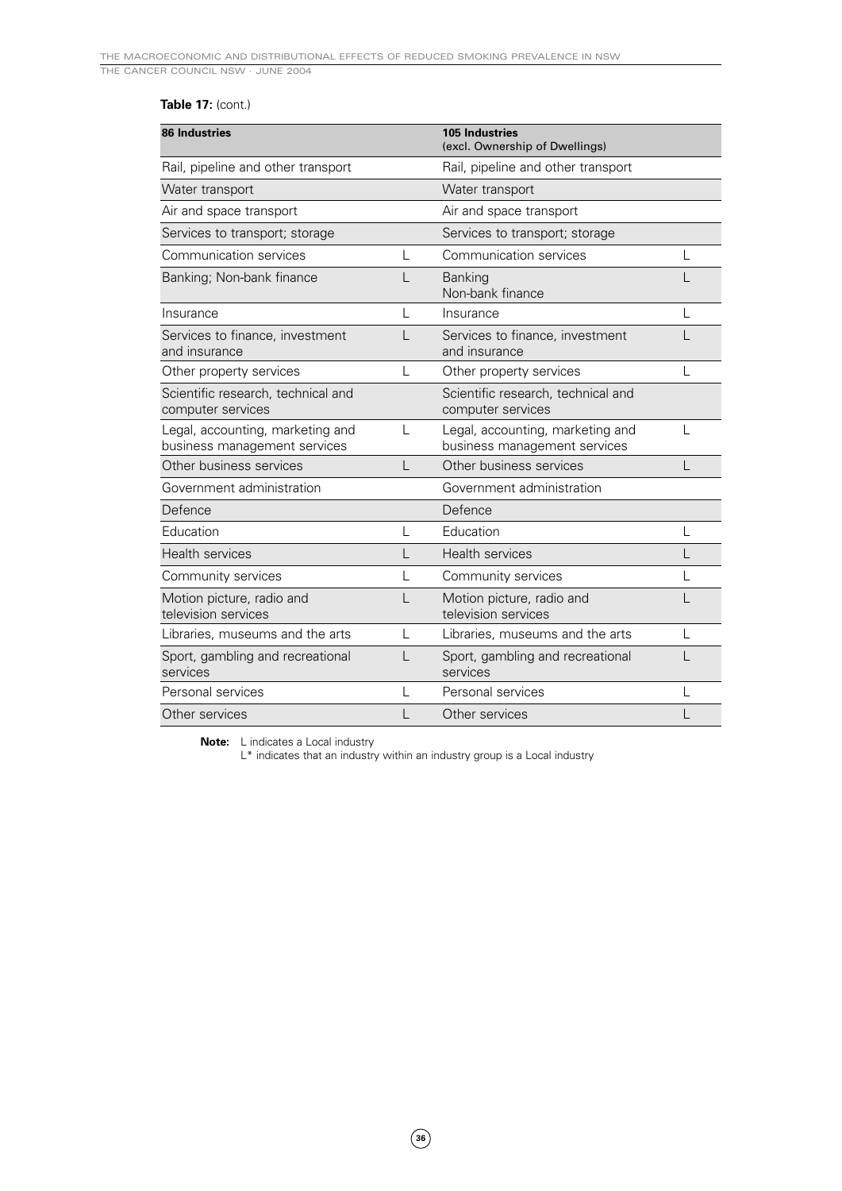**Table 17:** (cont.)

| 86 Industries | | 105 Industries (excl. Ownership of Dwellings) | |
|---|---|---|---|
| Rail, pipeline and other transport | | Rail, pipeline and other transport | |
| Water transport | | Water transport | |
| Air and space transport | | Air and space transport | |
| Services to transport; storage | | Services to transport; storage | |
| Communication services | L | Communication services | L |
| Banking; Non-bank finance | L | Banking<br>Non-bank finance | L |
| Insurance | L | Insurance | L |
| Services to finance, investment and insurance | L | Services to finance, investment and insurance | L |
| Other property services | L | Other property services | L |
| Scientific research, technical and computer services | | Scientific research, technical and computer services | |
| Legal, accounting, marketing and business management services | L | Legal, accounting, marketing and business management services | L |
| Other business services | L | Other business services | L |
| Government administration | | Government administration | |
| Defence | | Defence | |
| Education | L | Education | L |
| Health services | L | Health services | L |
| Community services | L | Community services | L |
| Motion picture, radio and television services | L | Motion picture, radio and television services | L |
| Libraries, museums and the arts | L | Libraries, museums and the arts | L |
| Sport, gambling and recreational services | L | Sport, gambling and recreational services | L |
| Personal services | L | Personal services | L |
| Other services | L | Other services | L |

**Note:** L indicates a Local industry
L* indicates that an industry within an industry group is a Local industry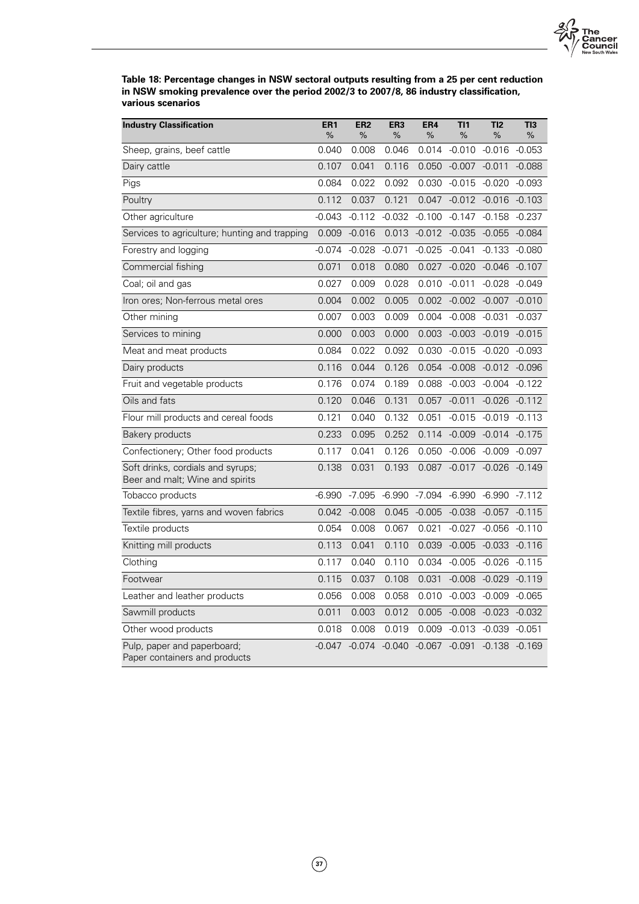**Table 18: Percentage changes in NSW sectoral outputs resulting from a 25 per cent reduction in NSW smoking prevalence over the period 2002/3 to 2007/8, 86 industry classification, various scenarios**

| Industry Classification | ER1 % | ER2 % | ER3 % | ER4 % | TI1 % | TI2 % | TI3 % |
|---|---|---|---|---|---|---|---|
| Sheep, grains, beef cattle | 0.040 | 0.008 | 0.046 | 0.014 | -0.010 | -0.016 | -0.053 |
| Dairy cattle | 0.107 | 0.041 | 0.116 | 0.050 | -0.007 | -0.011 | -0.088 |
| Pigs | 0.084 | 0.022 | 0.092 | 0.030 | -0.015 | -0.020 | -0.093 |
| Poultry | 0.112 | 0.037 | 0.121 | 0.047 | -0.012 | -0.016 | -0.103 |
| Other agriculture | -0.043 | -0.112 | -0.032 | -0.100 | -0.147 | -0.158 | -0.237 |
| Services to agriculture; hunting and trapping | 0.009 | -0.016 | 0.013 | -0.012 | -0.035 | -0.055 | -0.084 |
| Forestry and logging | -0.074 | -0.028 | -0.071 | -0.025 | -0.041 | -0.133 | -0.080 |
| Commercial fishing | 0.071 | 0.018 | 0.080 | 0.027 | -0.020 | -0.046 | -0.107 |
| Coal; oil and gas | 0.027 | 0.009 | 0.028 | 0.010 | -0.011 | -0.028 | -0.049 |
| Iron ores; Non-ferrous metal ores | 0.004 | 0.002 | 0.005 | 0.002 | -0.002 | -0.007 | -0.010 |
| Other mining | 0.007 | 0.003 | 0.009 | 0.004 | -0.008 | -0.031 | -0.037 |
| Services to mining | 0.000 | 0.003 | 0.000 | 0.003 | -0.003 | -0.019 | -0.015 |
| Meat and meat products | 0.084 | 0.022 | 0.092 | 0.030 | -0.015 | -0.020 | -0.093 |
| Dairy products | 0.116 | 0.044 | 0.126 | 0.054 | -0.008 | -0.012 | -0.096 |
| Fruit and vegetable products | 0.176 | 0.074 | 0.189 | 0.088 | -0.003 | -0.004 | -0.122 |
| Oils and fats | 0.120 | 0.046 | 0.131 | 0.057 | -0.011 | -0.026 | -0.112 |
| Flour mill products and cereal foods | 0.121 | 0.040 | 0.132 | 0.051 | -0.015 | -0.019 | -0.113 |
| Bakery products | 0.233 | 0.095 | 0.252 | 0.114 | -0.009 | -0.014 | -0.175 |
| Confectionery; Other food products | 0.117 | 0.041 | 0.126 | 0.050 | -0.006 | -0.009 | -0.097 |
| Soft drinks, cordials and syrups; Beer and malt; Wine and spirits | 0.138 | 0.031 | 0.193 | 0.087 | -0.017 | -0.026 | -0.149 |
| Tobacco products | -6.990 | -7.095 | -6.990 | -7.094 | -6.990 | -6.990 | -7.112 |
| Textile fibres, yarns and woven fabrics | 0.042 | -0.008 | 0.045 | -0.005 | -0.038 | -0.057 | -0.115 |
| Textile products | 0.054 | 0.008 | 0.067 | 0.021 | -0.027 | -0.056 | -0.110 |
| Knitting mill products | 0.113 | 0.041 | 0.110 | 0.039 | -0.005 | -0.033 | -0.116 |
| Clothing | 0.117 | 0.040 | 0.110 | 0.034 | -0.005 | -0.026 | -0.115 |
| Footwear | 0.115 | 0.037 | 0.108 | 0.031 | -0.008 | -0.029 | -0.119 |
| Leather and leather products | 0.056 | 0.008 | 0.058 | 0.010 | -0.003 | -0.009 | -0.065 |
| Sawmill products | 0.011 | 0.003 | 0.012 | 0.005 | -0.008 | -0.023 | -0.032 |
| Other wood products | 0.018 | 0.008 | 0.019 | 0.009 | -0.013 | -0.039 | -0.051 |
| Pulp, paper and paperboard; Paper containers and products | -0.047 | -0.074 | -0.040 | -0.067 | -0.091 | -0.138 | -0.169 |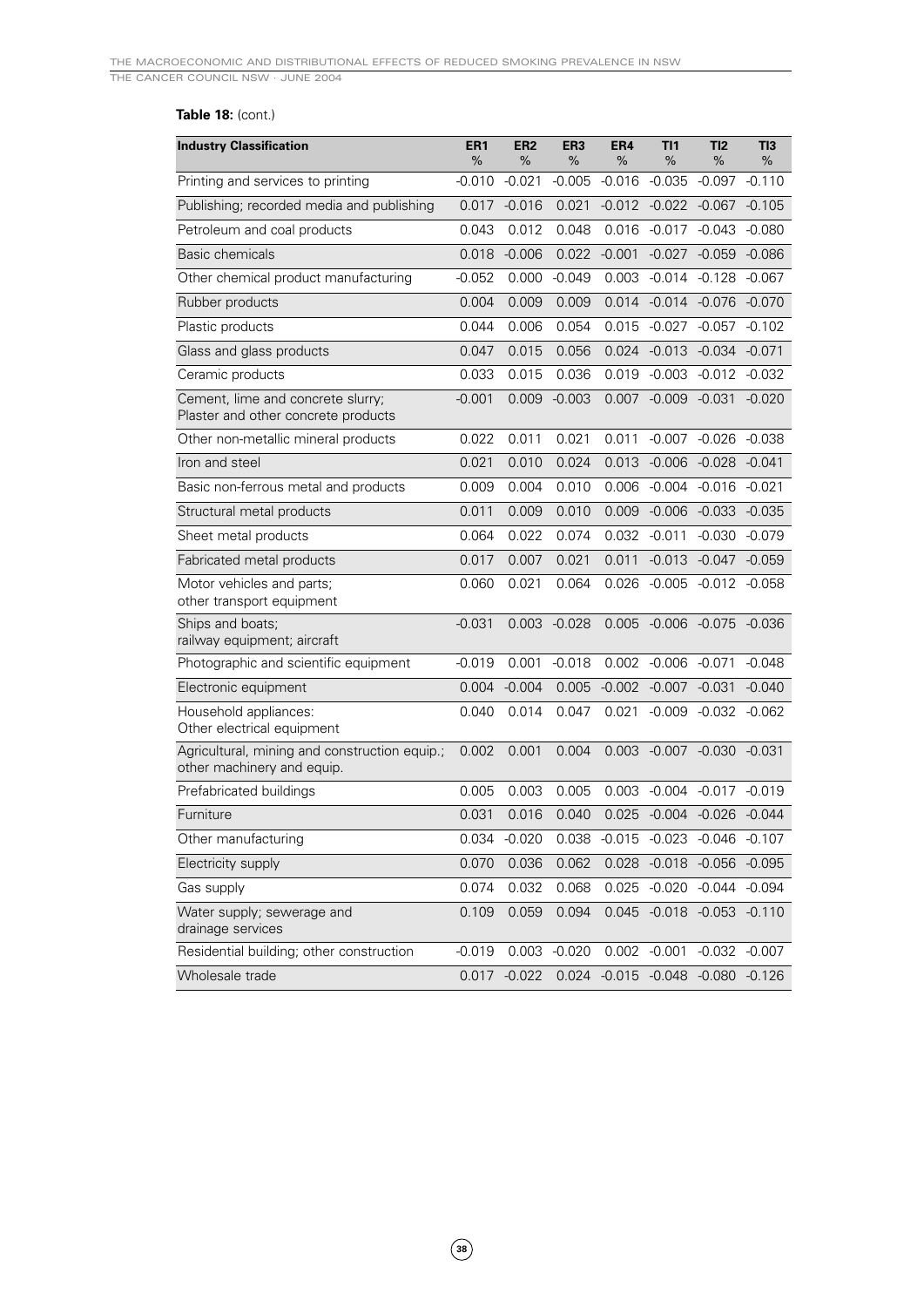**Table 18:** (cont.)

| Industry Classification | ER1 % | ER2 % | ER3 % | ER4 % | TI1 % | TI2 % | TI3 % |
|---|---|---|---|---|---|---|---|
| Printing and services to printing | -0.010 | -0.021 | -0.005 | -0.016 | -0.035 | -0.097 | -0.110 |
| Publishing; recorded media and publishing | 0.017 | -0.016 | 0.021 | -0.012 | -0.022 | -0.067 | -0.105 |
| Petroleum and coal products | 0.043 | 0.012 | 0.048 | 0.016 | -0.017 | -0.043 | -0.080 |
| Basic chemicals | 0.018 | -0.006 | 0.022 | -0.001 | -0.027 | -0.059 | -0.086 |
| Other chemical product manufacturing | -0.052 | 0.000 | -0.049 | 0.003 | -0.014 | -0.128 | -0.067 |
| Rubber products | 0.004 | 0.009 | 0.009 | 0.014 | -0.014 | -0.076 | -0.070 |
| Plastic products | 0.044 | 0.006 | 0.054 | 0.015 | -0.027 | -0.057 | -0.102 |
| Glass and glass products | 0.047 | 0.015 | 0.056 | 0.024 | -0.013 | -0.034 | -0.071 |
| Ceramic products | 0.033 | 0.015 | 0.036 | 0.019 | -0.003 | -0.012 | -0.032 |
| Cement, lime and concrete slurry; Plaster and other concrete products | -0.001 | 0.009 | -0.003 | 0.007 | -0.009 | -0.031 | -0.020 |
| Other non-metallic mineral products | 0.022 | 0.011 | 0.021 | 0.011 | -0.007 | -0.026 | -0.038 |
| Iron and steel | 0.021 | 0.010 | 0.024 | 0.013 | -0.006 | -0.028 | -0.041 |
| Basic non-ferrous metal and products | 0.009 | 0.004 | 0.010 | 0.006 | -0.004 | -0.016 | -0.021 |
| Structural metal products | 0.011 | 0.009 | 0.010 | 0.009 | -0.006 | -0.033 | -0.035 |
| Sheet metal products | 0.064 | 0.022 | 0.074 | 0.032 | -0.011 | -0.030 | -0.079 |
| Fabricated metal products | 0.017 | 0.007 | 0.021 | 0.011 | -0.013 | -0.047 | -0.059 |
| Motor vehicles and parts; other transport equipment | 0.060 | 0.021 | 0.064 | 0.026 | -0.005 | -0.012 | -0.058 |
| Ships and boats; railway equipment; aircraft | -0.031 | 0.003 | -0.028 | 0.005 | -0.006 | -0.075 | -0.036 |
| Photographic and scientific equipment | -0.019 | 0.001 | -0.018 | 0.002 | -0.006 | -0.071 | -0.048 |
| Electronic equipment | 0.004 | -0.004 | 0.005 | -0.002 | -0.007 | -0.031 | -0.040 |
| Household appliances: Other electrical equipment | 0.040 | 0.014 | 0.047 | 0.021 | -0.009 | -0.032 | -0.062 |
| Agricultural, mining and construction equip.; other machinery and equip. | 0.002 | 0.001 | 0.004 | 0.003 | -0.007 | -0.030 | -0.031 |
| Prefabricated buildings | 0.005 | 0.003 | 0.005 | 0.003 | -0.004 | -0.017 | -0.019 |
| Furniture | 0.031 | 0.016 | 0.040 | 0.025 | -0.004 | -0.026 | -0.044 |
| Other manufacturing | 0.034 | -0.020 | 0.038 | -0.015 | -0.023 | -0.046 | -0.107 |
| Electricity supply | 0.070 | 0.036 | 0.062 | 0.028 | -0.018 | -0.056 | -0.095 |
| Gas supply | 0.074 | 0.032 | 0.068 | 0.025 | -0.020 | -0.044 | -0.094 |
| Water supply; sewerage and drainage services | 0.109 | 0.059 | 0.094 | 0.045 | -0.018 | -0.053 | -0.110 |
| Residential building; other construction | -0.019 | 0.003 | -0.020 | 0.002 | -0.001 | -0.032 | -0.007 |
| Wholesale trade | 0.017 | -0.022 | 0.024 | -0.015 | -0.048 | -0.080 | -0.126 |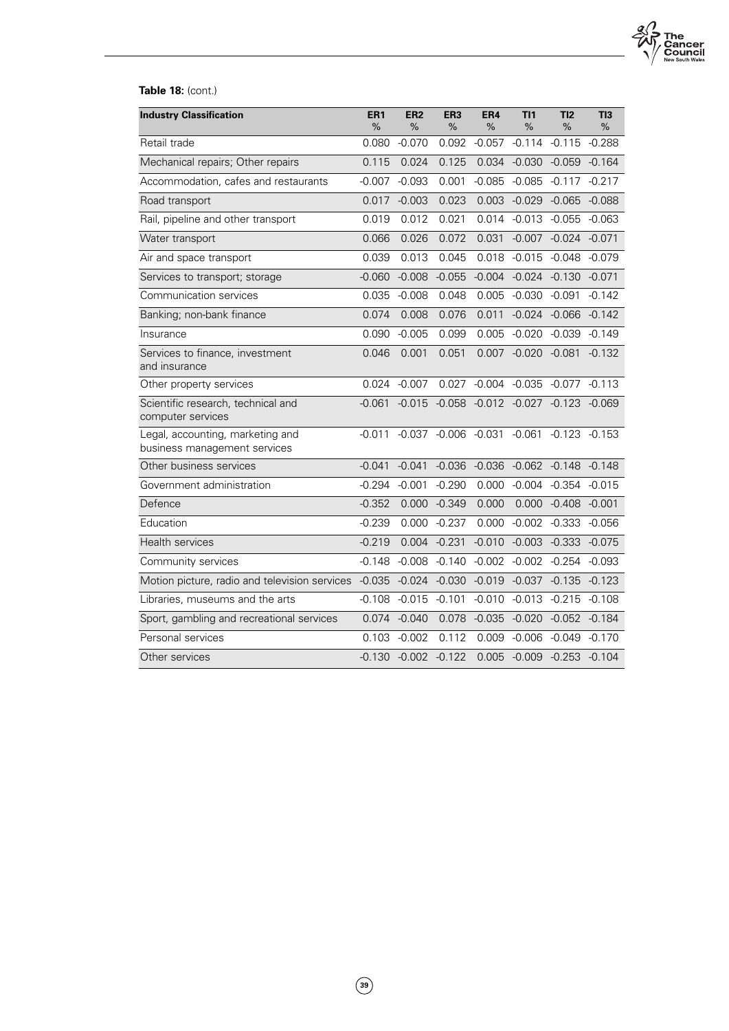**Table 18:** (cont.)

| Industry Classification | ER1 % | ER2 % | ER3 % | ER4 % | TI1 % | TI2 % | TI3 % |
|---|---|---|---|---|---|---|---|
| Retail trade | 0.080 | -0.070 | 0.092 | -0.057 | -0.114 | -0.115 | -0.288 |
| Mechanical repairs; Other repairs | 0.115 | 0.024 | 0.125 | 0.034 | -0.030 | -0.059 | -0.164 |
| Accommodation, cafes and restaurants | -0.007 | -0.093 | 0.001 | -0.085 | -0.085 | -0.117 | -0.217 |
| Road transport | 0.017 | -0.003 | 0.023 | 0.003 | -0.029 | -0.065 | -0.088 |
| Rail, pipeline and other transport | 0.019 | 0.012 | 0.021 | 0.014 | -0.013 | -0.055 | -0.063 |
| Water transport | 0.066 | 0.026 | 0.072 | 0.031 | -0.007 | -0.024 | -0.071 |
| Air and space transport | 0.039 | 0.013 | 0.045 | 0.018 | -0.015 | -0.048 | -0.079 |
| Services to transport; storage | -0.060 | -0.008 | -0.055 | -0.004 | -0.024 | -0.130 | -0.071 |
| Communication services | 0.035 | -0.008 | 0.048 | 0.005 | -0.030 | -0.091 | -0.142 |
| Banking; non-bank finance | 0.074 | 0.008 | 0.076 | 0.011 | -0.024 | -0.066 | -0.142 |
| Insurance | 0.090 | -0.005 | 0.099 | 0.005 | -0.020 | -0.039 | -0.149 |
| Services to finance, investment and insurance | 0.046 | 0.001 | 0.051 | 0.007 | -0.020 | -0.081 | -0.132 |
| Other property services | 0.024 | -0.007 | 0.027 | -0.004 | -0.035 | -0.077 | -0.113 |
| Scientific research, technical and computer services | -0.061 | -0.015 | -0.058 | -0.012 | -0.027 | -0.123 | -0.069 |
| Legal, accounting, marketing and business management services | -0.011 | -0.037 | -0.006 | -0.031 | -0.061 | -0.123 | -0.153 |
| Other business services | -0.041 | -0.041 | -0.036 | -0.036 | -0.062 | -0.148 | -0.148 |
| Government administration | -0.294 | -0.001 | -0.290 | 0.000 | -0.004 | -0.354 | -0.015 |
| Defence | -0.352 | 0.000 | -0.349 | 0.000 | 0.000 | -0.408 | -0.001 |
| Education | -0.239 | 0.000 | -0.237 | 0.000 | -0.002 | -0.333 | -0.056 |
| Health services | -0.219 | 0.004 | -0.231 | -0.010 | -0.003 | -0.333 | -0.075 |
| Community services | -0.148 | -0.008 | -0.140 | -0.002 | -0.002 | -0.254 | -0.093 |
| Motion picture, radio and television services | -0.035 | -0.024 | -0.030 | -0.019 | -0.037 | -0.135 | -0.123 |
| Libraries, museums and the arts | -0.108 | -0.015 | -0.101 | -0.010 | -0.013 | -0.215 | -0.108 |
| Sport, gambling and recreational services | 0.074 | -0.040 | 0.078 | -0.035 | -0.020 | -0.052 | -0.184 |
| Personal services | 0.103 | -0.002 | 0.112 | 0.009 | -0.006 | -0.049 | -0.170 |
| Other services | -0.130 | -0.002 | -0.122 | 0.005 | -0.009 | -0.253 | -0.104 |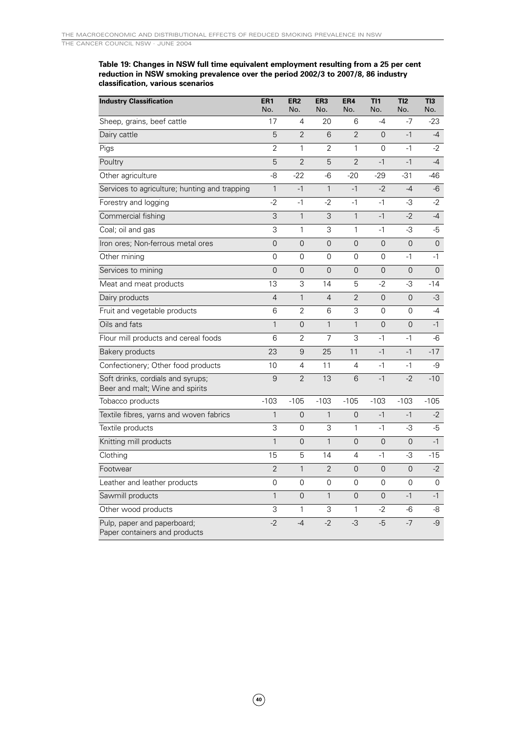**Table 19: Changes in NSW full time equivalent employment resulting from a 25 per cent reduction in NSW smoking prevalence over the period 2002/3 to 2007/8, 86 industry classification, various scenarios**

| Industry Classification | ER1 No. | ER2 No. | ER3 No. | ER4 No. | TI1 No. | TI2 No. | TI3 No. |
|---|---|---|---|---|---|---|---|
| Sheep, grains, beef cattle | 17 | 4 | 20 | 6 | -4 | -7 | -23 |
| Dairy cattle | 5 | 2 | 6 | 2 | 0 | -1 | -4 |
| Pigs | 2 | 1 | 2 | 1 | 0 | -1 | -2 |
| Poultry | 5 | 2 | 5 | 2 | -1 | -1 | -4 |
| Other agriculture | -8 | -22 | -6 | -20 | -29 | -31 | -46 |
| Services to agriculture; hunting and trapping | 1 | -1 | 1 | -1 | -2 | -4 | -6 |
| Forestry and logging | -2 | -1 | -2 | -1 | -1 | -3 | -2 |
| Commercial fishing | 3 | 1 | 3 | 1 | -1 | -2 | -4 |
| Coal; oil and gas | 3 | 1 | 3 | 1 | -1 | -3 | -5 |
| Iron ores; Non-ferrous metal ores | 0 | 0 | 0 | 0 | 0 | 0 | 0 |
| Other mining | 0 | 0 | 0 | 0 | 0 | -1 | -1 |
| Services to mining | 0 | 0 | 0 | 0 | 0 | 0 | 0 |
| Meat and meat products | 13 | 3 | 14 | 5 | -2 | -3 | -14 |
| Dairy products | 4 | 1 | 4 | 2 | 0 | 0 | -3 |
| Fruit and vegetable products | 6 | 2 | 6 | 3 | 0 | 0 | -4 |
| Oils and fats | 1 | 0 | 1 | 1 | 0 | 0 | -1 |
| Flour mill products and cereal foods | 6 | 2 | 7 | 3 | -1 | -1 | -6 |
| Bakery products | 23 | 9 | 25 | 11 | -1 | -1 | -17 |
| Confectionery; Other food products | 10 | 4 | 11 | 4 | -1 | -1 | -9 |
| Soft drinks, cordials and syrups; Beer and malt; Wine and spirits | 9 | 2 | 13 | 6 | -1 | -2 | -10 |
| Tobacco products | -103 | -105 | -103 | -105 | -103 | -103 | -105 |
| Textile fibres, yarns and woven fabrics | 1 | 0 | 1 | 0 | -1 | -1 | -2 |
| Textile products | 3 | 0 | 3 | 1 | -1 | -3 | -5 |
| Knitting mill products | 1 | 0 | 1 | 0 | 0 | 0 | -1 |
| Clothing | 15 | 5 | 14 | 4 | -1 | -3 | -15 |
| Footwear | 2 | 1 | 2 | 0 | 0 | 0 | -2 |
| Leather and leather products | 0 | 0 | 0 | 0 | 0 | 0 | 0 |
| Sawmill products | 1 | 0 | 1 | 0 | 0 | -1 | -1 |
| Other wood products | 3 | 1 | 3 | 1 | -2 | -6 | -8 |
| Pulp, paper and paperboard; Paper containers and products | -2 | -4 | -2 | -3 | -5 | -7 | -9 |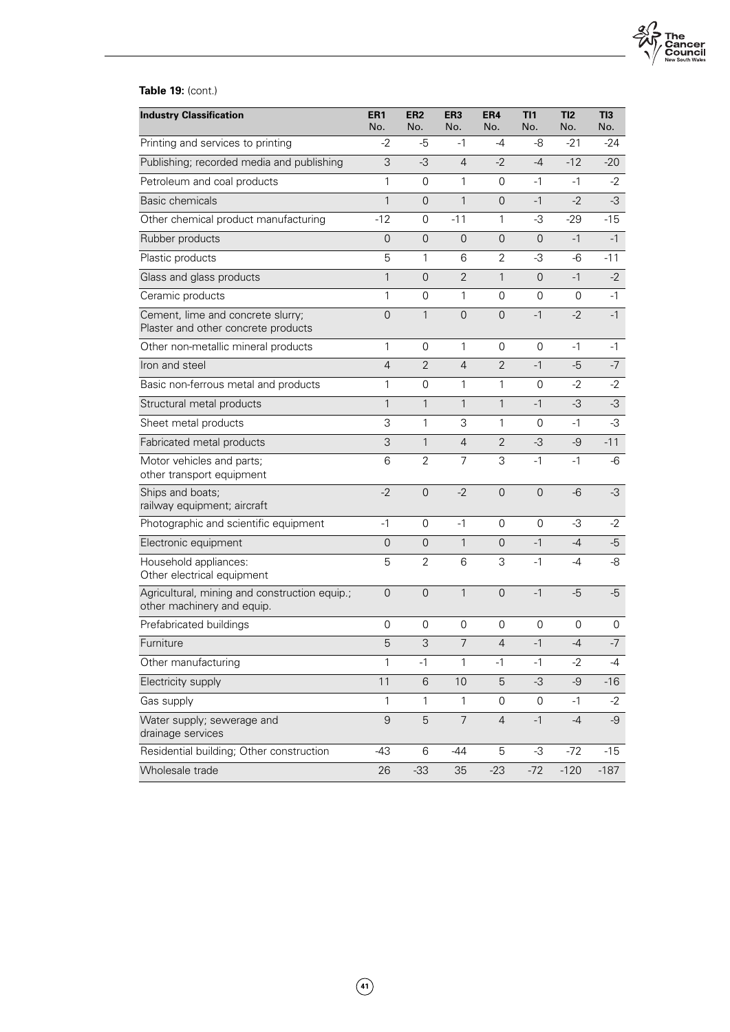**Table 19:** (cont.)

| Industry Classification | ER1 No. | ER2 No. | ER3 No. | ER4 No. | TI1 No. | TI2 No. | TI3 No. |
|---|---|---|---|---|---|---|---|
| Printing and services to printing | -2 | -5 | -1 | -4 | -8 | -21 | -24 |
| Publishing; recorded media and publishing | 3 | -3 | 4 | -2 | -4 | -12 | -20 |
| Petroleum and coal products | 1 | 0 | 1 | 0 | -1 | -1 | -2 |
| Basic chemicals | 1 | 0 | 1 | 0 | -1 | -2 | -3 |
| Other chemical product manufacturing | -12 | 0 | -11 | 1 | -3 | -29 | -15 |
| Rubber products | 0 | 0 | 0 | 0 | 0 | -1 | -1 |
| Plastic products | 5 | 1 | 6 | 2 | -3 | -6 | -11 |
| Glass and glass products | 1 | 0 | 2 | 1 | 0 | -1 | -2 |
| Ceramic products | 1 | 0 | 1 | 0 | 0 | 0 | -1 |
| Cement, lime and concrete slurry; Plaster and other concrete products | 0 | 1 | 0 | 0 | -1 | -2 | -1 |
| Other non-metallic mineral products | 1 | 0 | 1 | 0 | 0 | -1 | -1 |
| Iron and steel | 4 | 2 | 4 | 2 | -1 | -5 | -7 |
| Basic non-ferrous metal and products | 1 | 0 | 1 | 1 | 0 | -2 | -2 |
| Structural metal products | 1 | 1 | 1 | 1 | -1 | -3 | -3 |
| Sheet metal products | 3 | 1 | 3 | 1 | 0 | -1 | -3 |
| Fabricated metal products | 3 | 1 | 4 | 2 | -3 | -9 | -11 |
| Motor vehicles and parts; other transport equipment | 6 | 2 | 7 | 3 | -1 | -1 | -6 |
| Ships and boats; railway equipment; aircraft | -2 | 0 | -2 | 0 | 0 | -6 | -3 |
| Photographic and scientific equipment | -1 | 0 | -1 | 0 | 0 | -3 | -2 |
| Electronic equipment | 0 | 0 | 1 | 0 | -1 | -4 | -5 |
| Household appliances: Other electrical equipment | 5 | 2 | 6 | 3 | -1 | -4 | -8 |
| Agricultural, mining and construction equip.; other machinery and equip. | 0 | 0 | 1 | 0 | -1 | -5 | -5 |
| Prefabricated buildings | 0 | 0 | 0 | 0 | 0 | 0 | 0 |
| Furniture | 5 | 3 | 7 | 4 | -1 | -4 | -7 |
| Other manufacturing | 1 | -1 | 1 | -1 | -1 | -2 | -4 |
| Electricity supply | 11 | 6 | 10 | 5 | -3 | -9 | -16 |
| Gas supply | 1 | 1 | 1 | 0 | 0 | -1 | -2 |
| Water supply; sewerage and drainage services | 9 | 5 | 7 | 4 | -1 | -4 | -9 |
| Residential building; Other construction | -43 | 6 | -44 | 5 | -3 | -72 | -15 |
| Wholesale trade | 26 | -33 | 35 | -23 | -72 | -120 | -187 |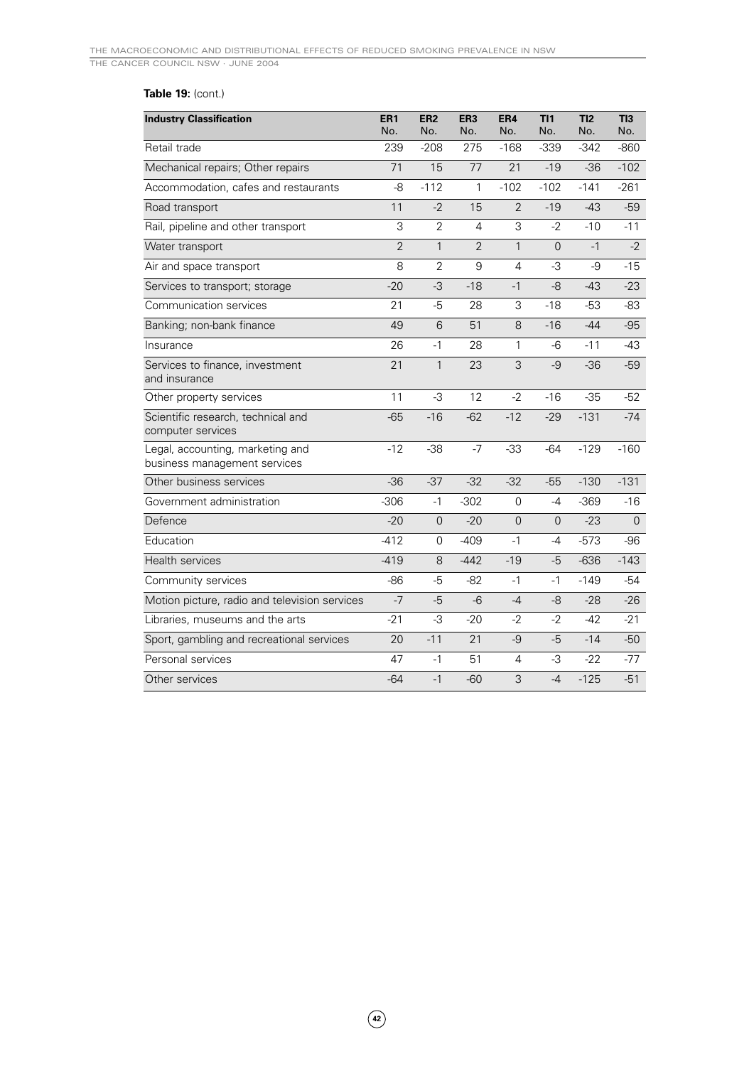**Table 19:** (cont.)

| Industry Classification | ER1 No. | ER2 No. | ER3 No. | ER4 No. | TI1 No. | TI2 No. | TI3 No. |
|---|---|---|---|---|---|---|---|
| Retail trade | 239 | -208 | 275 | -168 | -339 | -342 | -860 |
| Mechanical repairs; Other repairs | 71 | 15 | 77 | 21 | -19 | -36 | -102 |
| Accommodation, cafes and restaurants | -8 | -112 | 1 | -102 | -102 | -141 | -261 |
| Road transport | 11 | -2 | 15 | 2 | -19 | -43 | -59 |
| Rail, pipeline and other transport | 3 | 2 | 4 | 3 | -2 | -10 | -11 |
| Water transport | 2 | 1 | 2 | 1 | 0 | -1 | -2 |
| Air and space transport | 8 | 2 | 9 | 4 | -3 | -9 | -15 |
| Services to transport; storage | -20 | -3 | -18 | -1 | -8 | -43 | -23 |
| Communication services | 21 | -5 | 28 | 3 | -18 | -53 | -83 |
| Banking; non-bank finance | 49 | 6 | 51 | 8 | -16 | -44 | -95 |
| Insurance | 26 | -1 | 28 | 1 | -6 | -11 | -43 |
| Services to finance, investment and insurance | 21 | 1 | 23 | 3 | -9 | -36 | -59 |
| Other property services | 11 | -3 | 12 | -2 | -16 | -35 | -52 |
| Scientific research, technical and computer services | -65 | -16 | -62 | -12 | -29 | -131 | -74 |
| Legal, accounting, marketing and business management services | -12 | -38 | -7 | -33 | -64 | -129 | -160 |
| Other business services | -36 | -37 | -32 | -32 | -55 | -130 | -131 |
| Government administration | -306 | -1 | -302 | 0 | -4 | -369 | -16 |
| Defence | -20 | 0 | -20 | 0 | 0 | -23 | 0 |
| Education | -412 | 0 | -409 | -1 | -4 | -573 | -96 |
| Health services | -419 | 8 | -442 | -19 | -5 | -636 | -143 |
| Community services | -86 | -5 | -82 | -1 | -1 | -149 | -54 |
| Motion picture, radio and television services | -7 | -5 | -6 | -4 | -8 | -28 | -26 |
| Libraries, museums and the arts | -21 | -3 | -20 | -2 | -2 | -42 | -21 |
| Sport, gambling and recreational services | 20 | -11 | 21 | -9 | -5 | -14 | -50 |
| Personal services | 47 | -1 | 51 | 4 | -3 | -22 | -77 |
| Other services | -64 | -1 | -60 | 3 | -4 | -125 | -51 |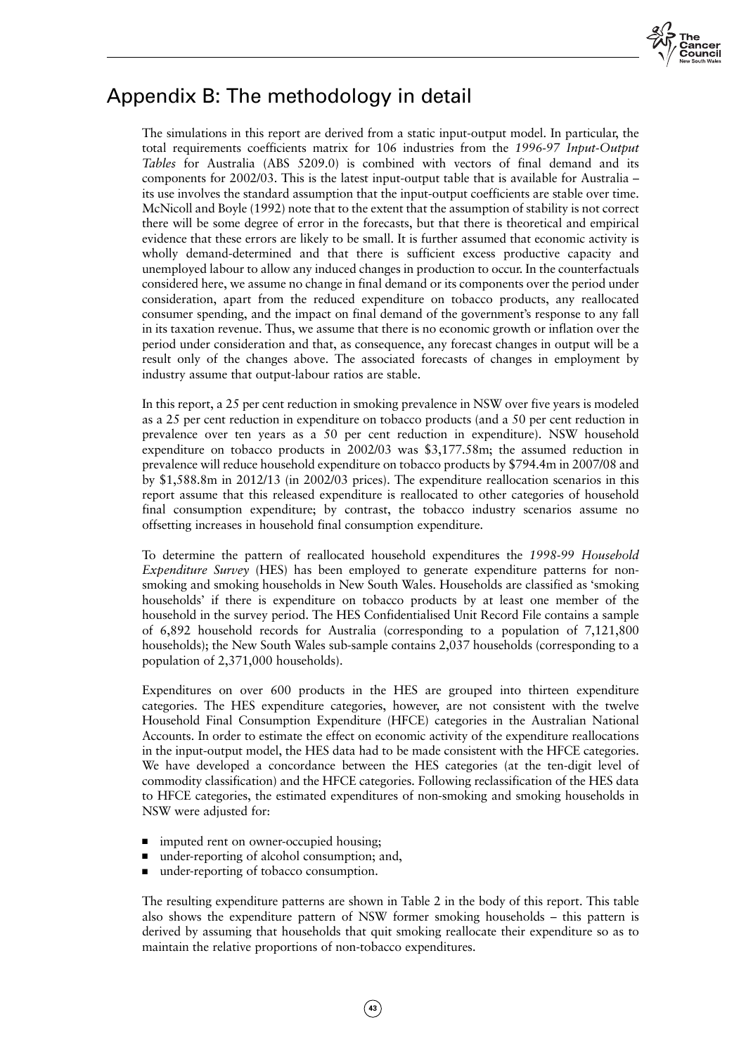# Appendix B: The methodology in detail

The simulations in this report are derived from a static input-output model. In particular, the total requirements coefficients matrix for 106 industries from the *1996-97 Input-Output Tables* for Australia (ABS 5209.0) is combined with vectors of final demand and its components for 2002/03. This is the latest input-output table that is available for Australia – its use involves the standard assumption that the input-output coefficients are stable over time. McNicoll and Boyle (1992) note that to the extent that the assumption of stability is not correct there will be some degree of error in the forecasts, but that there is theoretical and empirical evidence that these errors are likely to be small. It is further assumed that economic activity is wholly demand-determined and that there is sufficient excess productive capacity and unemployed labour to allow any induced changes in production to occur. In the counterfactuals considered here, we assume no change in final demand or its components over the period under consideration, apart from the reduced expenditure on tobacco products, any reallocated consumer spending, and the impact on final demand of the government's response to any fall in its taxation revenue. Thus, we assume that there is no economic growth or inflation over the period under consideration and that, as consequence, any forecast changes in output will be a result only of the changes above. The associated forecasts of changes in employment by industry assume that output-labour ratios are stable.

In this report, a 25 per cent reduction in smoking prevalence in NSW over five years is modeled as a 25 per cent reduction in expenditure on tobacco products (and a 50 per cent reduction in prevalence over ten years as a 50 per cent reduction in expenditure). NSW household expenditure on tobacco products in 2002/03 was $3,177.58m; the assumed reduction in prevalence will reduce household expenditure on tobacco products by $794.4m in 2007/08 and by $1,588.8m in 2012/13 (in 2002/03 prices). The expenditure reallocation scenarios in this report assume that this released expenditure is reallocated to other categories of household final consumption expenditure; by contrast, the tobacco industry scenarios assume no offsetting increases in household final consumption expenditure.

To determine the pattern of reallocated household expenditures the *1998-99 Household Expenditure Survey* (HES) has been employed to generate expenditure patterns for non-smoking and smoking households in New South Wales. Households are classified as 'smoking households' if there is expenditure on tobacco products by at least one member of the household in the survey period. The HES Confidentialised Unit Record File contains a sample of 6,892 household records for Australia (corresponding to a population of 7,121,800 households); the New South Wales sub-sample contains 2,037 households (corresponding to a population of 2,371,000 households).

Expenditures on over 600 products in the HES are grouped into thirteen expenditure categories. The HES expenditure categories, however, are not consistent with the twelve Household Final Consumption Expenditure (HFCE) categories in the Australian National Accounts. In order to estimate the effect on economic activity of the expenditure reallocations in the input-output model, the HES data had to be made consistent with the HFCE categories. We have developed a concordance between the HES categories (at the ten-digit level of commodity classification) and the HFCE categories. Following reclassification of the HES data to HFCE categories, the estimated expenditures of non-smoking and smoking households in NSW were adjusted for:

- imputed rent on owner-occupied housing;
- under-reporting of alcohol consumption; and,
- under-reporting of tobacco consumption.

The resulting expenditure patterns are shown in Table 2 in the body of this report. This table also shows the expenditure pattern of NSW former smoking households – this pattern is derived by assuming that households that quit smoking reallocate their expenditure so as to maintain the relative proportions of non-tobacco expenditures.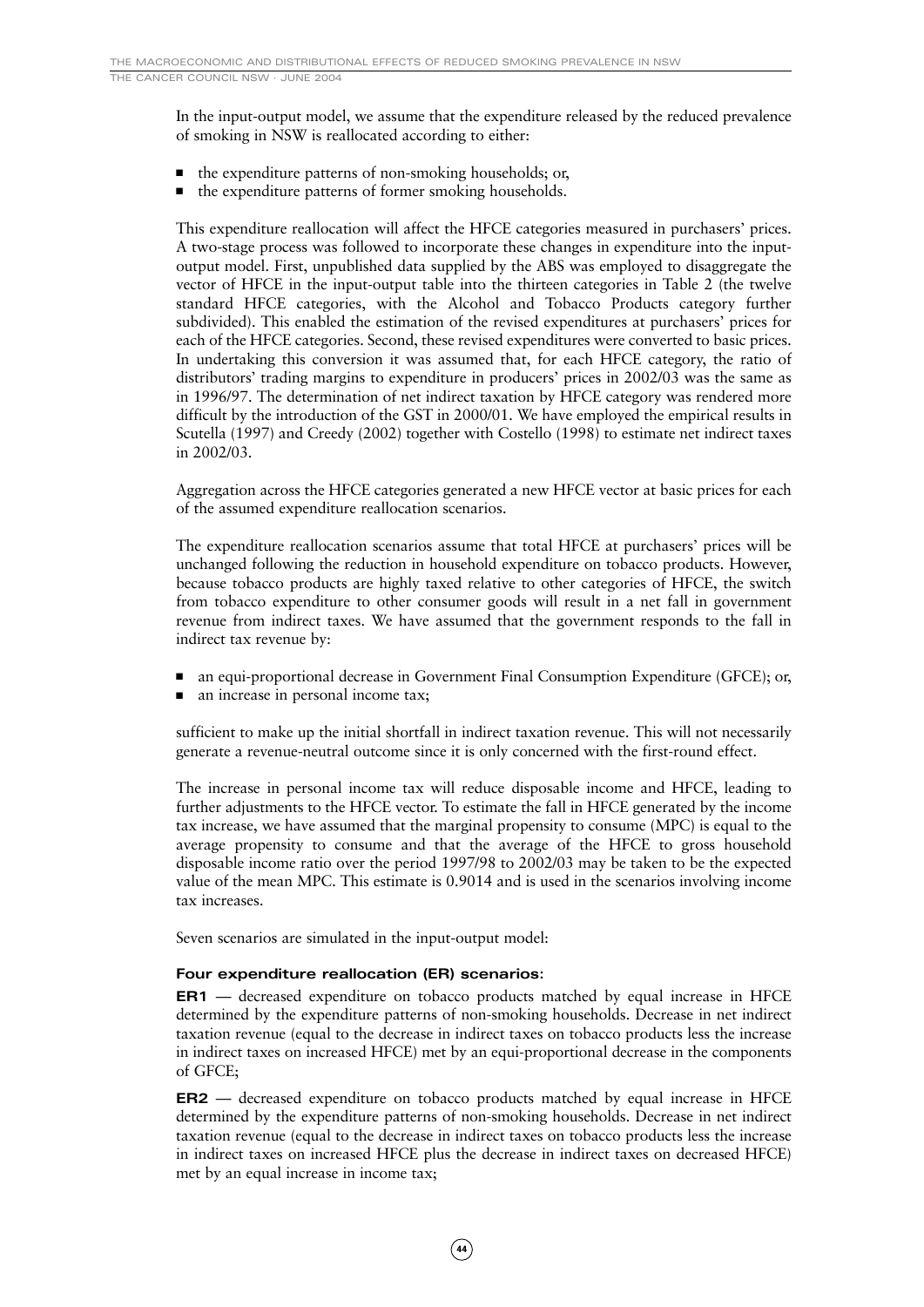In the input-output model, we assume that the expenditure released by the reduced prevalence of smoking in NSW is reallocated according to either:

- the expenditure patterns of non-smoking households; or,
- the expenditure patterns of former smoking households.

This expenditure reallocation will affect the HFCE categories measured in purchasers' prices. A two-stage process was followed to incorporate these changes in expenditure into the input-output model. First, unpublished data supplied by the ABS was employed to disaggregate the vector of HFCE in the input-output table into the thirteen categories in Table 2 (the twelve standard HFCE categories, with the Alcohol and Tobacco Products category further subdivided). This enabled the estimation of the revised expenditures at purchasers' prices for each of the HFCE categories. Second, these revised expenditures were converted to basic prices. In undertaking this conversion it was assumed that, for each HFCE category, the ratio of distributors' trading margins to expenditure in producers' prices in 2002/03 was the same as in 1996/97. The determination of net indirect taxation by HFCE category was rendered more difficult by the introduction of the GST in 2000/01. We have employed the empirical results in Scutella (1997) and Creedy (2002) together with Costello (1998) to estimate net indirect taxes in 2002/03.

Aggregation across the HFCE categories generated a new HFCE vector at basic prices for each of the assumed expenditure reallocation scenarios.

The expenditure reallocation scenarios assume that total HFCE at purchasers' prices will be unchanged following the reduction in household expenditure on tobacco products. However, because tobacco products are highly taxed relative to other categories of HFCE, the switch from tobacco expenditure to other consumer goods will result in a net fall in government revenue from indirect taxes. We have assumed that the government responds to the fall in indirect tax revenue by:

- an equi-proportional decrease in Government Final Consumption Expenditure (GFCE); or,
- an increase in personal income tax;

sufficient to make up the initial shortfall in indirect taxation revenue. This will not necessarily generate a revenue-neutral outcome since it is only concerned with the first-round effect.

The increase in personal income tax will reduce disposable income and HFCE, leading to further adjustments to the HFCE vector. To estimate the fall in HFCE generated by the income tax increase, we have assumed that the marginal propensity to consume (MPC) is equal to the average propensity to consume and that the average of the HFCE to gross household disposable income ratio over the period 1997/98 to 2002/03 may be taken to be the expected value of the mean MPC. This estimate is 0.9014 and is used in the scenarios involving income tax increases.

Seven scenarios are simulated in the input-output model:

**Four expenditure reallocation (ER) scenarios:**

**ER1** — decreased expenditure on tobacco products matched by equal increase in HFCE determined by the expenditure patterns of non-smoking households. Decrease in net indirect taxation revenue (equal to the decrease in indirect taxes on tobacco products less the increase in indirect taxes on increased HFCE) met by an equi-proportional decrease in the components of GFCE;

**ER2** — decreased expenditure on tobacco products matched by equal increase in HFCE determined by the expenditure patterns of non-smoking households. Decrease in net indirect taxation revenue (equal to the decrease in indirect taxes on tobacco products less the increase in indirect taxes on increased HFCE plus the decrease in indirect taxes on decreased HFCE) met by an equal increase in income tax;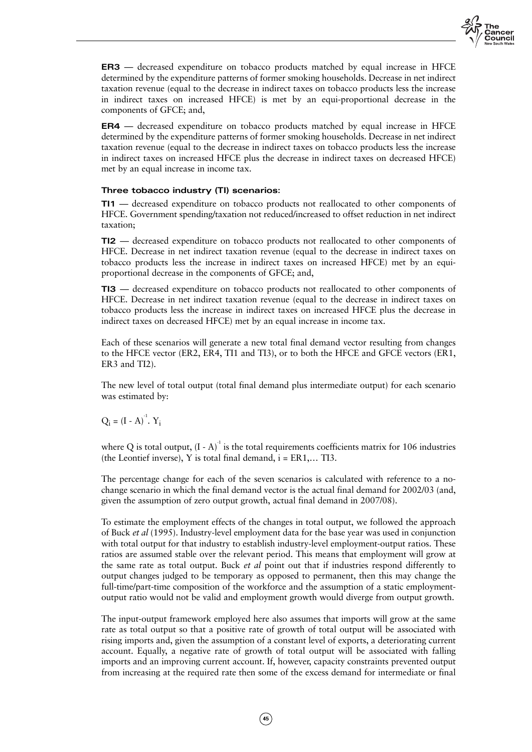**ER3** — decreased expenditure on tobacco products matched by equal increase in HFCE determined by the expenditure patterns of former smoking households. Decrease in net indirect taxation revenue (equal to the decrease in indirect taxes on tobacco products less the increase in indirect taxes on increased HFCE) is met by an equi-proportional decrease in the components of GFCE; and,

**ER4** — decreased expenditure on tobacco products matched by equal increase in HFCE determined by the expenditure patterns of former smoking households. Decrease in net indirect taxation revenue (equal to the decrease in indirect taxes on tobacco products less the increase in indirect taxes on increased HFCE plus the decrease in indirect taxes on decreased HFCE) met by an equal increase in income tax.

**Three tobacco industry (TI) scenarios:**

**TI1** — decreased expenditure on tobacco products not reallocated to other components of HFCE. Government spending/taxation not reduced/increased to offset reduction in net indirect taxation;

**TI2** — decreased expenditure on tobacco products not reallocated to other components of HFCE. Decrease in net indirect taxation revenue (equal to the decrease in indirect taxes on tobacco products less the increase in indirect taxes on increased HFCE) met by an equi-proportional decrease in the components of GFCE; and,

**TI3** — decreased expenditure on tobacco products not reallocated to other components of HFCE. Decrease in net indirect taxation revenue (equal to the decrease in indirect taxes on tobacco products less the increase in indirect taxes on increased HFCE plus the decrease in indirect taxes on decreased HFCE) met by an equal increase in income tax.

Each of these scenarios will generate a new total final demand vector resulting from changes to the HFCE vector (ER2, ER4, TI1 and TI3), or to both the HFCE and GFCE vectors (ER1, ER3 and TI2).

The new level of total output (total final demand plus intermediate output) for each scenario was estimated by:

$$Q_i = (I - A)^{-1} . Y_i$$

where Q is total output, $(I - A)^{-1}$ is the total requirements coefficients matrix for 106 industries (the Leontief inverse), Y is total final demand, i = ER1,… TI3.

The percentage change for each of the seven scenarios is calculated with reference to a no-change scenario in which the final demand vector is the actual final demand for 2002/03 (and, given the assumption of zero output growth, actual final demand in 2007/08).

To estimate the employment effects of the changes in total output, we followed the approach of Buck *et al* (1995). Industry-level employment data for the base year was used in conjunction with total output for that industry to establish industry-level employment-output ratios. These ratios are assumed stable over the relevant period. This means that employment will grow at the same rate as total output. Buck *et al* point out that if industries respond differently to output changes judged to be temporary as opposed to permanent, then this may change the full-time/part-time composition of the workforce and the assumption of a static employment-output ratio would not be valid and employment growth would diverge from output growth.

The input-output framework employed here also assumes that imports will grow at the same rate as total output so that a positive rate of growth of total output will be associated with rising imports and, given the assumption of a constant level of exports, a deteriorating current account. Equally, a negative rate of growth of total output will be associated with falling imports and an improving current account. If, however, capacity constraints prevented output from increasing at the required rate then some of the excess demand for intermediate or final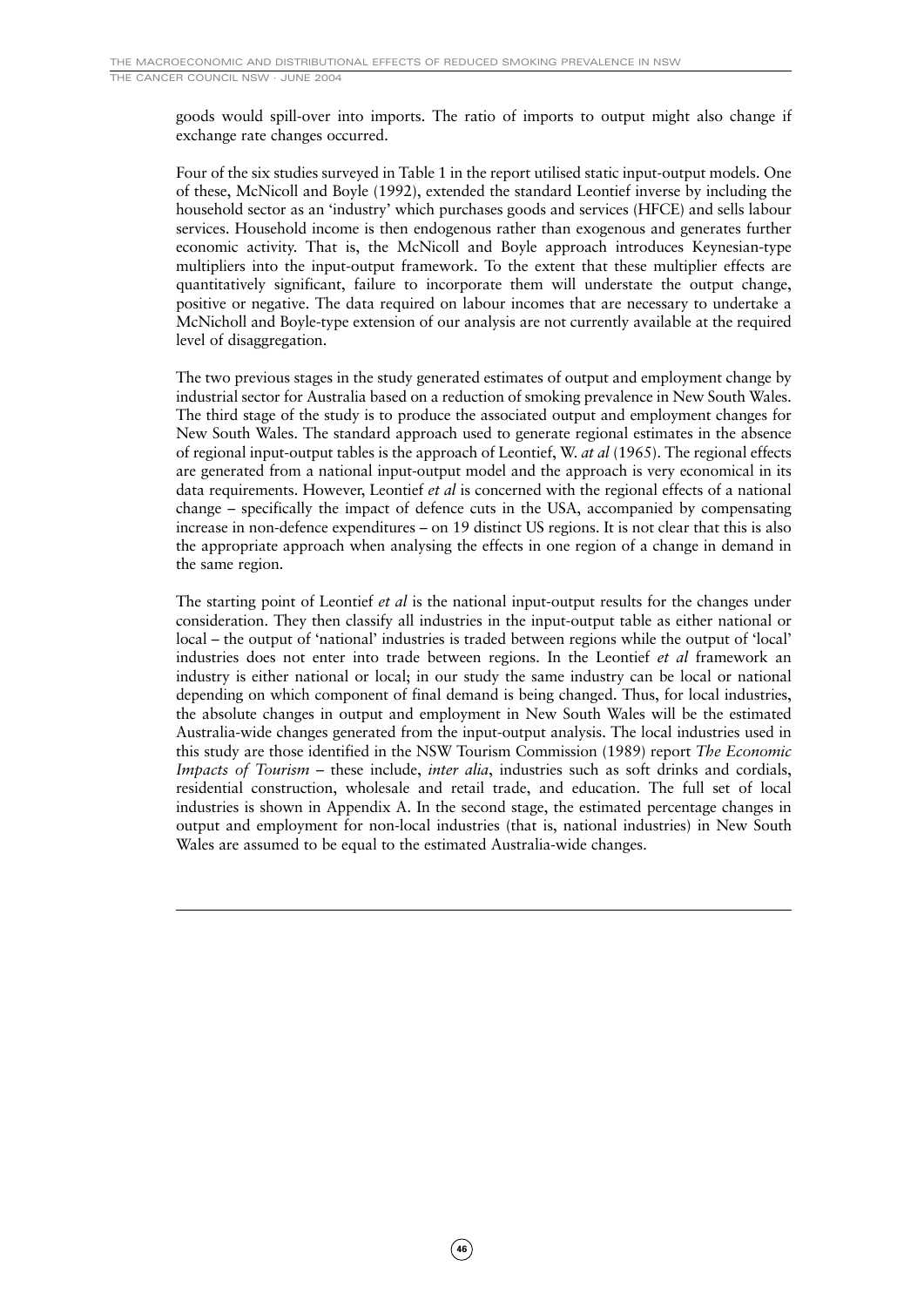goods would spill-over into imports. The ratio of imports to output might also change if exchange rate changes occurred.

Four of the six studies surveyed in Table 1 in the report utilised static input-output models. One of these, McNicoll and Boyle (1992), extended the standard Leontief inverse by including the household sector as an 'industry' which purchases goods and services (HFCE) and sells labour services. Household income is then endogenous rather than exogenous and generates further economic activity. That is, the McNicoll and Boyle approach introduces Keynesian-type multipliers into the input-output framework. To the extent that these multiplier effects are quantitatively significant, failure to incorporate them will understate the output change, positive or negative. The data required on labour incomes that are necessary to undertake a McNicholl and Boyle-type extension of our analysis are not currently available at the required level of disaggregation.

The two previous stages in the study generated estimates of output and employment change by industrial sector for Australia based on a reduction of smoking prevalence in New South Wales. The third stage of the study is to produce the associated output and employment changes for New South Wales. The standard approach used to generate regional estimates in the absence of regional input-output tables is the approach of Leontief, W. *at al* (1965). The regional effects are generated from a national input-output model and the approach is very economical in its data requirements. However, Leontief *et al* is concerned with the regional effects of a national change – specifically the impact of defence cuts in the USA, accompanied by compensating increase in non-defence expenditures – on 19 distinct US regions. It is not clear that this is also the appropriate approach when analysing the effects in one region of a change in demand in the same region.

The starting point of Leontief *et al* is the national input-output results for the changes under consideration. They then classify all industries in the input-output table as either national or local – the output of 'national' industries is traded between regions while the output of 'local' industries does not enter into trade between regions. In the Leontief *et al* framework an industry is either national or local; in our study the same industry can be local or national depending on which component of final demand is being changed. Thus, for local industries, the absolute changes in output and employment in New South Wales will be the estimated Australia-wide changes generated from the input-output analysis. The local industries used in this study are those identified in the NSW Tourism Commission (1989) report *The Economic Impacts of Tourism* – these include, *inter alia*, industries such as soft drinks and cordials, residential construction, wholesale and retail trade, and education. The full set of local industries is shown in Appendix A. In the second stage, the estimated percentage changes in output and employment for non-local industries (that is, national industries) in New South Wales are assumed to be equal to the estimated Australia-wide changes.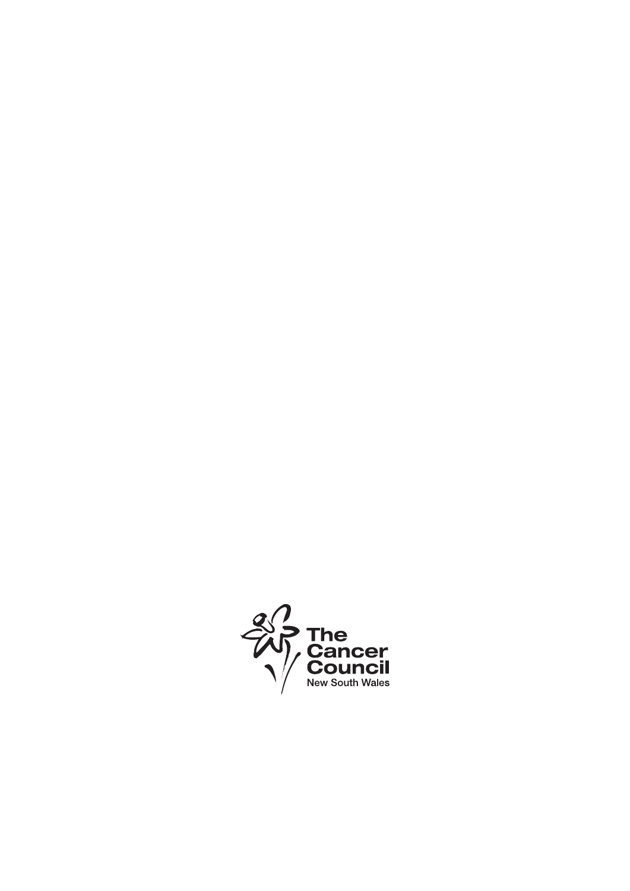The Cancer Council
New South Wales